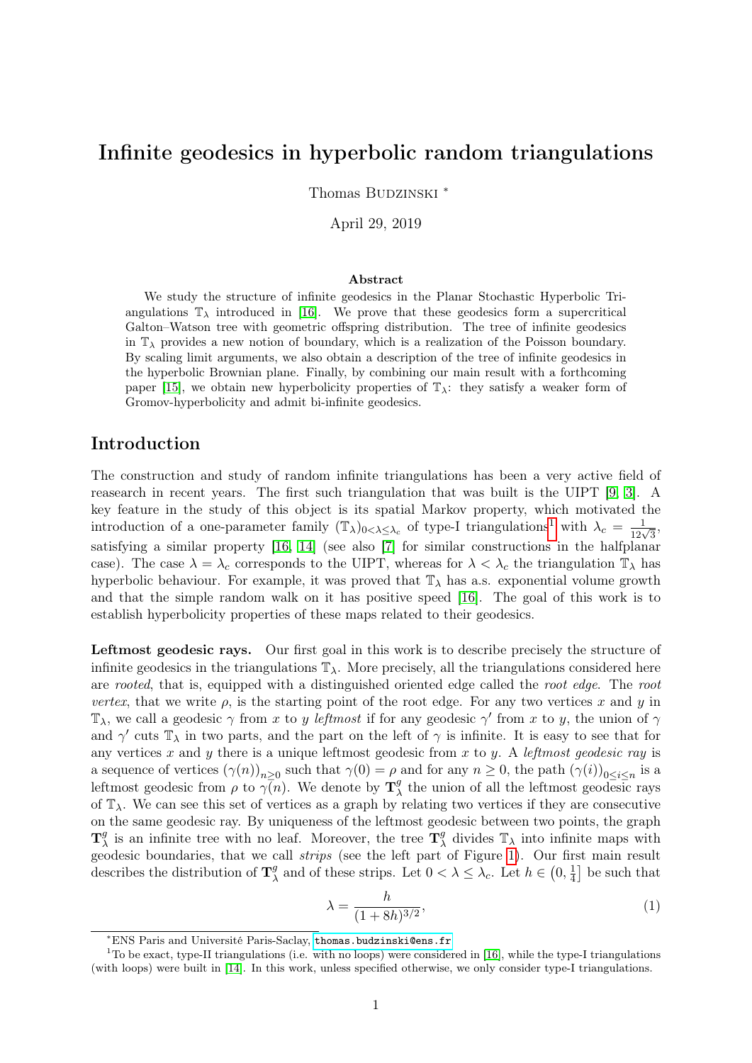# Infinite geodesics in hyperbolic random triangulations

Thomas Budzinski [*]

April 29, 2019

### Abstract

We study the structure of infinite geodesics in the Planar Stochastic Hyperbolic Triangulations $\mathbb{T}_\lambda$ introduced in [16]. We prove that these geodesics form a supercritical Galton–Watson tree with geometric offspring distribution. The tree of infinite geodesics in $\mathbb{T}_\lambda$ provides a new notion of boundary, which is a realization of the Poisson boundary. By scaling limit arguments, we also obtain a description of the tree of infinite geodesics in the hyperbolic Brownian plane. Finally, by combining our main result with a forthcoming paper [15], we obtain new hyperbolicity properties of $\mathbb{T}_\lambda$: they satisfy a weaker form of Gromov-hyperbolicity and admit bi-infinite geodesics.

## Introduction

The construction and study of random infinite triangulations has been a very active field of reasearch in recent years. The first such triangulation that was built is the UIPT [9, 3]. A key feature in the study of this object is its spatial Markov property, which motivated the introduction of a one-parameter family $(\mathbb{T}_\lambda)_{0<\lambda\leq\lambda_c}$ of type-I triangulations[1] with $\lambda_c = \frac{1}{12\sqrt{3}}$, satisfying a similar property [16, 14] (see also [7] for similar constructions in the halfplanar case). The case $\lambda = \lambda_c$ corresponds to the UIPT, whereas for $\lambda < \lambda_c$ the triangulation $\mathbb{T}_\lambda$ has hyperbolic behaviour. For example, it was proved that $\mathbb{T}_\lambda$ has a.s. exponential volume growth and that the simple random walk on it has positive speed [16]. The goal of this work is to establish hyperbolicity properties of these maps related to their geodesics.

**Leftmost geodesic rays.** Our first goal in this work is to describe precisely the structure of infinite geodesics in the triangulations $\mathbb{T}_\lambda$. More precisely, all the triangulations considered here are *rooted*, that is, equipped with a distinguished oriented edge called the *root edge*. The *root vertex*, that we write $\rho$, is the starting point of the root edge. For any two vertices $x$ and $y$ in $\mathbb{T}_\lambda$, we call a geodesic $\gamma$ from $x$ to $y$ *leftmost* if for any geodesic $\gamma'$ from $x$ to $y$, the union of $\gamma$ and $\gamma'$ cuts $\mathbb{T}_\lambda$ in two parts, and the part on the left of $\gamma$ is infinite. It is easy to see that for any vertices $x$ and $y$ there is a unique leftmost geodesic from $x$ to $y$. A *leftmost geodesic ray* is a sequence of vertices $(\gamma(n))_{n\geq 0}$ such that $\gamma(0) = \rho$ and for any $n \geq 0$, the path $(\gamma(i))_{0\leq i\leq n}$ is a leftmost geodesic from $\rho$ to $\gamma(n)$. We denote by $\mathbf{T}^g_\lambda$ the union of all the leftmost geodesic rays of $\mathbb{T}_\lambda$. We can see this set of vertices as a graph by relating two vertices if they are consecutive on the same geodesic ray. By uniqueness of the leftmost geodesic between two points, the graph $\mathbf{T}^g_\lambda$ is an infinite tree with no leaf. Moreover, the tree $\mathbf{T}^g_\lambda$ divides $\mathbb{T}_\lambda$ into infinite maps with geodesic boundaries, that we call *strips* (see the left part of Figure 1). Our first main result describes the distribution of $\mathbf{T}^g_\lambda$ and of these strips. Let $0 < \lambda \leq \lambda_c$. Let $h \in \left(0, \frac{1}{4}\right]$ be such that

$$\lambda = \frac{h}{(1+8h)^{3/2}}, \tag{1}$$

[*] ENS Paris and Université Paris-Saclay, thomas.budzinski@ens.fr

[1] To be exact, type-II triangulations (i.e. with no loops) were considered in [16], while the type-I triangulations (with loops) were built in [14]. In this work, unless specified otherwise, we only consider type-I triangulations.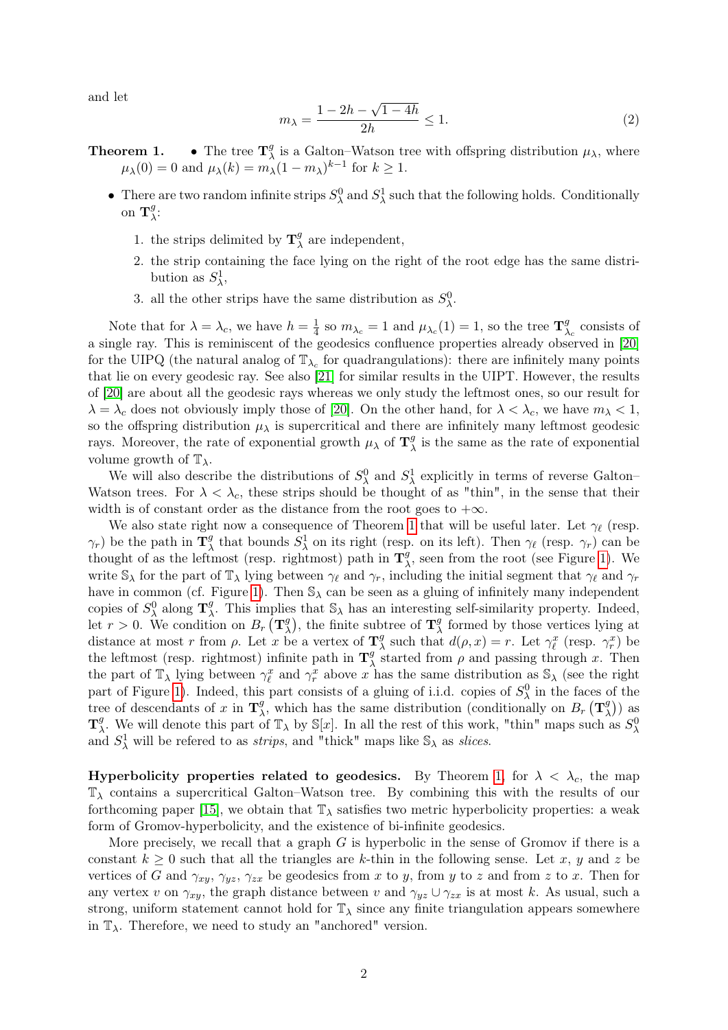and let

$$m_\lambda = \frac{1-2h-\sqrt{1-4h}}{2h} \leq 1. \tag{2}$$

**Theorem 1.**

- The tree $\mathbf{T}^g_\lambda$ is a Galton–Watson tree with offspring distribution $\mu_\lambda$, where $\mu_\lambda(0)=0$ and $\mu_\lambda(k) = m_\lambda(1-m_\lambda)^{k-1}$ for $k \geq 1$.
- There are two random infinite strips $S^0_\lambda$ and $S^1_\lambda$ such that the following holds. Conditionally on $\mathbf{T}^g_\lambda$:
  1. the strips delimited by $\mathbf{T}^g_\lambda$ are independent,
  2. the strip containing the face lying on the right of the root edge has the same distribution as $S^1_\lambda$,
  3. all the other strips have the same distribution as $S^0_\lambda$.

Note that for $\lambda = \lambda_c$, we have $h = \frac{1}{4}$ so $m_{\lambda_c} = 1$ and $\mu_{\lambda_c}(1) = 1$, so the tree $\mathbf{T}^g_{\lambda_c}$ consists of a single ray. This is reminiscent of the geodesics confluence properties already observed in [20] for the UIPQ (the natural analog of $\mathbb{T}_{\lambda_c}$ for quadrangulations): there are infinitely many points that lie on every geodesic ray. See also [21] for similar results in the UIPT. However, the results of [20] are about all the geodesic rays whereas we only study the leftmost ones, so our result for $\lambda = \lambda_c$ does not obviously imply those of [20]. On the other hand, for $\lambda < \lambda_c$, we have $m_\lambda < 1$, so the offspring distribution $\mu_\lambda$ is supercritical and there are infinitely many leftmost geodesic rays. Moreover, the rate of exponential growth $\mu_\lambda$ of $\mathbf{T}^g_\lambda$ is the same as the rate of exponential volume growth of $\mathbb{T}_\lambda$.

We will also describe the distributions of $S^0_\lambda$ and $S^1_\lambda$ explicitly in terms of reverse Galton–Watson trees. For $\lambda < \lambda_c$, these strips should be thought of as "thin", in the sense that their width is of constant order as the distance from the root goes to $+\infty$.

We also state right now a consequence of Theorem 1 that will be useful later. Let $\gamma_\ell$ (resp. $\gamma_r$) be the path in $\mathbf{T}^g_\lambda$ that bounds $S^1_\lambda$ on its right (resp. on its left). Then $\gamma_\ell$ (resp. $\gamma_r$) can be thought of as the leftmost (resp. rightmost) path in $\mathbf{T}^g_\lambda$, seen from the root (see Figure 1). We write $\mathbb{S}_\lambda$ for the part of $\mathbb{T}_\lambda$ lying between $\gamma_\ell$ and $\gamma_r$, including the initial segment that $\gamma_\ell$ and $\gamma_r$ have in common (cf. Figure 1). Then $\mathbb{S}_\lambda$ can be seen as a gluing of infinitely many independent copies of $S^0_\lambda$ along $\mathbf{T}^g_\lambda$. This implies that $\mathbb{S}_\lambda$ has an interesting self-similarity property. Indeed, let $r > 0$. We condition on $B_r\left(\mathbf{T}^g_\lambda\right)$, the finite subtree of $\mathbf{T}^g_\lambda$ formed by those vertices lying at distance at most $r$ from $\rho$. Let $x$ be a vertex of $\mathbf{T}^g_\lambda$ such that $d(\rho, x) = r$. Let $\gamma^x_\ell$ (resp. $\gamma^x_r$) be the leftmost (resp. rightmost) infinite path in $\mathbf{T}^g_\lambda$ started from $\rho$ and passing through $x$. Then the part of $\mathbb{T}_\lambda$ lying between $\gamma^x_\ell$ and $\gamma^x_r$ above $x$ has the same distribution as $\mathbb{S}_\lambda$ (see the right part of Figure 1). Indeed, this part consists of a gluing of i.i.d. copies of $S^0_\lambda$ in the faces of the tree of descendants of $x$ in $\mathbf{T}^g_\lambda$, which has the same distribution (conditionally on $B_r\left(\mathbf{T}^g_\lambda\right)$) as $\mathbf{T}^g_\lambda$. We will denote this part of $\mathbb{T}_\lambda$ by $\mathbb{S}[x]$. In all the rest of this work, "thin" maps such as $S^0_\lambda$ and $S^1_\lambda$ will be refered to as *strips*, and "thick" maps like $\mathbb{S}_\lambda$ as *slices*.

**Hyperbolicity properties related to geodesics.** By Theorem 1, for $\lambda < \lambda_c$, the map $\mathbb{T}_\lambda$ contains a supercritical Galton–Watson tree. By combining this with the results of our forthcoming paper [15], we obtain that $\mathbb{T}_\lambda$ satisfies two metric hyperbolicity properties: a weak form of Gromov-hyperbolicity, and the existence of bi-infinite geodesics.

More precisely, we recall that a graph $G$ is hyperbolic in the sense of Gromov if there is a constant $k \geq 0$ such that all the triangles are $k$-thin in the following sense. Let $x$, $y$ and $z$ be vertices of $G$ and $\gamma_{xy}$, $\gamma_{yz}$, $\gamma_{zx}$ be geodesics from $x$ to $y$, from $y$ to $z$ and from $z$ to $x$. Then for any vertex $v$ on $\gamma_{xy}$, the graph distance between $v$ and $\gamma_{yz} \cup \gamma_{zx}$ is at most $k$. As usual, such a strong, uniform statement cannot hold for $\mathbb{T}_\lambda$ since any finite triangulation appears somewhere in $\mathbb{T}_\lambda$. Therefore, we need to study an "anchored" version.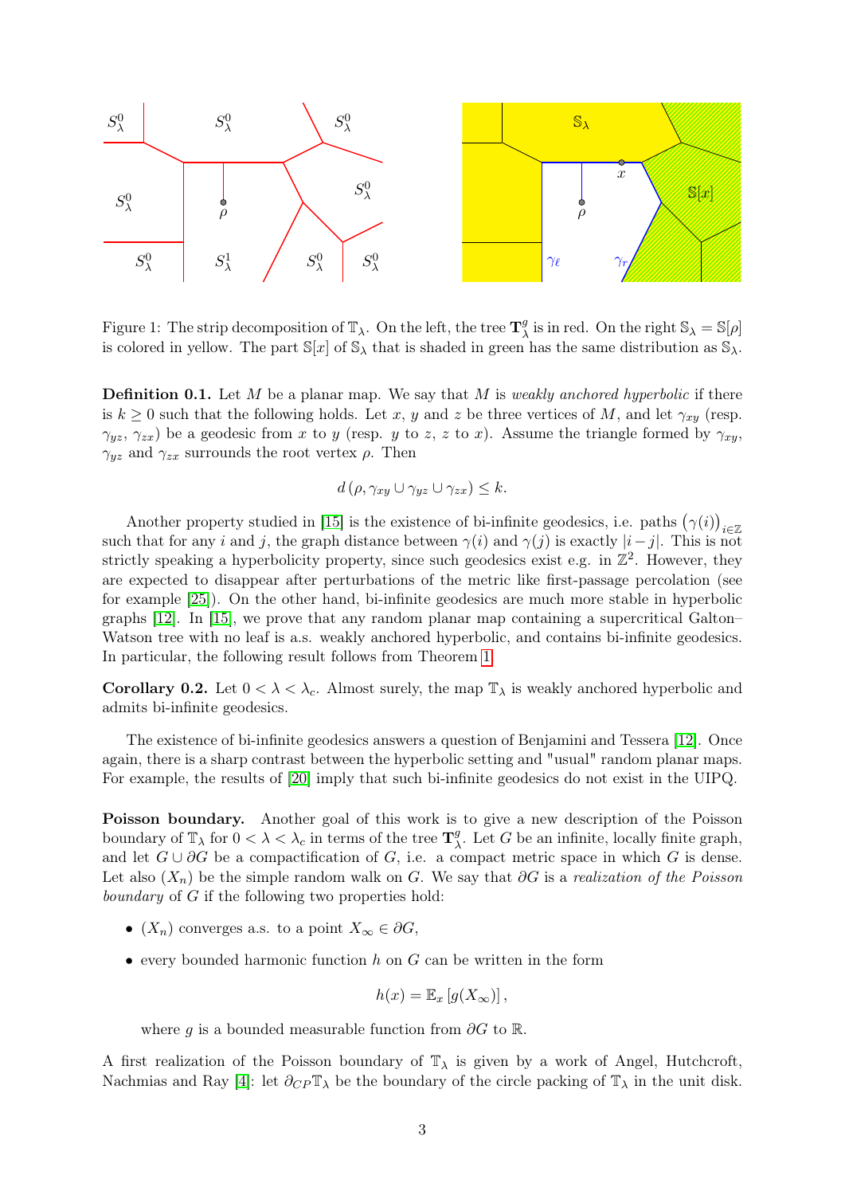Figure 1: The strip decomposition of $\mathbb{T}_\lambda$. On the left, the tree $\mathbf{T}_\lambda^g$ is in red. On the right $\mathbb{S}_\lambda = \mathbb{S}[\rho]$ is colored in yellow. The part $\mathbb{S}[x]$ of $\mathbb{S}_\lambda$ that is shaded in green has the same distribution as $\mathbb{S}_\lambda$.

**Definition 0.1.** Let $M$ be a planar map. We say that $M$ is *weakly anchored hyperbolic* if there is $k \geq 0$ such that the following holds. Let $x$, $y$ and $z$ be three vertices of $M$, and let $\gamma_{xy}$ (resp. $\gamma_{yz}$, $\gamma_{zx}$) be a geodesic from $x$ to $y$ (resp. $y$ to $z$, $z$ to $x$). Assume the triangle formed by $\gamma_{xy}$, $\gamma_{yz}$ and $\gamma_{zx}$ surrounds the root vertex $\rho$. Then

$$d\left(\rho, \gamma_{xy} \cup \gamma_{yz} \cup \gamma_{zx}\right) \leq k.$$

Another property studied in [15] is the existence of bi-infinite geodesics, i.e. paths $\left(\gamma(i)\right)_{i \in \mathbb{Z}}$ such that for any $i$ and $j$, the graph distance between $\gamma(i)$ and $\gamma(j)$ is exactly $|i-j|$. This is not strictly speaking a hyperbolicity property, since such geodesics exist e.g. in $\mathbb{Z}^2$. However, they are expected to disappear after perturbations of the metric like first-passage percolation (see for example [25]). On the other hand, bi-infinite geodesics are much more stable in hyperbolic graphs [12]. In [15], we prove that any random planar map containing a supercritical Galton–Watson tree with no leaf is a.s. weakly anchored hyperbolic, and contains bi-infinite geodesics. In particular, the following result follows from Theorem 1.

**Corollary 0.2.** Let $0 < \lambda < \lambda_c$. Almost surely, the map $\mathbb{T}_\lambda$ is weakly anchored hyperbolic and admits bi-infinite geodesics.

The existence of bi-infinite geodesics answers a question of Benjamini and Tessera [12]. Once again, there is a sharp contrast between the hyperbolic setting and "usual" random planar maps. For example, the results of [20] imply that such bi-infinite geodesics do not exist in the UIPQ.

**Poisson boundary.** Another goal of this work is to give a new description of the Poisson boundary of $\mathbb{T}_\lambda$ for $0 < \lambda < \lambda_c$ in terms of the tree $\mathbf{T}_\lambda^g$. Let $G$ be an infinite, locally finite graph, and let $G \cup \partial G$ be a compactification of $G$, i.e. a compact metric space in which $G$ is dense. Let also $(X_n)$ be the simple random walk on $G$. We say that $\partial G$ is a *realization of the Poisson boundary* of $G$ if the following two properties hold:

- $(X_n)$ converges a.s. to a point $X_\infty \in \partial G$,
- every bounded harmonic function $h$ on $G$ can be written in the form

$$h(x) = \mathbb{E}_x\left[g(X_\infty)\right],$$

where $g$ is a bounded measurable function from $\partial G$ to $\mathbb{R}$.

A first realization of the Poisson boundary of $\mathbb{T}_\lambda$ is given by a work of Angel, Hutchcroft, Nachmias and Ray [4]: let $\partial_{CP}\mathbb{T}_\lambda$ be the boundary of the circle packing of $\mathbb{T}_\lambda$ in the unit disk.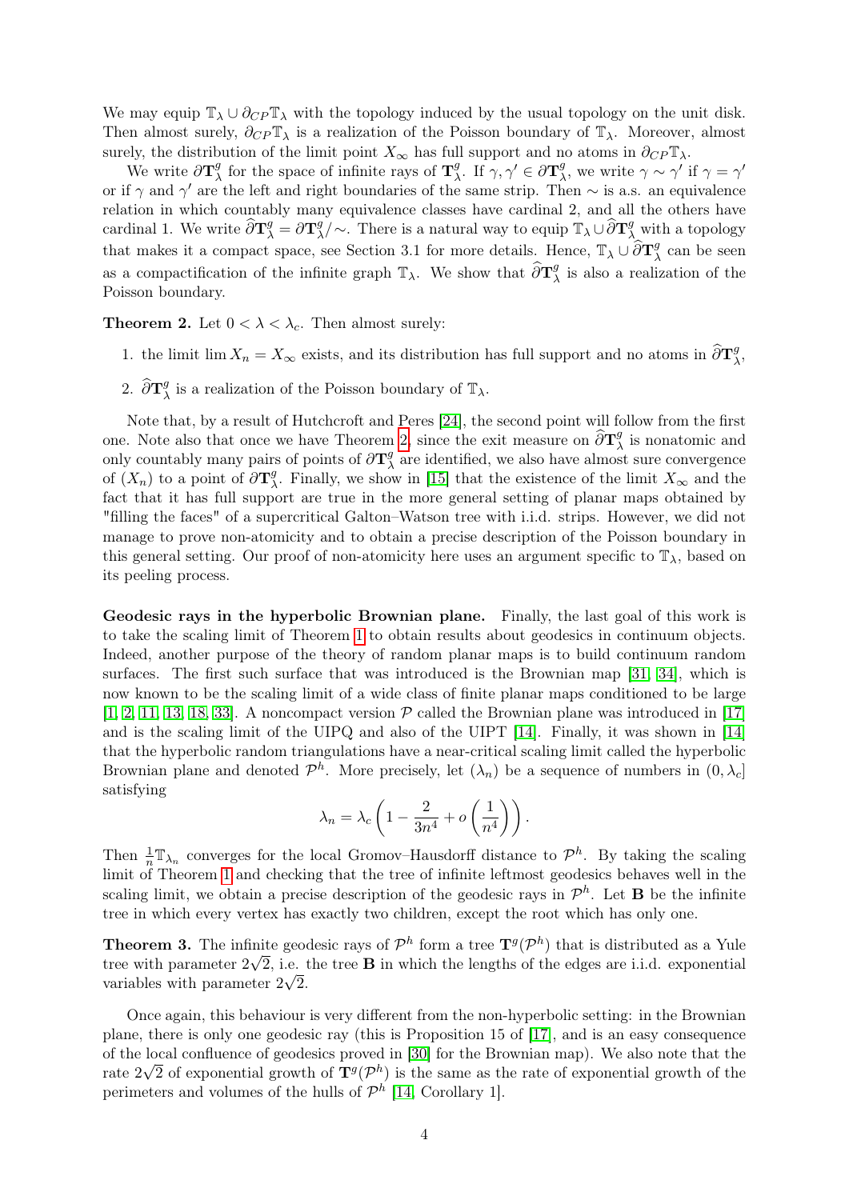We may equip $\mathbb{T}_\lambda \cup \partial_{CP}\mathbb{T}_\lambda$ with the topology induced by the usual topology on the unit disk. Then almost surely, $\partial_{CP}\mathbb{T}_\lambda$ is a realization of the Poisson boundary of $\mathbb{T}_\lambda$. Moreover, almost surely, the distribution of the limit point $X_\infty$ has full support and no atoms in $\partial_{CP}\mathbb{T}_\lambda$.

We write $\partial \mathbf{T}^g_\lambda$ for the space of infinite rays of $\mathbf{T}^g_\lambda$. If $\gamma, \gamma' \in \partial \mathbf{T}^g_\lambda$, we write $\gamma \sim \gamma'$ if $\gamma = \gamma'$ or if $\gamma$ and $\gamma'$ are the left and right boundaries of the same strip. Then $\sim$ is a.s. an equivalence relation in which countably many equivalence classes have cardinal 2, and all the others have cardinal 1. We write $\widehat{\partial}\mathbf{T}^g_\lambda = \partial \mathbf{T}^g_\lambda / \sim$. There is a natural way to equip $\mathbb{T}_\lambda \cup \widehat{\partial}\mathbf{T}^g_\lambda$ with a topology that makes it a compact space, see Section 3.1 for more details. Hence, $\mathbb{T}_\lambda \cup \widehat{\partial}\mathbf{T}^g_\lambda$ can be seen as a compactification of the infinite graph $\mathbb{T}_\lambda$. We show that $\widehat{\partial}\mathbf{T}^g_\lambda$ is also a realization of the Poisson boundary.

**Theorem 2.** Let $0 < \lambda < \lambda_c$. Then almost surely:

1. the limit $\lim X_n = X_\infty$ exists, and its distribution has full support and no atoms in $\widehat{\partial}\mathbf{T}^g_\lambda$,
2. $\widehat{\partial}\mathbf{T}^g_\lambda$ is a realization of the Poisson boundary of $\mathbb{T}_\lambda$.

Note that, by a result of Hutchcroft and Peres [24], the second point will follow from the first one. Note also that once we have Theorem 2, since the exit measure on $\widehat{\partial}\mathbf{T}^g_\lambda$ is nonatomic and only countably many pairs of points of $\partial \mathbf{T}^g_\lambda$ are identified, we also have almost sure convergence of $(X_n)$ to a point of $\partial \mathbf{T}^g_\lambda$. Finally, we show in [15] that the existence of the limit $X_\infty$ and the fact that it has full support are true in the more general setting of planar maps obtained by "filling the faces" of a supercritical Galton–Watson tree with i.i.d. strips. However, we did not manage to prove non-atomicity and to obtain a precise description of the Poisson boundary in this general setting. Our proof of non-atomicity here uses an argument specific to $\mathbb{T}_\lambda$, based on its peeling process.

**Geodesic rays in the hyperbolic Brownian plane.** Finally, the last goal of this work is to take the scaling limit of Theorem 1 to obtain results about geodesics in continuum objects. Indeed, another purpose of the theory of random planar maps is to build continuum random surfaces. The first such surface that was introduced is the Brownian map [31, 34], which is now known to be the scaling limit of a wide class of finite planar maps conditioned to be large [1, 2, 11, 13, 18, 33]. A noncompact version $\mathcal{P}$ called the Brownian plane was introduced in [17] and is the scaling limit of the UIPQ and also of the UIPT [14]. Finally, it was shown in [14] that the hyperbolic random triangulations have a near-critical scaling limit called the hyperbolic Brownian plane and denoted $\mathcal{P}^h$. More precisely, let $(\lambda_n)$ be a sequence of numbers in $(0, \lambda_c]$ satisfying

$$\lambda_n = \lambda_c \left(1 - \frac{2}{3n^4} + o\left(\frac{1}{n^4}\right)\right).$$

Then $\frac{1}{n}\mathbb{T}_{\lambda_n}$ converges for the local Gromov–Hausdorff distance to $\mathcal{P}^h$. By taking the scaling limit of Theorem 1 and checking that the tree of infinite leftmost geodesics behaves well in the scaling limit, we obtain a precise description of the geodesic rays in $\mathcal{P}^h$. Let $\mathbf{B}$ be the infinite tree in which every vertex has exactly two children, except the root which has only one.

**Theorem 3.** The infinite geodesic rays of $\mathcal{P}^h$ form a tree $\mathbf{T}^g(\mathcal{P}^h)$ that is distributed as a Yule tree with parameter $2\sqrt{2}$, i.e. the tree $\mathbf{B}$ in which the lengths of the edges are i.i.d. exponential variables with parameter $2\sqrt{2}$.

Once again, this behaviour is very different from the non-hyperbolic setting: in the Brownian plane, there is only one geodesic ray (this is Proposition 15 of [17], and is an easy consequence of the local confluence of geodesics proved in [30] for the Brownian map). We also note that the rate $2\sqrt{2}$ of exponential growth of $\mathbf{T}^g(\mathcal{P}^h)$ is the same as the rate of exponential growth of the perimeters and volumes of the hulls of $\mathcal{P}^h$ [14, Corollary 1].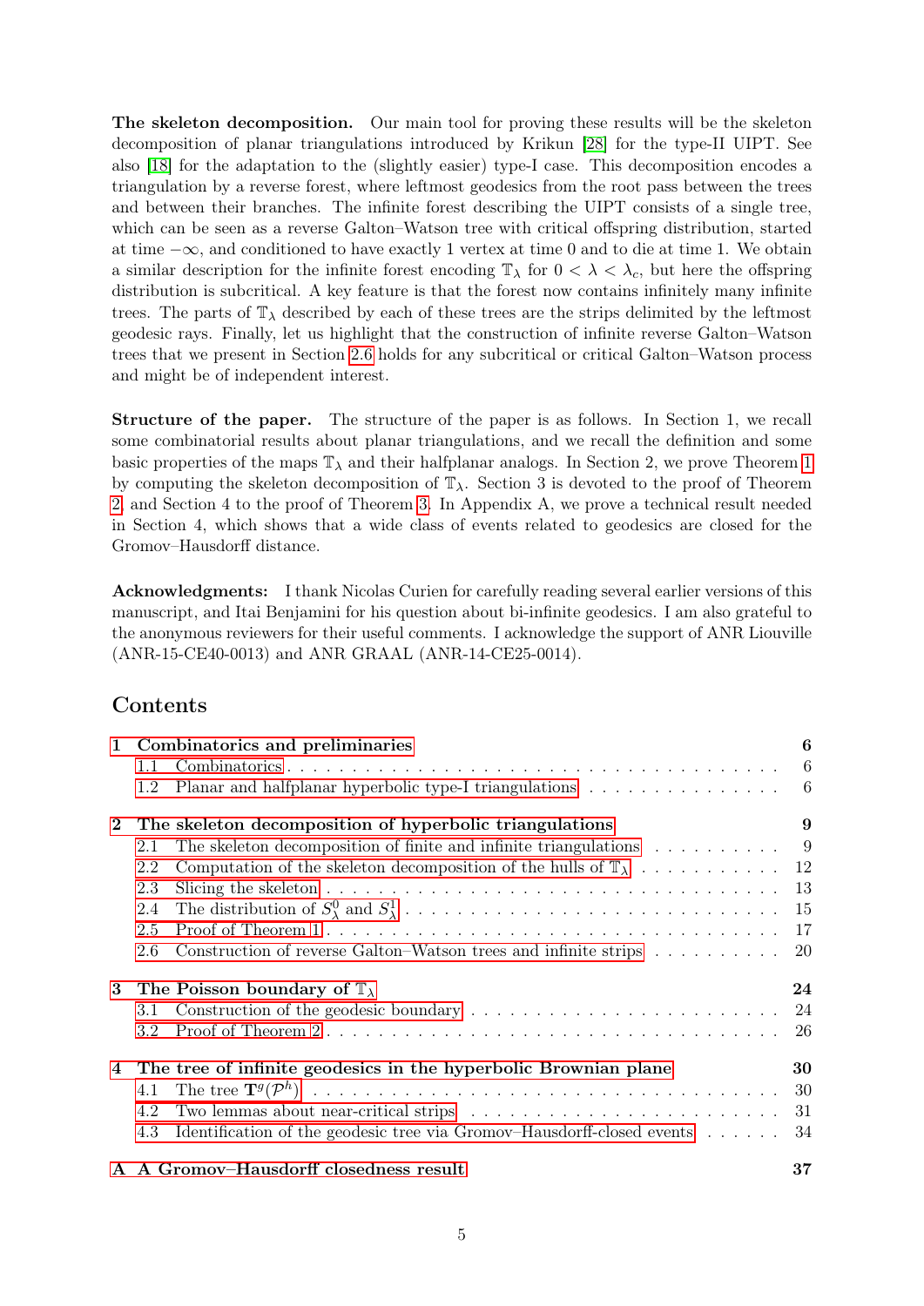**The skeleton decomposition.** Our main tool for proving these results will be the skeleton decomposition of planar triangulations introduced by Krikun [28] for the type-II UIPT. See also [18] for the adaptation to the (slightly easier) type-I case. This decomposition encodes a triangulation by a reverse forest, where leftmost geodesics from the root pass between the trees and between their branches. The infinite forest describing the UIPT consists of a single tree, which can be seen as a reverse Galton–Watson tree with critical offspring distribution, started at time $-\infty$, and conditioned to have exactly 1 vertex at time 0 and to die at time 1. We obtain a similar description for the infinite forest encoding $\mathbb{T}_\lambda$ for $0 < \lambda < \lambda_c$, but here the offspring distribution is subcritical. A key feature is that the forest now contains infinitely many infinite trees. The parts of $\mathbb{T}_\lambda$ described by each of these trees are the strips delimited by the leftmost geodesic rays. Finally, let us highlight that the construction of infinite reverse Galton–Watson trees that we present in Section 2.6 holds for any subcritical or critical Galton–Watson process and might be of independent interest.

**Structure of the paper.** The structure of the paper is as follows. In Section 1, we recall some combinatorial results about planar triangulations, and we recall the definition and some basic properties of the maps $\mathbb{T}_\lambda$ and their halfplanar analogs. In Section 2, we prove Theorem 1 by computing the skeleton decomposition of $\mathbb{T}_\lambda$. Section 3 is devoted to the proof of Theorem 2 and Section 4 to the proof of Theorem 3. In Appendix A, we prove a technical result needed in Section 4, which shows that a wide class of events related to geodesics are closed for the Gromov–Hausdorff distance.

**Acknowledgments:** I thank Nicolas Curien for carefully reading several earlier versions of this manuscript, and Itai Benjamini for his question about bi-infinite geodesics. I am also grateful to the anonymous reviewers for their useful comments. I acknowledge the support of ANR Liouville (ANR-15-CE40-0013) and ANR GRAAL (ANR-14-CE25-0014).

## Contents

- **1 Combinatorics and preliminaries** — 6
  - 1.1 Combinatorics — 6
  - 1.2 Planar and halfplanar hyperbolic type-I triangulations — 6
- **2 The skeleton decomposition of hyperbolic triangulations** — 9
  - 2.1 The skeleton decomposition of finite and infinite triangulations — 9
  - 2.2 Computation of the skeleton decomposition of the hulls of $\mathbb{T}_\lambda$ — 12
  - 2.3 Slicing the skeleton — 13
  - 2.4 The distribution of $S^0_\lambda$ and $S^1_\lambda$ — 15
  - 2.5 Proof of Theorem 1 — 17
  - 2.6 Construction of reverse Galton–Watson trees and infinite strips — 20
- **3 The Poisson boundary of $\mathbb{T}_\lambda$** — 24
  - 3.1 Construction of the geodesic boundary — 24
  - 3.2 Proof of Theorem 2 — 26
- **4 The tree of infinite geodesics in the hyperbolic Brownian plane** — 30
  - 4.1 The tree $\mathbf{T}^g(\mathcal{P}^h)$ — 30
  - 4.2 Two lemmas about near-critical strips — 31
  - 4.3 Identification of the geodesic tree via Gromov–Hausdorff-closed events — 34
- **A A Gromov–Hausdorff closedness result** — 37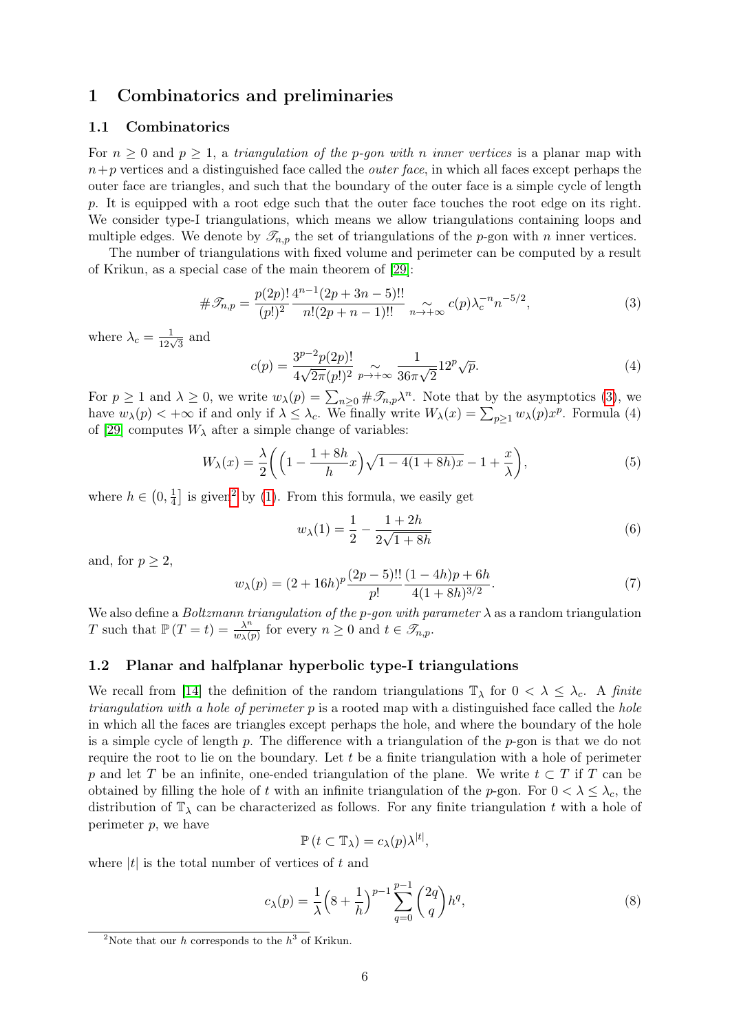# 1 Combinatorics and preliminaries

## 1.1 Combinatorics

For $n \geq 0$ and $p \geq 1$, a *triangulation of the p-gon with n inner vertices* is a planar map with $n+p$ vertices and a distinguished face called the *outer face*, in which all faces except perhaps the outer face are triangles, and such that the boundary of the outer face is a simple cycle of length $p$. It is equipped with a root edge such that the outer face touches the root edge on its right. We consider type-I triangulations, which means we allow triangulations containing loops and multiple edges. We denote by $\mathscr{T}_{n,p}$ the set of triangulations of the $p$-gon with $n$ inner vertices.

The number of triangulations with fixed volume and perimeter can be computed by a result of Krikun, as a special case of the main theorem of [29]:

$$\#\mathscr{T}_{n,p} = \frac{p(2p)!}{(p!)^2} \frac{4^{n-1}(2p+3n-5)!!}{n!(2p+n-1)!!} \underset{n \to +\infty}{\sim} c(p) \lambda_c^{-n} n^{-5/2}, \tag{3}$$

where $\lambda_c = \frac{1}{12\sqrt{3}}$ and

$$c(p) = \frac{3^{p-2} p(2p)!}{4\sqrt{2\pi}(p!)^2} \underset{p \to +\infty}{\sim} \frac{1}{36\pi\sqrt{2}} 12^p \sqrt{p}. \tag{4}$$

For $p \geq 1$ and $\lambda \geq 0$, we write $w_\lambda(p) = \sum_{n \geq 0} \#\mathscr{T}_{n,p} \lambda^n$. Note that by the asymptotics (3), we have $w_\lambda(p) < +\infty$ if and only if $\lambda \leq \lambda_c$. We finally write $W_\lambda(x) = \sum_{p \geq 1} w_\lambda(p) x^p$. Formula (4) of [29] computes $W_\lambda$ after a simple change of variables:

$$W_\lambda(x) = \frac{\lambda}{2} \left( \left(1 - \frac{1+8h}{h} x\right) \sqrt{1 - 4(1+8h)x} - 1 + \frac{x}{\lambda} \right), \tag{5}$$

where $h \in \left(0, \frac{1}{4}\right]$ is given[2] by (1). From this formula, we easily get

$$w_\lambda(1) = \frac{1}{2} - \frac{1+2h}{2\sqrt{1+8h}} \tag{6}$$

and, for $p \geq 2$,

$$w_\lambda(p) = (2+16h)^p \frac{(2p-5)!!}{p!} \frac{(1-4h)p + 6h}{4(1+8h)^{3/2}}. \tag{7}$$

We also define a *Boltzmann triangulation of the p-gon with parameter* $\lambda$ as a random triangulation $T$ such that $\mathbb{P}(T = t) = \frac{\lambda^n}{w_\lambda(p)}$ for every $n \geq 0$ and $t \in \mathscr{T}_{n,p}$.

## 1.2 Planar and halfplanar hyperbolic type-I triangulations

We recall from [14] the definition of the random triangulations $\mathbb{T}_\lambda$ for $0 < \lambda \leq \lambda_c$. A *finite triangulation with a hole of perimeter* $p$ is a rooted map with a distinguished face called the *hole* in which all the faces are triangles except perhaps the hole, and where the boundary of the hole is a simple cycle of length $p$. The difference with a triangulation of the $p$-gon is that we do not require the root to lie on the boundary. Let $t$ be a finite triangulation with a hole of perimeter $p$ and let $T$ be an infinite, one-ended triangulation of the plane. We write $t \subset T$ if $T$ can be obtained by filling the hole of $t$ with an infinite triangulation of the $p$-gon. For $0 < \lambda \leq \lambda_c$, the distribution of $\mathbb{T}_\lambda$ can be characterized as follows. For any finite triangulation $t$ with a hole of perimeter $p$, we have

$$\mathbb{P}(t \subset \mathbb{T}_\lambda) = c_\lambda(p) \lambda^{|t|},$$

where $|t|$ is the total number of vertices of $t$ and

$$c_\lambda(p) = \frac{1}{\lambda} \left(8 + \frac{1}{h}\right)^{p-1} \sum_{q=0}^{p-1} \binom{2q}{q} h^q, \tag{8}$$

[2] Note that our $h$ corresponds to the $h^3$ of Krikun.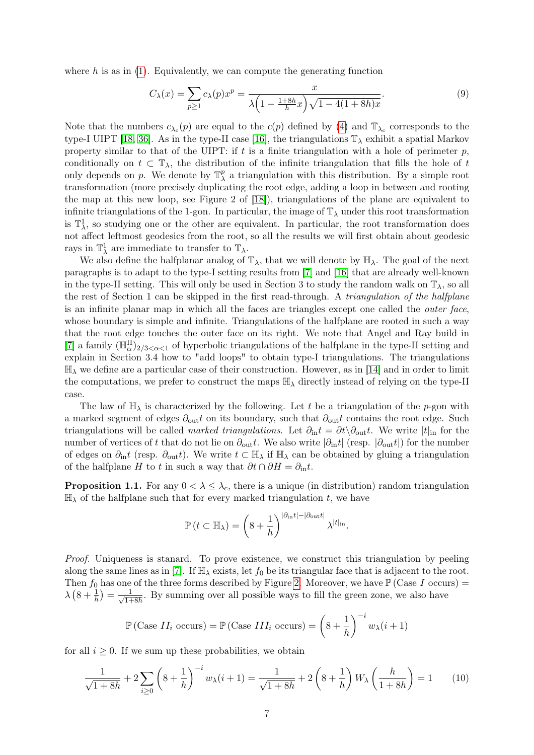where $h$ is as in (1). Equivalently, we can compute the generating function

$$C_\lambda(x) = \sum_{p\geq 1} c_\lambda(p) x^p = \frac{x}{\lambda\Big(1 - \frac{1+8h}{h}x\Big)\sqrt{1-4(1+8h)x}}. \tag{9}$$

Note that the numbers $c_{\lambda_c}(p)$ are equal to the $c(p)$ defined by (4) and $\mathbb{T}_{\lambda_c}$ corresponds to the type-I UIPT [18, 36]. As in the type-II case [16], the triangulations $\mathbb{T}_\lambda$ exhibit a spatial Markov property similar to that of the UIPT: if $t$ is a finite triangulation with a hole of perimeter $p$, conditionally on $t \subset \mathbb{T}_\lambda$, the distribution of the infinite triangulation that fills the hole of $t$ only depends on $p$. We denote by $\mathbb{T}_\lambda^p$ a triangulation with this distribution. By a simple root transformation (more precisely duplicating the root edge, adding a loop in between and rooting the map at this new loop, see Figure 2 of [18]), triangulations of the plane are equivalent to infinite triangulations of the 1-gon. In particular, the image of $\mathbb{T}_\lambda$ under this root transformation is $\mathbb{T}_\lambda^1$, so studying one or the other are equivalent. In particular, the root transformation does not affect leftmost geodesics from the root, so all the results we will first obtain about geodesic rays in $\mathbb{T}_\lambda^1$ are immediate to transfer to $\mathbb{T}_\lambda$.

We also define the halfplanar analog of $\mathbb{T}_\lambda$, that we will denote by $\mathbb{H}_\lambda$. The goal of the next paragraphs is to adapt to the type-I setting results from [7] and [16] that are already well-known in the type-II setting. This will only be used in Section 3 to study the random walk on $\mathbb{T}_\lambda$, so all the rest of Section 1 can be skipped in the first read-through. A *triangulation of the halfplane* is an infinite planar map in which all the faces are triangles except one called the *outer face*, whose boundary is simple and infinite. Triangulations of the halfplane are rooted in such a way that the root edge touches the outer face on its right. We note that Angel and Ray build in [7] a family $(\mathbb{H}_\alpha^{\mathrm{II}})_{2/3<\alpha<1}$ of hyperbolic triangulations of the halfplane in the type-II setting and explain in Section 3.4 how to "add loops" to obtain type-I triangulations. The triangulations $\mathbb{H}_\lambda$ we define are a particular case of their construction. However, as in [14] and in order to limit the computations, we prefer to construct the maps $\mathbb{H}_\lambda$ directly instead of relying on the type-II case.

The law of $\mathbb{H}_\lambda$ is characterized by the following. Let $t$ be a triangulation of the $p$-gon with a marked segment of edges $\partial_{\mathrm{out}} t$ on its boundary, such that $\partial_{\mathrm{out}} t$ contains the root edge. Such triangulations will be called *marked triangulations*. Let $\partial_{\mathrm{in}} t = \partial t \backslash \partial_{\mathrm{out}} t$. We write $|t|_{\mathrm{in}}$ for the number of vertices of $t$ that do not lie on $\partial_{\mathrm{out}} t$. We also write $|\partial_{\mathrm{in}} t|$ (resp. $|\partial_{\mathrm{out}} t|$) for the number of edges on $\partial_{\mathrm{in}} t$ (resp. $\partial_{\mathrm{out}} t$). We write $t \subset \mathbb{H}_\lambda$ if $\mathbb{H}_\lambda$ can be obtained by gluing a triangulation of the halfplane $H$ to $t$ in such a way that $\partial t \cap \partial H = \partial_{\mathrm{in}} t$.

**Proposition 1.1.** For any $0 < \lambda \leq \lambda_c$, there is a unique (in distribution) random triangulation $\mathbb{H}_\lambda$ of the halfplane such that for every marked triangulation $t$, we have

$$\mathbb{P}\left(t \subset \mathbb{H}_\lambda\right) = \left(8 + \frac{1}{h}\right)^{|\partial_{\mathrm{in}} t| - |\partial_{\mathrm{out}} t|} \lambda^{|t|_{\mathrm{in}}}.$$

*Proof.* Uniqueness is stanard. To prove existence, we construct this triangulation by peeling along the same lines as in [7]. If $\mathbb{H}_\lambda$ exists, let $f_0$ be its triangular face that is adjacent to the root. Then $f_0$ has one of the three forms described by Figure 2. Moreover, we have $\mathbb{P}\left(\text{Case } I \text{ occurs}\right) = \lambda\left(8 + \frac{1}{h}\right) = \frac{1}{\sqrt{1+8h}}$. By summing over all possible ways to fill the green zone, we also have

$$\mathbb{P}\left(\text{Case } II_i \text{ occurs}\right) = \mathbb{P}\left(\text{Case } III_i \text{ occurs}\right) = \left(8 + \frac{1}{h}\right)^{-i} w_\lambda(i+1)$$

for all $i \geq 0$. If we sum up these probabilities, we obtain

$$\frac{1}{\sqrt{1+8h}} + 2\sum_{i\geq 0}\left(8 + \frac{1}{h}\right)^{-i} w_\lambda(i+1) = \frac{1}{\sqrt{1+8h}} + 2\left(8 + \frac{1}{h}\right) W_\lambda\left(\frac{h}{1+8h}\right) = 1 \tag{10}$$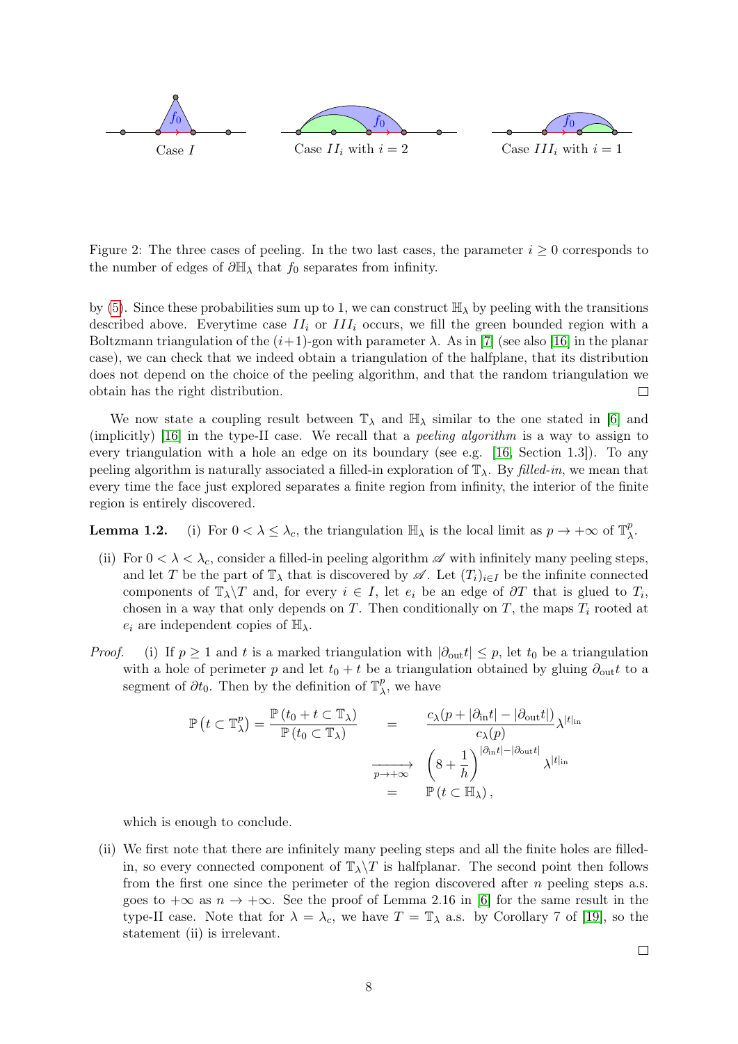Case $I$ Case $II_i$ with $i = 2$ Case $III_i$ with $i = 1$

Figure 2: The three cases of peeling. In the two last cases, the parameter $i \geq 0$ corresponds to the number of edges of $\partial \mathbb{H}_\lambda$ that $f_0$ separates from infinity.

by (5). Since these probabilities sum up to 1, we can construct $\mathbb{H}_\lambda$ by peeling with the transitions described above. Everytime case $II_i$ or $III_i$ occurs, we fill the green bounded region with a Boltzmann triangulation of the $(i+1)$-gon with parameter $\lambda$. As in [7] (see also [16] in the planar case), we can check that we indeed obtain a triangulation of the halfplane, that its distribution does not depend on the choice of the peeling algorithm, and that the random triangulation we obtain has the right distribution. $\square$

We now state a coupling result between $\mathbb{T}_\lambda$ and $\mathbb{H}_\lambda$ similar to the one stated in [6] and (implicitly) [16] in the type-II case. We recall that a *peeling algorithm* is a way to assign to every triangulation with a hole an edge on its boundary (see e.g. [16, Section 1.3]). To any peeling algorithm is naturally associated a filled-in exploration of $\mathbb{T}_\lambda$. By *filled-in*, we mean that every time the face just explored separates a finite region from infinity, the interior of the finite region is entirely discovered.

**Lemma 1.2.** (i) For $0 < \lambda \leq \lambda_c$, the triangulation $\mathbb{H}_\lambda$ is the local limit as $p \to +\infty$ of $\mathbb{T}_\lambda^p$.

(ii) For $0 < \lambda < \lambda_c$, consider a filled-in peeling algorithm $\mathscr{A}$ with infinitely many peeling steps, and let $T$ be the part of $\mathbb{T}_\lambda$ that is discovered by $\mathscr{A}$. Let $(T_i)_{i \in I}$ be the infinite connected components of $\mathbb{T}_\lambda \backslash T$ and, for every $i \in I$, let $e_i$ be an edge of $\partial T$ that is glued to $T_i$, chosen in a way that only depends on $T$. Then conditionally on $T$, the maps $T_i$ rooted at $e_i$ are independent copies of $\mathbb{H}_\lambda$.

*Proof.* (i) If $p \geq 1$ and $t$ is a marked triangulation with $|\partial_{\mathrm{out}} t| \leq p$, let $t_0$ be a triangulation with a hole of perimeter $p$ and let $t_0 + t$ be a triangulation obtained by gluing $\partial_{\mathrm{out}} t$ to a segment of $\partial t_0$. Then by the definition of $\mathbb{T}_\lambda^p$, we have

$$
\begin{aligned}
\mathbb{P}\left(t \subset \mathbb{T}_\lambda^p\right) = \frac{\mathbb{P}\left(t_0 + t \subset \mathbb{T}_\lambda\right)}{\mathbb{P}\left(t_0 \subset \mathbb{T}_\lambda\right)} \quad &= \quad \frac{c_\lambda(p + |\partial_{\mathrm{in}} t| - |\partial_{\mathrm{out}} t|)}{c_\lambda(p)} \lambda^{|t|_{\mathrm{in}}} \\
&\xrightarrow[p \to +\infty]{} \quad \left(8 + \frac{1}{h}\right)^{|\partial_{\mathrm{in}} t| - |\partial_{\mathrm{out}} t|} \lambda^{|t|_{\mathrm{in}}} \\
&= \quad \mathbb{P}\left(t \subset \mathbb{H}_\lambda\right),
\end{aligned}
$$

which is enough to conclude.

(ii) We first note that there are infinitely many peeling steps and all the finite holes are filled-in, so every connected component of $\mathbb{T}_\lambda \backslash T$ is halfplanar. The second point then follows from the first one since the perimeter of the region discovered after $n$ peeling steps a.s. goes to $+\infty$ as $n \to +\infty$. See the proof of Lemma 2.16 in [6] for the same result in the type-II case. Note that for $\lambda = \lambda_c$, we have $T = \mathbb{T}_\lambda$ a.s. by Corollary 7 of [19], so the statement (ii) is irrelevant.

$\square$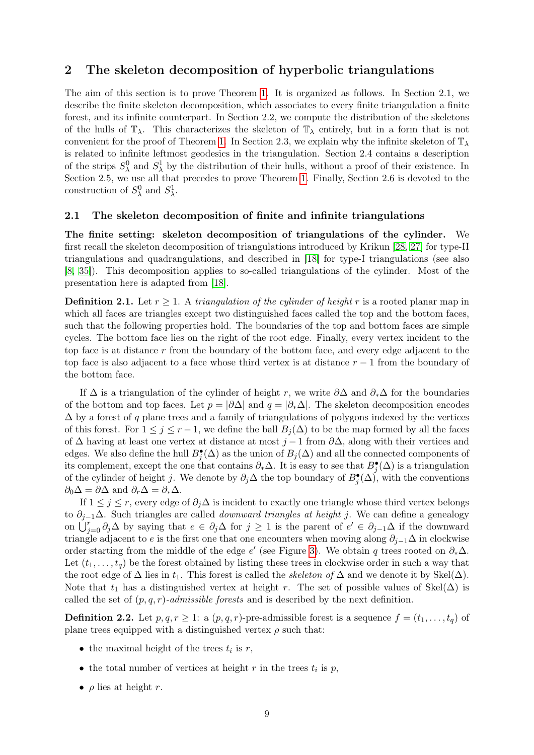## 2 The skeleton decomposition of hyperbolic triangulations

The aim of this section is to prove Theorem 1. It is organized as follows. In Section 2.1, we describe the finite skeleton decomposition, which associates to every finite triangulation a finite forest, and its infinite counterpart. In Section 2.2, we compute the distribution of the skeletons of the hulls of $\mathbb{T}_\lambda$. This characterizes the skeleton of $\mathbb{T}_\lambda$ entirely, but in a form that is not convenient for the proof of Theorem 1. In Section 2.3, we explain why the infinite skeleton of $\mathbb{T}_\lambda$ is related to infinite leftmost geodesics in the triangulation. Section 2.4 contains a description of the strips $S_\lambda^0$ and $S_\lambda^1$ by the distribution of their hulls, without a proof of their existence. In Section 2.5, we use all that precedes to prove Theorem 1. Finally, Section 2.6 is devoted to the construction of $S_\lambda^0$ and $S_\lambda^1$.

### 2.1 The skeleton decomposition of finite and infinite triangulations

**The finite setting: skeleton decomposition of triangulations of the cylinder.** We first recall the skeleton decomposition of triangulations introduced by Krikun [28, 27] for type-II triangulations and quadrangulations, and described in [18] for type-I triangulations (see also [8, 35]). This decomposition applies to so-called triangulations of the cylinder. Most of the presentation here is adapted from [18].

**Definition 2.1.** Let $r \geq 1$. A *triangulation of the cylinder of height* $r$ is a rooted planar map in which all faces are triangles except two distinguished faces called the top and the bottom faces, such that the following properties hold. The boundaries of the top and bottom faces are simple cycles. The bottom face lies on the right of the root edge. Finally, every vertex incident to the top face is at distance $r$ from the boundary of the bottom face, and every edge adjacent to the top face is also adjacent to a face whose third vertex is at distance $r-1$ from the boundary of the bottom face.

If $\Delta$ is a triangulation of the cylinder of height $r$, we write $\partial\Delta$ and $\partial_*\Delta$ for the boundaries of the bottom and top faces. Let $p = |\partial\Delta|$ and $q = |\partial_*\Delta|$. The skeleton decomposition encodes $\Delta$ by a forest of $q$ plane trees and a family of triangulations of polygons indexed by the vertices of this forest. For $1 \leq j \leq r-1$, we define the ball $B_j(\Delta)$ to be the map formed by all the faces of $\Delta$ having at least one vertex at distance at most $j-1$ from $\partial\Delta$, along with their vertices and edges. We also define the hull $B_j^\bullet(\Delta)$ as the union of $B_j(\Delta)$ and all the connected components of its complement, except the one that contains $\partial_*\Delta$. It is easy to see that $B_j^\bullet(\Delta)$ is a triangulation of the cylinder of height $j$. We denote by $\partial_j\Delta$ the top boundary of $B_j^\bullet(\Delta)$, with the conventions $\partial_0\Delta = \partial\Delta$ and $\partial_r\Delta = \partial_*\Delta$.

If $1 \leq j \leq r$, every edge of $\partial_j\Delta$ is incident to exactly one triangle whose third vertex belongs to $\partial_{j-1}\Delta$. Such triangles are called *downward triangles at height* $j$. We can define a genealogy on $\bigcup_{j=0}^r \partial_j\Delta$ by saying that $e \in \partial_j\Delta$ for $j \geq 1$ is the parent of $e' \in \partial_{j-1}\Delta$ if the downward triangle adjacent to $e$ is the first one that one encounters when moving along $\partial_{j-1}\Delta$ in clockwise order starting from the middle of the edge $e'$ (see Figure 3). We obtain $q$ trees rooted on $\partial_*\Delta$. Let $(t_1, \dots, t_q)$ be the forest obtained by listing these trees in clockwise order in such a way that the root edge of $\Delta$ lies in $t_1$. This forest is called the *skeleton of* $\Delta$ and we denote it by $\mathrm{Skel}(\Delta)$. Note that $t_1$ has a distinguished vertex at height $r$. The set of possible values of $\mathrm{Skel}(\Delta)$ is called the set of $(p,q,r)$*-admissible forests* and is described by the next definition.

**Definition 2.2.** Let $p, q, r \geq 1$: a $(p,q,r)$-pre-admissible forest is a sequence $f = (t_1, \dots, t_q)$ of plane trees equipped with a distinguished vertex $\rho$ such that:

- the maximal height of the trees $t_i$ is $r$,
- the total number of vertices at height $r$ in the trees $t_i$ is $p$,
- $\rho$ lies at height $r$.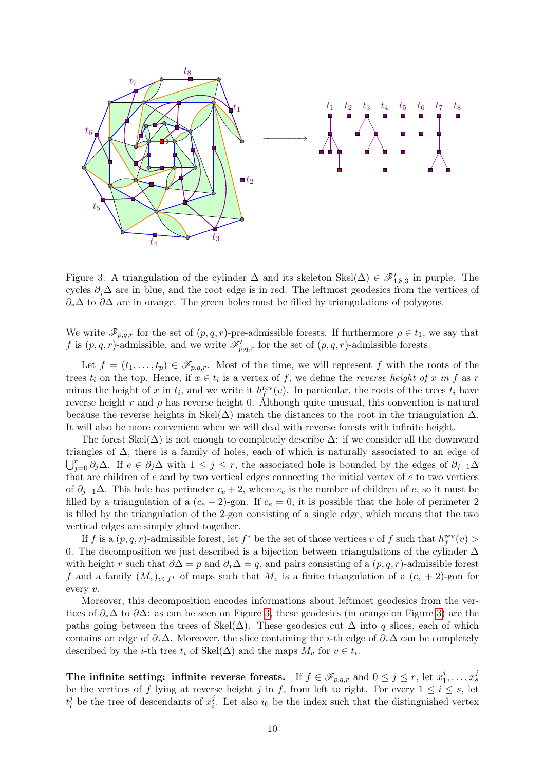Figure 3: A triangulation of the cylinder $\Delta$ and its skeleton $\mathrm{Skel}(\Delta) \in \mathscr{F}'_{4,8,3}$ in purple. The cycles $\partial_j\Delta$ are in blue, and the root edge is in red. The leftmost geodesics from the vertices of $\partial_*\Delta$ to $\partial\Delta$ are in orange. The green holes must be filled by triangulations of polygons.

We write $\mathscr{F}_{p,q,r}$ for the set of $(p,q,r)$-pre-admissible forests. If furthermore $\rho \in t_1$, we say that $f$ is $(p,q,r)$-admissible, and we write $\mathscr{F}'_{p,q,r}$ for the set of $(p,q,r)$-admissible forests.

Let $f = (t_1, \ldots, t_p) \in \mathscr{F}_{p,q,r}$. Most of the time, we will represent $f$ with the roots of the trees $t_i$ on the top. Hence, if $x \in t_i$ is a vertex of $f$, we define the *reverse height of $x$ in $f$* as $r$ minus the height of $x$ in $t_i$, and we write it $h^{\mathrm{rev}}_f(v)$. In particular, the roots of the trees $t_i$ have reverse height $r$ and $\rho$ has reverse height 0. Although quite unusual, this convention is natural because the reverse heights in $\mathrm{Skel}(\Delta)$ match the distances to the root in the triangulation $\Delta$. It will also be more convenient when we will deal with reverse forests with infinite height.

The forest $\mathrm{Skel}(\Delta)$ is not enough to completely describe $\Delta$: if we consider all the downward triangles of $\Delta$, there is a family of holes, each of which is naturally associated to an edge of $\bigcup_{j=0}^{r} \partial_j\Delta$. If $e \in \partial_j\Delta$ with $1 \le j \le r$, the associated hole is bounded by the edges of $\partial_{j-1}\Delta$ that are children of $e$ and by two vertical edges connecting the initial vertex of $e$ to two vertices of $\partial_{j-1}\Delta$. This hole has perimeter $c_e + 2$, where $c_e$ is the number of children of $e$, so it must be filled by a triangulation of a $(c_e+2)$-gon. If $c_e = 0$, it is possible that the hole of perimeter 2 is filled by the triangulation of the 2-gon consisting of a single edge, which means that the two vertical edges are simply glued together.

If $f$ is a $(p,q,r)$-admissible forest, let $f^*$ be the set of those vertices $v$ of $f$ such that $h^{\mathrm{rev}}_f(v) > 0$. The decomposition we just described is a bijection between triangulations of the cylinder $\Delta$ with height $r$ such that $\partial\Delta = p$ and $\partial_*\Delta = q$, and pairs consisting of a $(p,q,r)$-admissible forest $f$ and a family $(M_v)_{v \in f^*}$ of maps such that $M_v$ is a finite triangulation of a $(c_v+2)$-gon for every $v$.

Moreover, this decomposition encodes informations about leftmost geodesics from the vertices of $\partial_*\Delta$ to $\partial\Delta$: as can be seen on Figure 3, these geodesics (in orange on Figure 3) are the paths going between the trees of $\mathrm{Skel}(\Delta)$. These geodesics cut $\Delta$ into $q$ slices, each of which contains an edge of $\partial_*\Delta$. Moreover, the slice containing the $i$-th edge of $\partial_*\Delta$ can be completely described by the $i$-th tree $t_i$ of $\mathrm{Skel}(\Delta)$ and the maps $M_v$ for $v \in t_i$.

**The infinite setting: infinite reverse forests.** If $f \in \mathscr{F}_{p,q,r}$ and $0 \le j \le r$, let $x_1^j, \ldots, x_s^j$ be the vertices of $f$ lying at reverse height $j$ in $f$, from left to right. For every $1 \le i \le s$, let $t_i^j$ be the tree of descendants of $x_i^j$. Let also $i_0$ be the index such that the distinguished vertex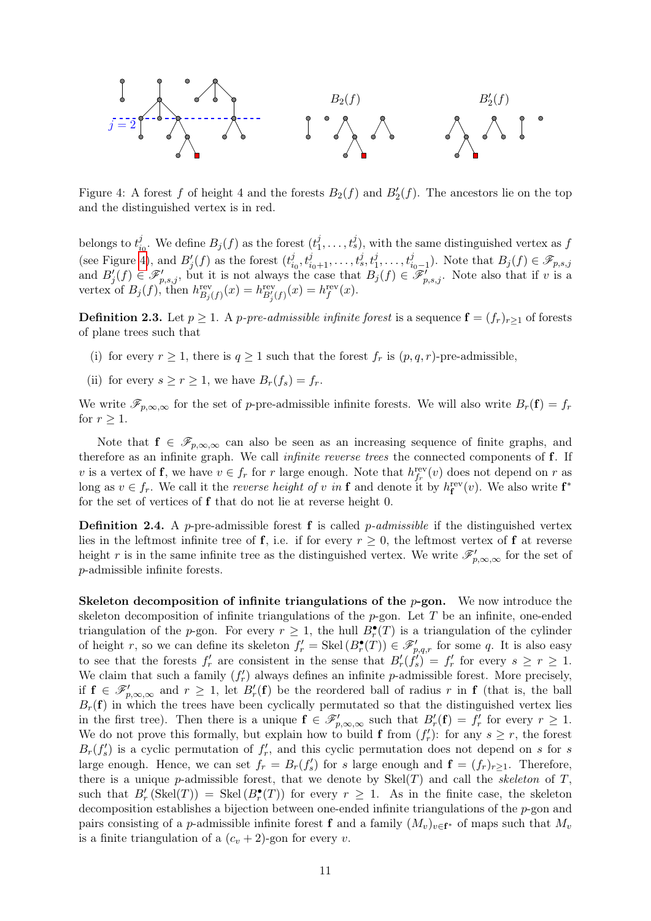Figure 4: A forest $f$ of height 4 and the forests $B_2(f)$ and $B'_2(f)$. The ancestors lie on the top and the distinguished vertex is in red.

belongs to $t^j_{i_0}$. We define $B_j(f)$ as the forest $(t^j_1, \dots, t^j_s)$, with the same distinguished vertex as $f$ (see Figure 4), and $B'_j(f)$ as the forest $(t^j_{i_0}, t^j_{i_0+1}, \dots, t^j_s, t^j_1, \dots, t^j_{i_0-1})$. Note that $B_j(f) \in \mathscr{F}_{p,s,j}$ and $B'_j(f) \in \mathscr{F}'_{p,s,j}$, but it is not always the case that $B_j(f) \in \mathscr{F}'_{p,s,j}$. Note also that if $v$ is a vertex of $B_j(f)$, then $h^{\mathrm{rev}}_{B_j(f)}(x) = h^{\mathrm{rev}}_{B'_j(f)}(x) = h^{\mathrm{rev}}_f(x)$.

**Definition 2.3.** Let $p \geq 1$. A *p-pre-admissible infinite forest* is a sequence $\mathbf{f} = (f_r)_{r \geq 1}$ of forests of plane trees such that

(i) for every $r \geq 1$, there is $q \geq 1$ such that the forest $f_r$ is $(p, q, r)$-pre-admissible,

(ii) for every $s \geq r \geq 1$, we have $B_r(f_s) = f_r$.

We write $\mathscr{F}_{p,\infty,\infty}$ for the set of $p$-pre-admissible infinite forests. We will also write $B_r(\mathbf{f}) = f_r$ for $r \geq 1$.

Note that $\mathbf{f} \in \mathscr{F}_{p,\infty,\infty}$ can also be seen as an increasing sequence of finite graphs, and therefore as an infinite graph. We call *infinite reverse trees* the connected components of $\mathbf{f}$. If $v$ is a vertex of $\mathbf{f}$, we have $v \in f_r$ for $r$ large enough. Note that $h^{\mathrm{rev}}_{f_r}(v)$ does not depend on $r$ as long as $v \in f_r$. We call it the *reverse height of* $v$ *in* $\mathbf{f}$ and denote it by $h^{\mathrm{rev}}_{\mathbf{f}}(v)$. We also write $\mathbf{f}^*$ for the set of vertices of $\mathbf{f}$ that do not lie at reverse height 0.

**Definition 2.4.** A $p$-pre-admissible forest $\mathbf{f}$ is called *p-admissible* if the distinguished vertex lies in the leftmost infinite tree of $\mathbf{f}$, i.e. if for every $r \geq 0$, the leftmost vertex of $\mathbf{f}$ at reverse height $r$ is in the same infinite tree as the distinguished vertex. We write $\mathscr{F}'_{p,\infty,\infty}$ for the set of $p$-admissible infinite forests.

**Skeleton decomposition of infinite triangulations of the $p$-gon.** We now introduce the skeleton decomposition of infinite triangulations of the $p$-gon. Let $T$ be an infinite, one-ended triangulation of the $p$-gon. For every $r \geq 1$, the hull $B^\bullet_r(T)$ is a triangulation of the cylinder of height $r$, so we can define its skeleton $f'_r = \mathrm{Skel}\,(B^\bullet_r(T)) \in \mathscr{F}'_{p,q,r}$ for some $q$. It is also easy to see that the forests $f'_r$ are consistent in the sense that $B'_r(f'_s) = f'_r$ for every $s \geq r \geq 1$. We claim that such a family $(f'_r)$ always defines an infinite $p$-admissible forest. More precisely, if $\mathbf{f} \in \mathscr{F}'_{p,\infty,\infty}$ and $r \geq 1$, let $B'_r(\mathbf{f})$ be the reordered ball of radius $r$ in $\mathbf{f}$ (that is, the ball $B_r(\mathbf{f})$ in which the trees have been cyclically permutated so that the distinguished vertex lies in the first tree). Then there is a unique $\mathbf{f} \in \mathscr{F}'_{p,\infty,\infty}$ such that $B'_r(\mathbf{f}) = f'_r$ for every $r \geq 1$. We do not prove this formally, but explain how to build $\mathbf{f}$ from $(f'_r)$: for any $s \geq r$, the forest $B_r(f'_s)$ is a cyclic permutation of $f'_r$, and this cyclic permutation does not depend on $s$ for $s$ large enough. Hence, we can set $f_r = B_r(f'_s)$ for $s$ large enough and $\mathbf{f} = (f_r)_{r \geq 1}$. Therefore, there is a unique $p$-admissible forest, that we denote by $\mathrm{Skel}(T)$ and call the *skeleton* of $T$, such that $B'_r\,(\mathrm{Skel}(T)) = \mathrm{Skel}\,(B^\bullet_r(T))$ for every $r \geq 1$. As in the finite case, the skeleton decomposition establishes a bijection between one-ended infinite triangulations of the $p$-gon and pairs consisting of a $p$-admissible infinite forest $\mathbf{f}$ and a family $(M_v)_{v \in \mathbf{f}^*}$ of maps such that $M_v$ is a finite triangulation of a $(c_v + 2)$-gon for every $v$.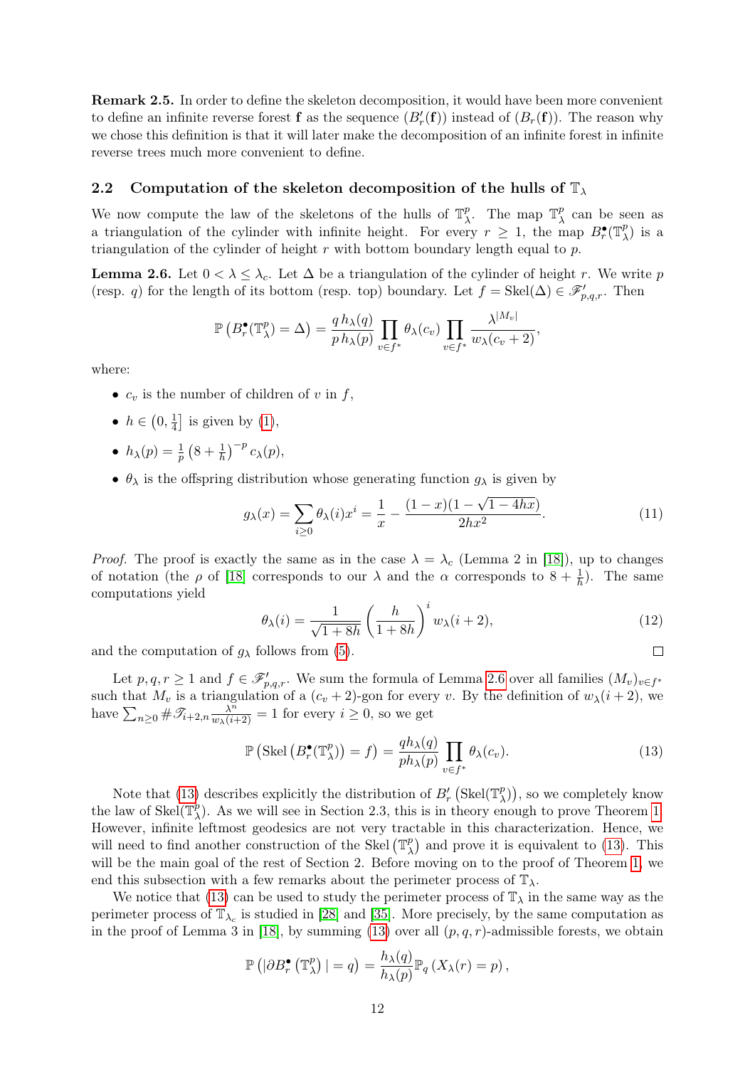**Remark 2.5.** In order to define the skeleton decomposition, it would have been more convenient to define an infinite reverse forest $\mathbf{f}$ as the sequence $(B'_r(\mathbf{f}))$ instead of $(B_r(\mathbf{f}))$. The reason why we chose this definition is that it will later make the decomposition of an infinite forest in infinite reverse trees much more convenient to define.

## 2.2 Computation of the skeleton decomposition of the hulls of $\mathbb{T}_\lambda$

We now compute the law of the skeletons of the hulls of $\mathbb{T}_\lambda^p$. The map $\mathbb{T}_\lambda^p$ can be seen as a triangulation of the cylinder with infinite height. For every $r \geq 1$, the map $B_r^\bullet(\mathbb{T}_\lambda^p)$ is a triangulation of the cylinder of height $r$ with bottom boundary length equal to $p$.

**Lemma 2.6.** Let $0 < \lambda \leq \lambda_c$. Let $\Delta$ be a triangulation of the cylinder of height $r$. We write $p$ (resp. $q$) for the length of its bottom (resp. top) boundary. Let $f = \mathrm{Skel}(\Delta) \in \mathscr{F}'_{p,q,r}$. Then

$$\mathbb{P}\left(B_r^\bullet(\mathbb{T}_\lambda^p) = \Delta\right) = \frac{q\, h_\lambda(q)}{p\, h_\lambda(p)} \prod_{v \in f^*} \theta_\lambda(c_v) \prod_{v \in f^*} \frac{\lambda^{|M_v|}}{w_\lambda(c_v+2)},$$

where:

- $c_v$ is the number of children of $v$ in $f$,
- $h \in \left(0, \frac{1}{4}\right]$ is given by (1),
- $h_\lambda(p) = \frac{1}{p}\left(8 + \frac{1}{h}\right)^{-p} c_\lambda(p)$,
- $\theta_\lambda$ is the offspring distribution whose generating function $g_\lambda$ is given by

$$g_\lambda(x) = \sum_{i \geq 0} \theta_\lambda(i) x^i = \frac{1}{x} - \frac{(1-x)(1-\sqrt{1-4hx})}{2hx^2}. \tag{11}$$

*Proof.* The proof is exactly the same as in the case $\lambda = \lambda_c$ (Lemma 2 in [18]), up to changes of notation (the $\rho$ of [18] corresponds to our $\lambda$ and the $\alpha$ corresponds to $8 + \frac{1}{h}$). The same computations yield

$$\theta_\lambda(i) = \frac{1}{\sqrt{1+8h}} \left(\frac{h}{1+8h}\right)^i w_\lambda(i+2), \tag{12}$$

and the computation of $g_\lambda$ follows from (5). $\square$

Let $p, q, r \geq 1$ and $f \in \mathscr{F}'_{p,q,r}$. We sum the formula of Lemma 2.6 over all families $(M_v)_{v \in f^*}$ such that $M_v$ is a triangulation of a $(c_v+2)$-gon for every $v$. By the definition of $w_\lambda(i+2)$, we have $\sum_{n \geq 0} \#\mathscr{T}_{i+2,n} \frac{\lambda^n}{w_\lambda(i+2)} = 1$ for every $i \geq 0$, so we get

$$\mathbb{P}\left(\mathrm{Skel}\left(B_r^\bullet(\mathbb{T}_\lambda^p)\right) = f\right) = \frac{q h_\lambda(q)}{p h_\lambda(p)} \prod_{v \in f^*} \theta_\lambda(c_v). \tag{13}$$

Note that (13) describes explicitly the distribution of $B'_r\left(\mathrm{Skel}(\mathbb{T}_\lambda^p)\right)$, so we completely know the law of $\mathrm{Skel}(\mathbb{T}_\lambda^p)$. As we will see in Section 2.3, this is in theory enough to prove Theorem 1. However, infinite leftmost geodesics are not very tractable in this characterization. Hence, we will need to find another construction of the $\mathrm{Skel}\left(\mathbb{T}_\lambda^p\right)$ and prove it is equivalent to (13). This will be the main goal of the rest of Section 2. Before moving on to the proof of Theorem 1, we end this subsection with a few remarks about the perimeter process of $\mathbb{T}_\lambda$.

We notice that (13) can be used to study the perimeter process of $\mathbb{T}_\lambda$ in the same way as the perimeter process of $\mathbb{T}_{\lambda_c}$ is studied in [28] and [35]. More precisely, by the same computation as in the proof of Lemma 3 in [18], by summing (13) over all $(p,q,r)$-admissible forests, we obtain

$$\mathbb{P}\left(|\partial B_r^\bullet\left(\mathbb{T}_\lambda^p\right)| = q\right) = \frac{h_\lambda(q)}{h_\lambda(p)} \mathbb{P}_q\left(X_\lambda(r) = p\right),$$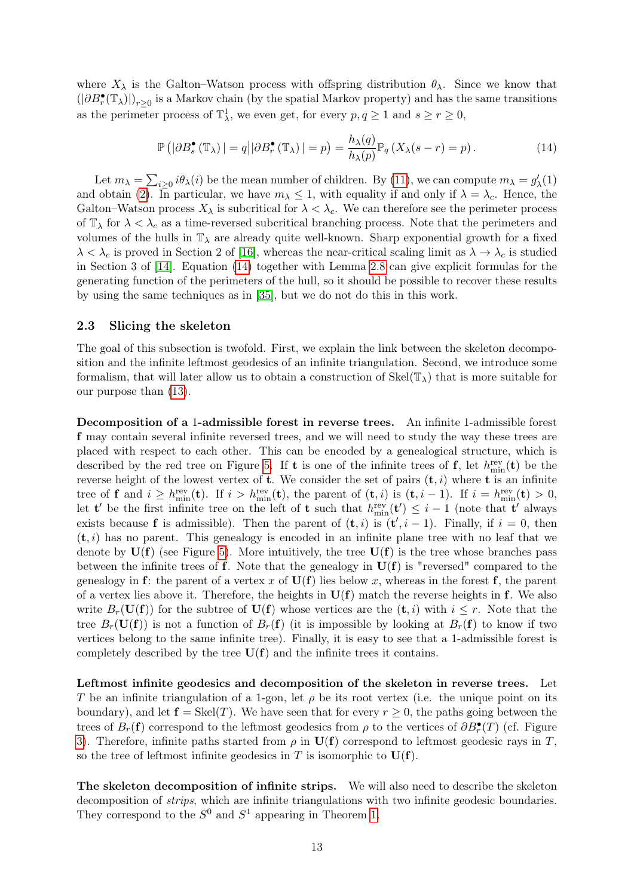where $X_\lambda$ is the Galton–Watson process with offspring distribution $\theta_\lambda$. Since we know that $(|\partial B_r^\bullet(\mathbb{T}_\lambda)|)_{r\geq 0}$ is a Markov chain (by the spatial Markov property) and has the same transitions as the perimeter process of $\mathbb{T}_\lambda^1$, we even get, for every $p, q \geq 1$ and $s \geq r \geq 0$,

$$\mathbb{P}\left(|\partial B_s^\bullet(\mathbb{T}_\lambda)| = q \big| |\partial B_r^\bullet(\mathbb{T}_\lambda)| = p\right) = \frac{h_\lambda(q)}{h_\lambda(p)} \mathbb{P}_q\left(X_\lambda(s-r) = p\right). \tag{14}$$

Let $m_\lambda = \sum_{i\geq 0} i\theta_\lambda(i)$ be the mean number of children. By (11), we can compute $m_\lambda = g'_\lambda(1)$ and obtain (2). In particular, we have $m_\lambda \leq 1$, with equality if and only if $\lambda = \lambda_c$. Hence, the Galton–Watson process $X_\lambda$ is subcritical for $\lambda < \lambda_c$. We can therefore see the perimeter process of $\mathbb{T}_\lambda$ for $\lambda < \lambda_c$ as a time-reversed subcritical branching process. Note that the perimeters and volumes of the hulls in $\mathbb{T}_\lambda$ are already quite well-known. Sharp exponential growth for a fixed $\lambda < \lambda_c$ is proved in Section 2 of [16], whereas the near-critical scaling limit as $\lambda \to \lambda_c$ is studied in Section 3 of [14]. Equation (14) together with Lemma 2.8 can give explicit formulas for the generating function of the perimeters of the hull, so it should be possible to recover these results by using the same techniques as in [35], but we do not do this in this work.

### 2.3 Slicing the skeleton

The goal of this subsection is twofold. First, we explain the link between the skeleton decomposition and the infinite leftmost geodesics of an infinite triangulation. Second, we introduce some formalism, that will later allow us to obtain a construction of $\mathrm{Skel}(\mathbb{T}_\lambda)$ that is more suitable for our purpose than (13).

**Decomposition of a 1-admissible forest in reverse trees.** An infinite 1-admissible forest $\mathbf{f}$ may contain several infinite reversed trees, and we will need to study the way these trees are placed with respect to each other. This can be encoded by a genealogical structure, which is described by the red tree on Figure 5. If $\mathbf{t}$ is one of the infinite trees of $\mathbf{f}$, let $h^{\mathrm{rev}}_{\min}(\mathbf{t})$ be the reverse height of the lowest vertex of $\mathbf{t}$. We consider the set of pairs $(\mathbf{t}, i)$ where $\mathbf{t}$ is an infinite tree of $\mathbf{f}$ and $i \geq h^{\mathrm{rev}}_{\min}(\mathbf{t})$. If $i > h^{\mathrm{rev}}_{\min}(\mathbf{t})$, the parent of $(\mathbf{t}, i)$ is $(\mathbf{t}, i-1)$. If $i = h^{\mathrm{rev}}_{\min}(\mathbf{t}) > 0$, let $\mathbf{t}'$ be the first infinite tree on the left of $\mathbf{t}$ such that $h^{\mathrm{rev}}_{\min}(\mathbf{t}') \leq i-1$ (note that $\mathbf{t}'$ always exists because $\mathbf{f}$ is admissible). Then the parent of $(\mathbf{t}, i)$ is $(\mathbf{t}', i-1)$. Finally, if $i = 0$, then $(\mathbf{t}, i)$ has no parent. This genealogy is encoded in an infinite plane tree with no leaf that we denote by $\mathbf{U}(\mathbf{f})$ (see Figure 5). More intuitively, the tree $\mathbf{U}(\mathbf{f})$ is the tree whose branches pass between the infinite trees of $\mathbf{f}$. Note that the genealogy in $\mathbf{U}(\mathbf{f})$ is "reversed" compared to the genealogy in $\mathbf{f}$: the parent of a vertex $x$ of $\mathbf{U}(\mathbf{f})$ lies below $x$, whereas in the forest $\mathbf{f}$, the parent of a vertex lies above it. Therefore, the heights in $\mathbf{U}(\mathbf{f})$ match the reverse heights in $\mathbf{f}$. We also write $B_r(\mathbf{U}(\mathbf{f}))$ for the subtree of $\mathbf{U}(\mathbf{f})$ whose vertices are the $(\mathbf{t}, i)$ with $i \leq r$. Note that the tree $B_r(\mathbf{U}(\mathbf{f}))$ is not a function of $B_r(\mathbf{f})$ (it is impossible by looking at $B_r(\mathbf{f})$ to know if two vertices belong to the same infinite tree). Finally, it is easy to see that a 1-admissible forest is completely described by the tree $\mathbf{U}(\mathbf{f})$ and the infinite trees it contains.

**Leftmost infinite geodesics and decomposition of the skeleton in reverse trees.** Let $T$ be an infinite triangulation of a 1-gon, let $\rho$ be its root vertex (i.e. the unique point on its boundary), and let $\mathbf{f} = \mathrm{Skel}(T)$. We have seen that for every $r \geq 0$, the paths going between the trees of $B_r(\mathbf{f})$ correspond to the leftmost geodesics from $\rho$ to the vertices of $\partial B_r^\bullet(T)$ (cf. Figure 3). Therefore, infinite paths started from $\rho$ in $\mathbf{U}(\mathbf{f})$ correspond to leftmost geodesic rays in $T$, so the tree of leftmost infinite geodesics in $T$ is isomorphic to $\mathbf{U}(\mathbf{f})$.

**The skeleton decomposition of infinite strips.** We will also need to describe the skeleton decomposition of *strips*, which are infinite triangulations with two infinite geodesic boundaries. They correspond to the $S^0$ and $S^1$ appearing in Theorem 1.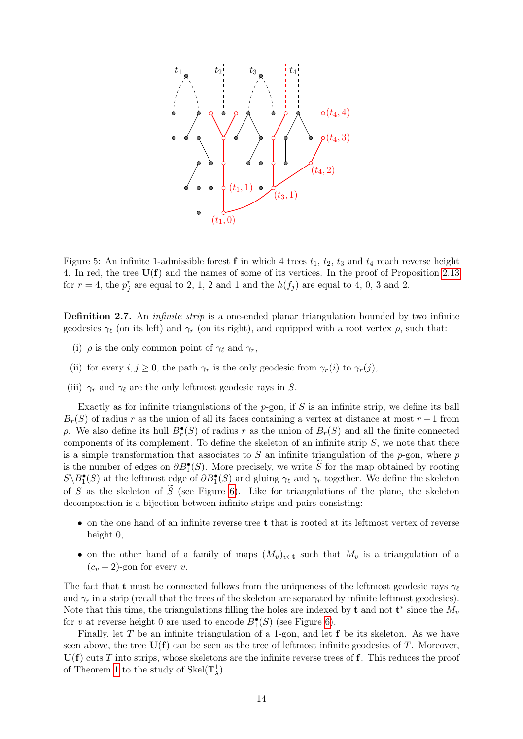Figure 5: An infinite 1-admissible forest $\mathbf{f}$ in which 4 trees $t_1$, $t_2$, $t_3$ and $t_4$ reach reverse height 4. In red, the tree $\mathbf{U}(\mathbf{f})$ and the names of some of its vertices. In the proof of Proposition 2.13 for $r = 4$, the $p_j^r$ are equal to 2, 1, 2 and 1 and the $h(f_j)$ are equal to 4, 0, 3 and 2.

**Definition 2.7.** An *infinite strip* is a one-ended planar triangulation bounded by two infinite geodesics $\gamma_\ell$ (on its left) and $\gamma_r$ (on its right), and equipped with a root vertex $\rho$, such that:

- (i) $\rho$ is the only common point of $\gamma_\ell$ and $\gamma_r$,
- (ii) for every $i, j \geq 0$, the path $\gamma_r$ is the only geodesic from $\gamma_r(i)$ to $\gamma_r(j)$,
- (iii) $\gamma_r$ and $\gamma_\ell$ are the only leftmost geodesic rays in $S$.

Exactly as for infinite triangulations of the $p$-gon, if $S$ is an infinite strip, we define its ball $B_r(S)$ of radius $r$ as the union of all its faces containing a vertex at distance at most $r-1$ from $\rho$. We also define its hull $B_r^\bullet(S)$ of radius $r$ as the union of $B_r(S)$ and all the finite connected components of its complement. To define the skeleton of an infinite strip $S$, we note that there is a simple transformation that associates to $S$ an infinite triangulation of the $p$-gon, where $p$ is the number of edges on $\partial B_1^\bullet(S)$. More precisely, we write $\widetilde{S}$ for the map obtained by rooting $S \backslash B_1^\bullet(S)$ at the leftmost edge of $\partial B_1^\bullet(S)$ and gluing $\gamma_\ell$ and $\gamma_r$ together. We define the skeleton of $S$ as the skeleton of $\widetilde{S}$ (see Figure 6). Like for triangulations of the plane, the skeleton decomposition is a bijection between infinite strips and pairs consisting:

- on the one hand of an infinite reverse tree $\mathbf{t}$ that is rooted at its leftmost vertex of reverse height 0,
- on the other hand of a family of maps $(M_v)_{v \in \mathbf{t}}$ such that $M_v$ is a triangulation of a $(c_v + 2)$-gon for every $v$.

The fact that $\mathbf{t}$ must be connected follows from the uniqueness of the leftmost geodesic rays $\gamma_\ell$ and $\gamma_r$ in a strip (recall that the trees of the skeleton are separated by infinite leftmost geodesics). Note that this time, the triangulations filling the holes are indexed by $\mathbf{t}$ and not $\mathbf{t}^*$ since the $M_v$ for $v$ at reverse height 0 are used to encode $B_1^\bullet(S)$ (see Figure 6).

Finally, let $T$ be an infinite triangulation of a 1-gon, and let $\mathbf{f}$ be its skeleton. As we have seen above, the tree $\mathbf{U}(\mathbf{f})$ can be seen as the tree of leftmost infinite geodesics of $T$. Moreover, $\mathbf{U}(\mathbf{f})$ cuts $T$ into strips, whose skeletons are the infinite reverse trees of $\mathbf{f}$. This reduces the proof of Theorem 1 to the study of $\mathrm{Skel}(\mathbb{T}_\lambda^1)$.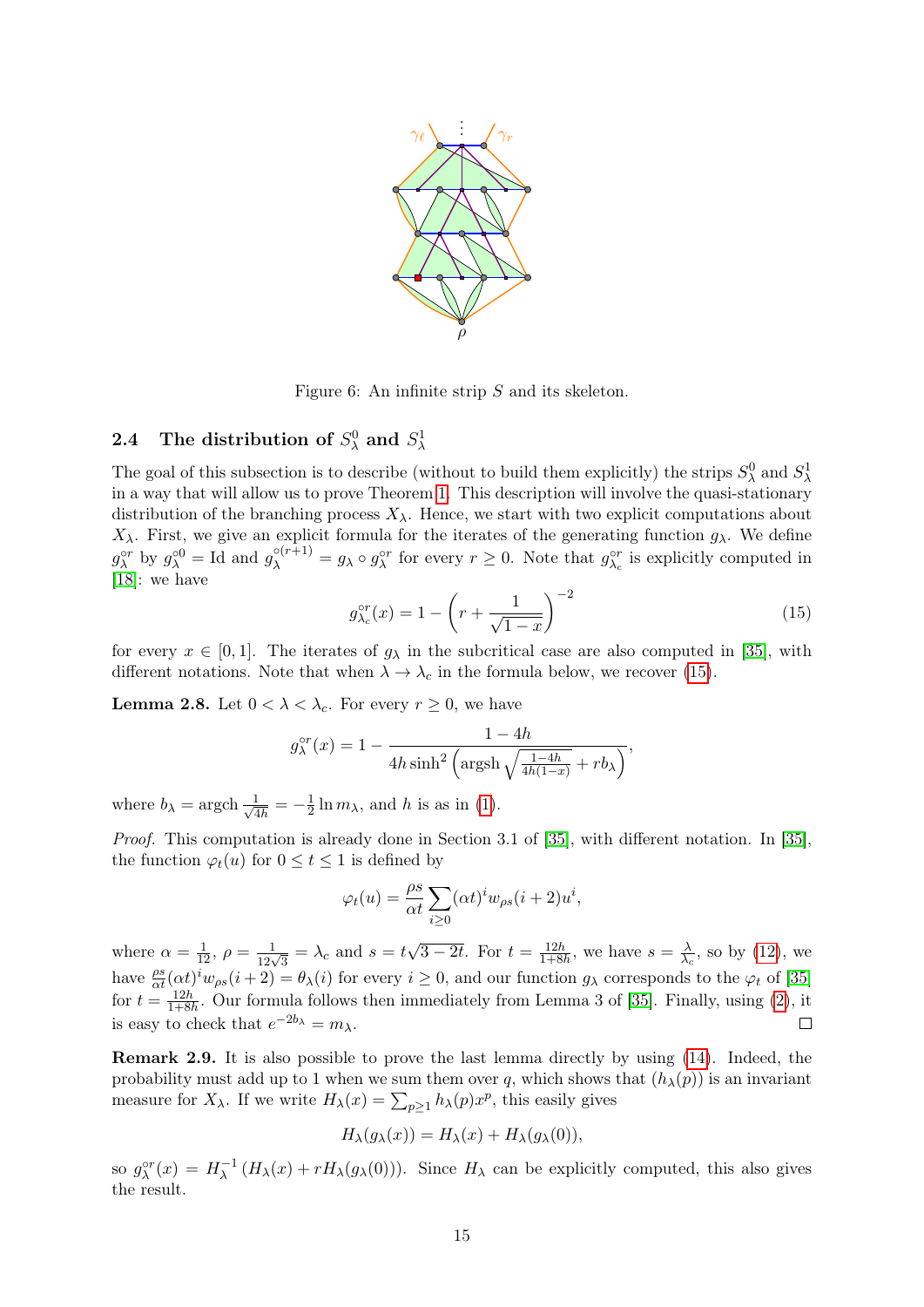Figure 6: An infinite strip $S$ and its skeleton.

### 2.4 The distribution of $S_\lambda^0$ and $S_\lambda^1$

The goal of this subsection is to describe (without to build them explicitly) the strips $S_\lambda^0$ and $S_\lambda^1$ in a way that will allow us to prove Theorem 1. This description will involve the quasi-stationary distribution of the branching process $X_\lambda$. Hence, we start with two explicit computations about $X_\lambda$. First, we give an explicit formula for the iterates of the generating function $g_\lambda$. We define $g_\lambda^{\circ r}$ by $g_\lambda^{\circ 0} = \mathrm{Id}$ and $g_\lambda^{\circ(r+1)} = g_\lambda \circ g_\lambda^{\circ r}$ for every $r \geq 0$. Note that $g_{\lambda_c}^{\circ r}$ is explicitly computed in [18]: we have

$$g_{\lambda_c}^{\circ r}(x) = 1 - \left( r + \frac{1}{\sqrt{1-x}} \right)^{-2} \tag{15}$$

for every $x \in [0,1]$. The iterates of $g_\lambda$ in the subcritical case are also computed in [35], with different notations. Note that when $\lambda \to \lambda_c$ in the formula below, we recover (15).

**Lemma 2.8.** Let $0 < \lambda < \lambda_c$. For every $r \geq 0$, we have

$$g_\lambda^{\circ r}(x) = 1 - \frac{1-4h}{4h \sinh^2 \left( \operatorname{argsh} \sqrt{\frac{1-4h}{4h(1-x)}} + r b_\lambda \right)},$$

where $b_\lambda = \operatorname{argch} \frac{1}{\sqrt{4h}} = -\frac{1}{2} \ln m_\lambda$, and $h$ is as in (1).

*Proof.* This computation is already done in Section 3.1 of [35], with different notation. In [35], the function $\varphi_t(u)$ for $0 \leq t \leq 1$ is defined by

$$\varphi_t(u) = \frac{\rho s}{\alpha t} \sum_{i \geq 0} (\alpha t)^i w_{\rho s}(i+2) u^i,$$

where $\alpha = \frac{1}{12}$, $\rho = \frac{1}{12\sqrt{3}} = \lambda_c$ and $s = t\sqrt{3-2t}$. For $t = \frac{12h}{1+8h}$, we have $s = \frac{\lambda}{\lambda_c}$, so by (12), we have $\frac{\rho s}{\alpha t} (\alpha t)^i w_{\rho s}(i+2) = \theta_\lambda(i)$ for every $i \geq 0$, and our function $g_\lambda$ corresponds to the $\varphi_t$ of [35] for $t = \frac{12h}{1+8h}$. Our formula follows then immediately from Lemma 3 of [35]. Finally, using (2), it is easy to check that $e^{-2b_\lambda} = m_\lambda$. $\square$

**Remark 2.9.** It is also possible to prove the last lemma directly by using (14). Indeed, the probability must add up to 1 when we sum them over $q$, which shows that $(h_\lambda(p))$ is an invariant measure for $X_\lambda$. If we write $H_\lambda(x) = \sum_{p \geq 1} h_\lambda(p) x^p$, this easily gives

$$H_\lambda(g_\lambda(x)) = H_\lambda(x) + H_\lambda(g_\lambda(0)),$$

so $g_\lambda^{\circ r}(x) = H_\lambda^{-1}(H_\lambda(x) + r H_\lambda(g_\lambda(0)))$. Since $H_\lambda$ can be explicitly computed, this also gives the result.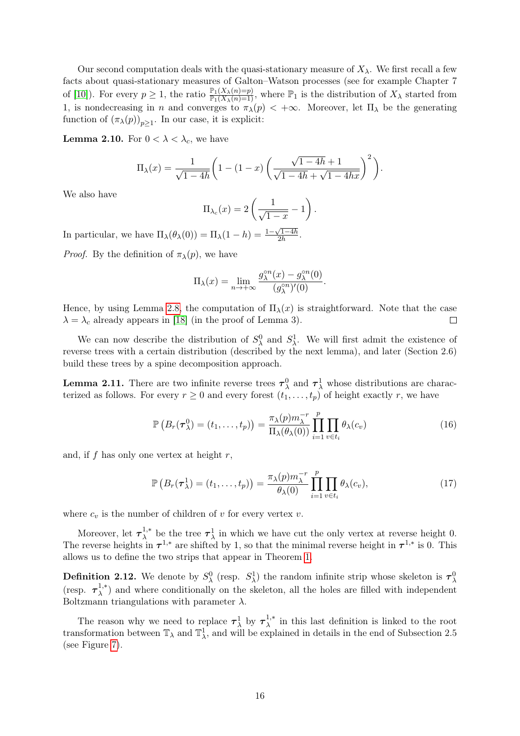Our second computation deals with the quasi-stationary measure of $X_\lambda$. We first recall a few facts about quasi-stationary measures of Galton–Watson processes (see for example Chapter 7 of [10]). For every $p \geq 1$, the ratio $\frac{\mathbb{P}_1(X_\lambda(n)=p)}{\mathbb{P}_1(X_\lambda(n)=1)}$, where $\mathbb{P}_1$ is the distribution of $X_\lambda$ started from 1, is nondecreasing in $n$ and converges to $\pi_\lambda(p) < +\infty$. Moreover, let $\Pi_\lambda$ be the generating function of $(\pi_\lambda(p))_{p \geq 1}$. In our case, it is explicit:

**Lemma 2.10.** For $0 < \lambda < \lambda_c$, we have

$$\Pi_\lambda(x) = \frac{1}{\sqrt{1-4h}} \left( 1 - (1-x) \left( \frac{\sqrt{1-4h}+1}{\sqrt{1-4h}+\sqrt{1-4hx}} \right)^2 \right).$$

We also have

$$\Pi_{\lambda_c}(x) = 2 \left( \frac{1}{\sqrt{1-x}} - 1 \right).$$

In particular, we have $\Pi_\lambda(\theta_\lambda(0)) = \Pi_\lambda(1-h) = \frac{1-\sqrt{1-4h}}{2h}$.

*Proof.* By the definition of $\pi_\lambda(p)$, we have

$$\Pi_\lambda(x) = \lim_{n \to +\infty} \frac{g_\lambda^{\circ n}(x) - g_\lambda^{\circ n}(0)}{(g_\lambda^{\circ n})'(0)}.$$

Hence, by using Lemma 2.8, the computation of $\Pi_\lambda(x)$ is straightforward. Note that the case $\lambda = \lambda_c$ already appears in [18] (in the proof of Lemma 3). $\square$

We can now describe the distribution of $S_\lambda^0$ and $S_\lambda^1$. We will first admit the existence of reverse trees with a certain distribution (described by the next lemma), and later (Section 2.6) build these trees by a spine decomposition approach.

**Lemma 2.11.** There are two infinite reverse trees $\boldsymbol{\tau}_\lambda^0$ and $\boldsymbol{\tau}_\lambda^1$ whose distributions are characterized as follows. For every $r \geq 0$ and every forest $(t_1, \dots, t_p)$ of height exactly $r$, we have

$$\mathbb{P}\left(B_r(\boldsymbol{\tau}_\lambda^0) = (t_1, \dots, t_p)\right) = \frac{\pi_\lambda(p) m_\lambda^{-r}}{\Pi_\lambda(\theta_\lambda(0))} \prod_{i=1}^{p} \prod_{v \in t_i} \theta_\lambda(c_v) \tag{16}$$

and, if $f$ has only one vertex at height $r$,

$$\mathbb{P}\left(B_r(\boldsymbol{\tau}_\lambda^1) = (t_1, \dots, t_p)\right) = \frac{\pi_\lambda(p) m_\lambda^{-r}}{\theta_\lambda(0)} \prod_{i=1}^{p} \prod_{v \in t_i} \theta_\lambda(c_v), \tag{17}$$

where $c_v$ is the number of children of $v$ for every vertex $v$.

Moreover, let $\boldsymbol{\tau}_\lambda^{1,*}$ be the tree $\boldsymbol{\tau}_\lambda^1$ in which we have cut the only vertex at reverse height 0. The reverse heights in $\boldsymbol{\tau}^{1,*}$ are shifted by 1, so that the minimal reverse height in $\boldsymbol{\tau}^{1,*}$ is 0. This allows us to define the two strips that appear in Theorem 1.

**Definition 2.12.** We denote by $S_\lambda^0$ (resp. $S_\lambda^1$) the random infinite strip whose skeleton is $\boldsymbol{\tau}_\lambda^0$ (resp. $\boldsymbol{\tau}_\lambda^{1,*}$) and where conditionally on the skeleton, all the holes are filled with independent Boltzmann triangulations with parameter $\lambda$.

The reason why we need to replace $\boldsymbol{\tau}_\lambda^1$ by $\boldsymbol{\tau}_\lambda^{1,*}$ in this last definition is linked to the root transformation between $\mathbb{T}_\lambda$ and $\mathbb{T}_\lambda^1$, and will be explained in details in the end of Subsection 2.5 (see Figure 7).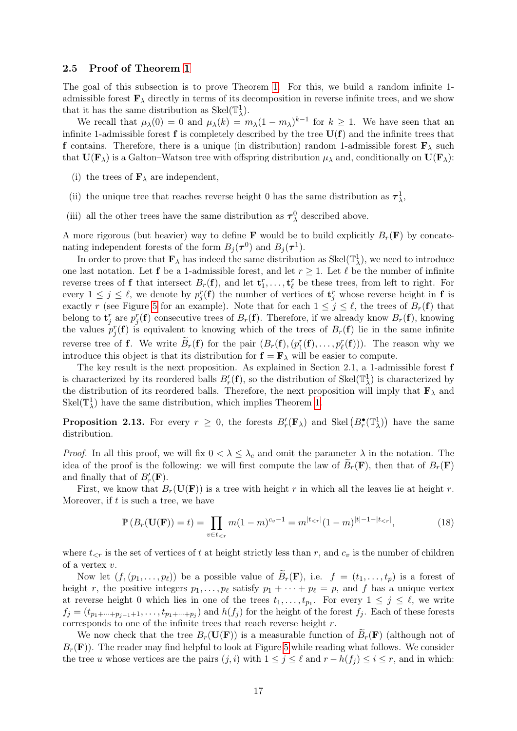### 2.5 Proof of Theorem 1

The goal of this subsection is to prove Theorem 1. For this, we build a random infinite 1-admissible forest $\mathbf{F}_\lambda$ directly in terms of its decomposition in reverse infinite trees, and we show that it has the same distribution as $\mathrm{Skel}(\mathbb{T}^1_\lambda)$.

We recall that $\mu_\lambda(0) = 0$ and $\mu_\lambda(k) = m_\lambda(1-m_\lambda)^{k-1}$ for $k \geq 1$. We have seen that an infinite 1-admissible forest $\mathbf{f}$ is completely described by the tree $\mathbf{U}(\mathbf{f})$ and the infinite trees that $\mathbf{f}$ contains. Therefore, there is a unique (in distribution) random 1-admissible forest $\mathbf{F}_\lambda$ such that $\mathbf{U}(\mathbf{F}_\lambda)$ is a Galton–Watson tree with offspring distribution $\mu_\lambda$ and, conditionally on $\mathbf{U}(\mathbf{F}_\lambda)$:

(i) the trees of $\mathbf{F}_\lambda$ are independent,

(ii) the unique tree that reaches reverse height 0 has the same distribution as $\boldsymbol{\tau}^1_\lambda$,

(iii) all the other trees have the same distribution as $\boldsymbol{\tau}^0_\lambda$ described above.

A more rigorous (but heavier) way to define $\mathbf{F}$ would be to build explicitly $B_r(\mathbf{F})$ by concatenating independent forests of the form $B_j(\boldsymbol{\tau}^0)$ and $B_j(\boldsymbol{\tau}^1)$.

In order to prove that $\mathbf{F}_\lambda$ has indeed the same distribution as $\mathrm{Skel}(\mathbb{T}^1_\lambda)$, we need to introduce one last notation. Let $\mathbf{f}$ be a 1-admissible forest, and let $r \geq 1$. Let $\ell$ be the number of infinite reverse trees of $\mathbf{f}$ that intersect $B_r(\mathbf{f})$, and let $\mathbf{t}^r_1, \dots, \mathbf{t}^r_\ell$ be these trees, from left to right. For every $1 \leq j \leq \ell$, we denote by $p^r_j(\mathbf{f})$ the number of vertices of $\mathbf{t}^r_j$ whose reverse height in $\mathbf{f}$ is exactly $r$ (see Figure 5 for an example). Note that for each $1 \leq j \leq \ell$, the trees of $B_r(\mathbf{f})$ that belong to $\mathbf{t}^r_j$ are $p^r_j(\mathbf{f})$ consecutive trees of $B_r(\mathbf{f})$. Therefore, if we already know $B_r(\mathbf{f})$, knowing the values $p^r_j(\mathbf{f})$ is equivalent to knowing which of the trees of $B_r(\mathbf{f})$ lie in the same infinite reverse tree of $\mathbf{f}$. We write $\widetilde{B}_r(\mathbf{f})$ for the pair $(B_r(\mathbf{f}), (p^r_1(\mathbf{f}), \dots, p^r_\ell(\mathbf{f})))$. The reason why we introduce this object is that its distribution for $\mathbf{f} = \mathbf{F}_\lambda$ will be easier to compute.

The key result is the next proposition. As explained in Section 2.1, a 1-admissible forest $\mathbf{f}$ is characterized by its reordered balls $B'_r(\mathbf{f})$, so the distribution of $\mathrm{Skel}(\mathbb{T}^1_\lambda)$ is characterized by the distribution of its reordered balls. Therefore, the next proposition will imply that $\mathbf{F}_\lambda$ and $\mathrm{Skel}(\mathbb{T}^1_\lambda)$ have the same distribution, which implies Theorem 1.

**Proposition 2.13.** For every $r \geq 0$, the forests $B'_r(\mathbf{F}_\lambda)$ and $\mathrm{Skel}\left(B^\bullet_r(\mathbb{T}^1_\lambda)\right)$ have the same distribution.

*Proof.* In all this proof, we will fix $0 < \lambda \leq \lambda_c$ and omit the parameter $\lambda$ in the notation. The idea of the proof is the following: we will first compute the law of $\widetilde{B}_r(\mathbf{F})$, then that of $B_r(\mathbf{F})$ and finally that of $B'_r(\mathbf{F})$.

First, we know that $B_r(\mathbf{U}(\mathbf{F}))$ is a tree with height $r$ in which all the leaves lie at height $r$. Moreover, if $t$ is such a tree, we have

$$\mathbb{P}\left(B_r(\mathbf{U}(\mathbf{F})) = t\right) = \prod_{v \in t_{<r}} m(1-m)^{c_v - 1} = m^{|t_{<r}|}(1-m)^{|t|-1-|t_{<r}|}, \tag{18}$$

where $t_{<r}$ is the set of vertices of $t$ at height strictly less than $r$, and $c_v$ is the number of children of a vertex $v$.

Now let $(f, (p_1, \dots, p_\ell))$ be a possible value of $\widetilde{B}_r(\mathbf{F})$, i.e. $f = (t_1, \dots, t_p)$ is a forest of height $r$, the positive integers $p_1, \dots, p_\ell$ satisfy $p_1 + \dots + p_\ell = p$, and $f$ has a unique vertex at reverse height 0 which lies in one of the trees $t_1, \dots, t_{p_1}$. For every $1 \leq j \leq \ell$, we write $f_j = (t_{p_1+\dots+p_{j-1}+1}, \dots, t_{p_1+\dots+p_j})$ and $h(f_j)$ for the height of the forest $f_j$. Each of these forests corresponds to one of the infinite trees that reach reverse height $r$.

We now check that the tree $B_r(\mathbf{U}(\mathbf{F}))$ is a measurable function of $\widetilde{B}_r(\mathbf{F})$ (although not of $B_r(\mathbf{F})$). The reader may find helpful to look at Figure 5 while reading what follows. We consider the tree $u$ whose vertices are the pairs $(j, i)$ with $1 \leq j \leq \ell$ and $r - h(f_j) \leq i \leq r$, and in which: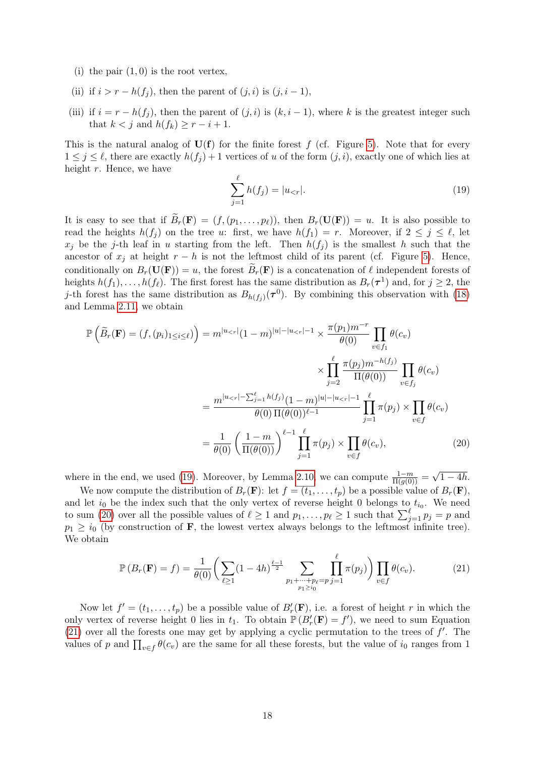(i) the pair $(1, 0)$ is the root vertex,

(ii) if $i > r - h(f_j)$, then the parent of $(j, i)$ is $(j, i-1)$,

(iii) if $i = r - h(f_j)$, then the parent of $(j, i)$ is $(k, i-1)$, where $k$ is the greatest integer such that $k < j$ and $h(f_k) \geq r - i + 1$.

This is the natural analog of $\mathbf{U}(\mathbf{f})$ for the finite forest $f$ (cf. Figure 5). Note that for every $1 \leq j \leq \ell$, there are exactly $h(f_j) + 1$ vertices of $u$ of the form $(j, i)$, exactly one of which lies at height $r$. Hence, we have

$$\sum_{j=1}^{\ell} h(f_j) = |u_{<r}|. \tag{19}$$

It is easy to see that if $\widetilde{B}_r(\mathbf{F}) = (f, (p_1, \dots, p_\ell))$, then $B_r(\mathbf{U}(\mathbf{F})) = u$. It is also possible to read the heights $h(f_j)$ on the tree $u$: first, we have $h(f_1) = r$. Moreover, if $2 \leq j \leq \ell$, let $x_j$ be the $j$-th leaf in $u$ starting from the left. Then $h(f_j)$ is the smallest $h$ such that the ancestor of $x_j$ at height $r - h$ is not the leftmost child of its parent (cf. Figure 5). Hence, conditionally on $B_r(\mathbf{U}(\mathbf{F})) = u$, the forest $\widetilde{B}_r(\mathbf{F})$ is a concatenation of $\ell$ independent forests of heights $h(f_1), \dots, h(f_\ell)$. The first forest has the same distribution as $B_r(\boldsymbol{\tau}^1)$ and, for $j \geq 2$, the $j$-th forest has the same distribution as $B_{h(f_j)}(\boldsymbol{\tau}^0)$. By combining this observation with (18) and Lemma 2.11, we obtain

$$\begin{aligned}
\mathbb{P}\left(\widetilde{B}_r(\mathbf{F}) = (f, (p_i)_{1 \leq i \leq \ell})\right) &= m^{|u_{<r}|}(1-m)^{|u| - |u_{<r}| - 1} \times \frac{\pi(p_1) m^{-r}}{\theta(0)} \prod_{v \in f_1} \theta(c_v) \\
&\quad \times \prod_{j=2}^{\ell} \frac{\pi(p_j) m^{-h(f_j)}}{\Pi(\theta(0))} \prod_{v \in f_j} \theta(c_v) \\
&= \frac{m^{|u_{<r}| - \sum_{j=1}^{\ell} h(f_j)} (1-m)^{|u| - |u_{<r}| - 1}}{\theta(0)\, \Pi(\theta(0))^{\ell - 1}} \prod_{j=1}^{\ell} \pi(p_j) \times \prod_{v \in f} \theta(c_v) \\
&= \frac{1}{\theta(0)} \left( \frac{1-m}{\Pi(\theta(0))} \right)^{\ell - 1} \prod_{j=1}^{\ell} \pi(p_j) \times \prod_{v \in f} \theta(c_v),
\end{aligned} \tag{20}$$

where in the end, we used (19). Moreover, by Lemma 2.10, we can compute $\frac{1-m}{\Pi(g(0))} = \sqrt{1-4h}$.

We now compute the distribution of $B_r(\mathbf{F})$: let $f = (t_1, \dots, t_p)$ be a possible value of $B_r(\mathbf{F})$, and let $i_0$ be the index such that the only vertex of reverse height 0 belongs to $t_{i_0}$. We need to sum (20) over all the possible values of $\ell \geq 1$ and $p_1, \dots, p_\ell \geq 1$ such that $\sum_{j=1}^{\ell} p_j = p$ and $p_1 \geq i_0$ (by construction of $\mathbf{F}$, the lowest vertex always belongs to the leftmost infinite tree). We obtain

$$\mathbb{P}(B_r(\mathbf{F}) = f) = \frac{1}{\theta(0)} \Bigg( \sum_{\ell \geq 1} (1-4h)^{\frac{\ell-1}{2}} \sum_{\substack{p_1 + \dots + p_\ell = p \\ p_1 \geq i_0}} \prod_{j=1}^{\ell} \pi(p_j) \Bigg) \prod_{v \in f} \theta(c_v). \tag{21}$$

Now let $f' = (t_1, \dots, t_p)$ be a possible value of $B'_r(\mathbf{F})$, i.e. a forest of height $r$ in which the only vertex of reverse height 0 lies in $t_1$. To obtain $\mathbb{P}(B'_r(\mathbf{F}) = f')$, we need to sum Equation (21) over all the forests one may get by applying a cyclic permutation to the trees of $f'$. The values of $p$ and $\prod_{v \in f} \theta(c_v)$ are the same for all these forests, but the value of $i_0$ ranges from 1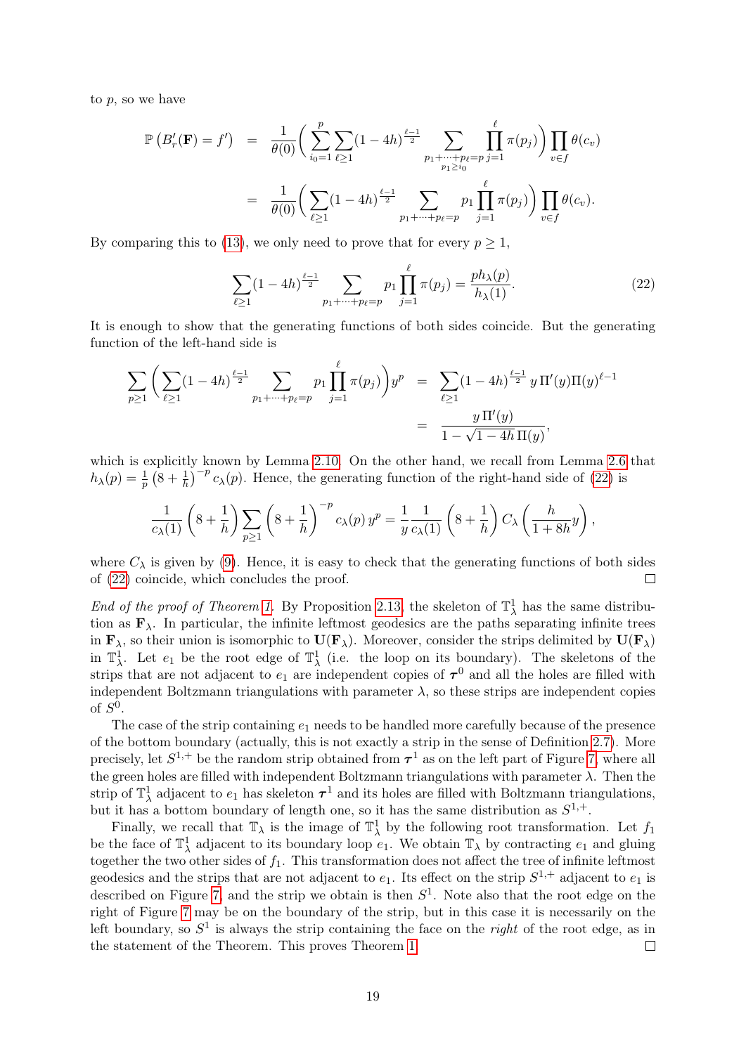to $p$, so we have

$$\begin{aligned}
\mathbb{P}\left(B'_r(\mathbf{F}) = f'\right) &= \frac{1}{\theta(0)} \bigg( \sum_{i_0=1}^{p} \sum_{\ell \geq 1} (1-4h)^{\frac{\ell-1}{2}} \sum_{\substack{p_1+\cdots+p_\ell = p \\ p_1 \geq i_0}} \prod_{j=1}^{\ell} \pi(p_j) \bigg) \prod_{v \in f} \theta(c_v) \\
&= \frac{1}{\theta(0)} \bigg( \sum_{\ell \geq 1} (1-4h)^{\frac{\ell-1}{2}} \sum_{p_1+\cdots+p_\ell = p} p_1 \prod_{j=1}^{\ell} \pi(p_j) \bigg) \prod_{v \in f} \theta(c_v).
\end{aligned}$$

By comparing this to (13), we only need to prove that for every $p \geq 1$,

$$\sum_{\ell \geq 1} (1-4h)^{\frac{\ell-1}{2}} \sum_{p_1+\cdots+p_\ell = p} p_1 \prod_{j=1}^{\ell} \pi(p_j) = \frac{p h_\lambda(p)}{h_\lambda(1)}. \tag{22}$$

It is enough to show that the generating functions of both sides coincide. But the generating function of the left-hand side is

$$\begin{aligned}
\sum_{p \geq 1} \bigg( \sum_{\ell \geq 1} (1-4h)^{\frac{\ell-1}{2}} \sum_{p_1+\cdots+p_\ell = p} p_1 \prod_{j=1}^{\ell} \pi(p_j) \bigg) y^p &= \sum_{\ell \geq 1} (1-4h)^{\frac{\ell-1}{2}}\, y\, \Pi'(y) \Pi(y)^{\ell-1} \\
&= \frac{y\, \Pi'(y)}{1 - \sqrt{1-4h}\, \Pi(y)},
\end{aligned}$$

which is explicitly known by Lemma 2.10. On the other hand, we recall from Lemma 2.6 that $h_\lambda(p) = \frac{1}{p}\left(8 + \frac{1}{h}\right)^{-p} c_\lambda(p)$. Hence, the generating function of the right-hand side of (22) is

$$\frac{1}{c_\lambda(1)} \left(8 + \frac{1}{h}\right) \sum_{p \geq 1} \left(8 + \frac{1}{h}\right)^{-p} c_\lambda(p)\, y^p = \frac{1}{y} \frac{1}{c_\lambda(1)} \left(8 + \frac{1}{h}\right) C_\lambda\left(\frac{h}{1+8h} y\right),$$

where $C_\lambda$ is given by (9). Hence, it is easy to check that the generating functions of both sides of (22) coincide, which concludes the proof. □

*End of the proof of Theorem 1.* By Proposition 2.13, the skeleton of $\mathbb{T}^1_\lambda$ has the same distribution as $\mathbf{F}_\lambda$. In particular, the infinite leftmost geodesics are the paths separating infinite trees in $\mathbf{F}_\lambda$, so their union is isomorphic to $\mathbf{U}(\mathbf{F}_\lambda)$. Moreover, consider the strips delimited by $\mathbf{U}(\mathbf{F}_\lambda)$ in $\mathbb{T}^1_\lambda$. Let $e_1$ be the root edge of $\mathbb{T}^1_\lambda$ (i.e. the loop on its boundary). The skeletons of the strips that are not adjacent to $e_1$ are independent copies of $\boldsymbol{\tau}^0$ and all the holes are filled with independent Boltzmann triangulations with parameter $\lambda$, so these strips are independent copies of $S^0$.

The case of the strip containing $e_1$ needs to be handled more carefully because of the presence of the bottom boundary (actually, this is not exactly a strip in the sense of Definition 2.7). More precisely, let $S^{1,+}$ be the random strip obtained from $\boldsymbol{\tau}^1$ as on the left part of Figure 7, where all the green holes are filled with independent Boltzmann triangulations with parameter $\lambda$. Then the strip of $\mathbb{T}^1_\lambda$ adjacent to $e_1$ has skeleton $\boldsymbol{\tau}^1$ and its holes are filled with Boltzmann triangulations, but it has a bottom boundary of length one, so it has the same distribution as $S^{1,+}$.

Finally, we recall that $\mathbb{T}_\lambda$ is the image of $\mathbb{T}^1_\lambda$ by the following root transformation. Let $f_1$ be the face of $\mathbb{T}^1_\lambda$ adjacent to its boundary loop $e_1$. We obtain $\mathbb{T}_\lambda$ by contracting $e_1$ and gluing together the two other sides of $f_1$. This transformation does not affect the tree of infinite leftmost geodesics and the strips that are not adjacent to $e_1$. Its effect on the strip $S^{1,+}$ adjacent to $e_1$ is described on Figure 7, and the strip we obtain is then $S^1$. Note also that the root edge on the right of Figure 7 may be on the boundary of the strip, but in this case it is necessarily on the left boundary, so $S^1$ is always the strip containing the face on the *right* of the root edge, as in the statement of the Theorem. This proves Theorem 1. □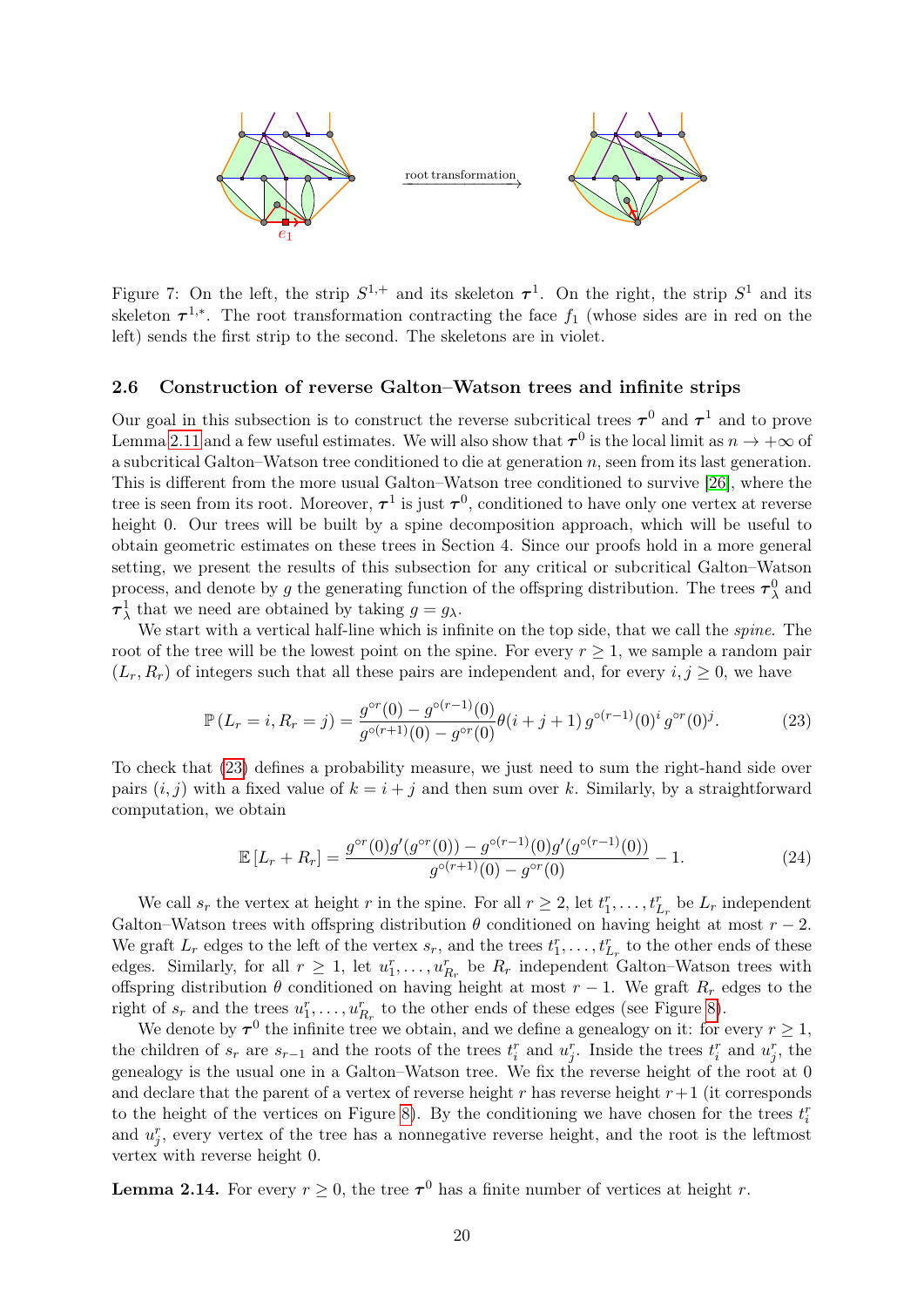Figure 7: On the left, the strip $S^{1,+}$ and its skeleton $\boldsymbol{\tau}^1$. On the right, the strip $S^1$ and its skeleton $\boldsymbol{\tau}^{1,*}$. The root transformation contracting the face $f_1$ (whose sides are in red on the left) sends the first strip to the second. The skeletons are in violet.

### 2.6 Construction of reverse Galton–Watson trees and infinite strips

Our goal in this subsection is to construct the reverse subcritical trees $\boldsymbol{\tau}^0$ and $\boldsymbol{\tau}^1$ and to prove Lemma 2.11 and a few useful estimates. We will also show that $\boldsymbol{\tau}^0$ is the local limit as $n \to +\infty$ of a subcritical Galton–Watson tree conditioned to die at generation $n$, seen from its last generation. This is different from the more usual Galton–Watson tree conditioned to survive [26], where the tree is seen from its root. Moreover, $\boldsymbol{\tau}^1$ is just $\boldsymbol{\tau}^0$, conditioned to have only one vertex at reverse height 0. Our trees will be built by a spine decomposition approach, which will be useful to obtain geometric estimates on these trees in Section 4. Since our proofs hold in a more general setting, we present the results of this subsection for any critical or subcritical Galton–Watson process, and denote by $g$ the generating function of the offspring distribution. The trees $\boldsymbol{\tau}^0_\lambda$ and $\boldsymbol{\tau}^1_\lambda$ that we need are obtained by taking $g = g_\lambda$.

We start with a vertical half-line which is infinite on the top side, that we call the *spine*. The root of the tree will be the lowest point on the spine. For every $r \geq 1$, we sample a random pair $(L_r, R_r)$ of integers such that all these pairs are independent and, for every $i, j \geq 0$, we have

$$\mathbb{P}\left(L_r = i, R_r = j\right) = \frac{g^{\circ r}(0) - g^{\circ(r-1)}(0)}{g^{\circ(r+1)}(0) - g^{\circ r}(0)} \theta(i+j+1)\, g^{\circ(r-1)}(0)^i\, g^{\circ r}(0)^j. \tag{23}$$

To check that (23) defines a probability measure, we just need to sum the right-hand side over pairs $(i, j)$ with a fixed value of $k = i + j$ and then sum over $k$. Similarly, by a straightforward computation, we obtain

$$\mathbb{E}\left[L_r + R_r\right] = \frac{g^{\circ r}(0) g'(g^{\circ r}(0)) - g^{\circ(r-1)}(0) g'(g^{\circ(r-1)}(0))}{g^{\circ(r+1)}(0) - g^{\circ r}(0)} - 1. \tag{24}$$

We call $s_r$ the vertex at height $r$ in the spine. For all $r \geq 2$, let $t_1^r, \dots, t_{L_r}^r$ be $L_r$ independent Galton–Watson trees with offspring distribution $\theta$ conditioned on having height at most $r-2$. We graft $L_r$ edges to the left of the vertex $s_r$, and the trees $t_1^r, \dots, t_{L_r}^r$ to the other ends of these edges. Similarly, for all $r \geq 1$, let $u_1^r, \dots, u_{R_r}^r$ be $R_r$ independent Galton–Watson trees with offspring distribution $\theta$ conditioned on having height at most $r-1$. We graft $R_r$ edges to the right of $s_r$ and the trees $u_1^r, \dots, u_{R_r}^r$ to the other ends of these edges (see Figure 8).

We denote by $\boldsymbol{\tau}^0$ the infinite tree we obtain, and we define a genealogy on it: for every $r \geq 1$, the children of $s_r$ are $s_{r-1}$ and the roots of the trees $t_i^r$ and $u_j^r$. Inside the trees $t_i^r$ and $u_j^r$, the genealogy is the usual one in a Galton–Watson tree. We fix the reverse height of the root at 0 and declare that the parent of a vertex of reverse height $r$ has reverse height $r+1$ (it corresponds to the height of the vertices on Figure 8). By the conditioning we have chosen for the trees $t_i^r$ and $u_j^r$, every vertex of the tree has a nonnegative reverse height, and the root is the leftmost vertex with reverse height 0.

**Lemma 2.14.** For every $r \geq 0$, the tree $\boldsymbol{\tau}^0$ has a finite number of vertices at height $r$.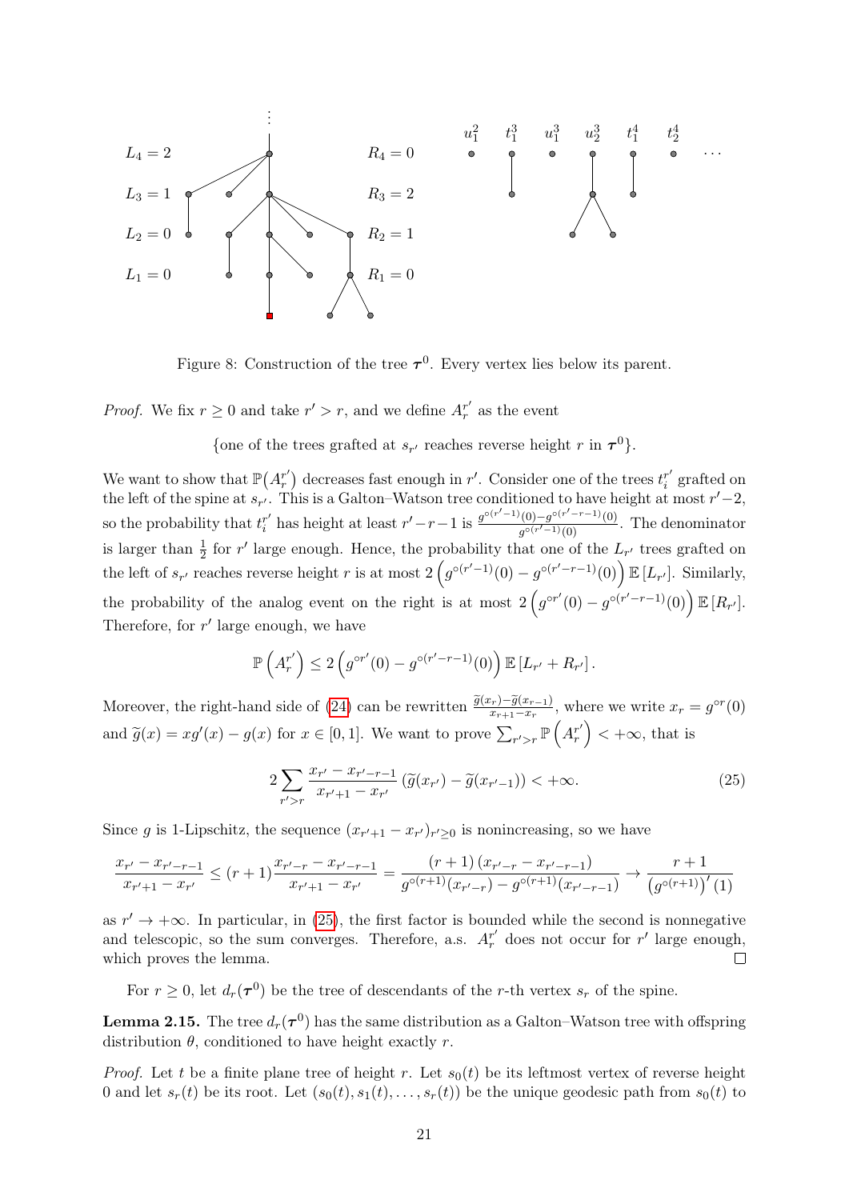Figure 8: Construction of the tree $\boldsymbol{\tau}^0$. Every vertex lies below its parent.

*Proof.* We fix $r \geq 0$ and take $r' > r$, and we define $A_r^{r'}$ as the event

$$\{\text{one of the trees grafted at } s_{r'} \text{ reaches reverse height } r \text{ in } \boldsymbol{\tau}^0\}.$$

We want to show that $\mathbb{P}(A_r^{r'})$ decreases fast enough in $r'$. Consider one of the trees $t_i^{r'}$ grafted on the left of the spine at $s_{r'}$. This is a Galton–Watson tree conditioned to have height at most $r'-2$, so the probability that $t_i^{r'}$ has height at least $r'-r-1$ is $\frac{g^{\circ(r'-1)}(0)-g^{\circ(r'-r-1)}(0)}{g^{\circ(r'-1)}(0)}$. The denominator is larger than $\frac{1}{2}$ for $r'$ large enough. Hence, the probability that one of the $L_{r'}$ trees grafted on the left of $s_{r'}$ reaches reverse height $r$ is at most $2\left(g^{\circ(r'-1)}(0) - g^{\circ(r'-r-1)}(0)\right)\mathbb{E}\left[L_{r'}\right]$. Similarly, the probability of the analog event on the right is at most $2\left(g^{\circ r'}(0) - g^{\circ(r'-r-1)}(0)\right)\mathbb{E}\left[R_{r'}\right]$. Therefore, for $r'$ large enough, we have

$$\mathbb{P}\left(A_r^{r'}\right) \leq 2\left(g^{\circ r'}(0) - g^{\circ(r'-r-1)}(0)\right)\mathbb{E}\left[L_{r'} + R_{r'}\right].$$

Moreover, the right-hand side of (24) can be rewritten $\frac{\widetilde{g}(x_r)-\widetilde{g}(x_{r-1})}{x_{r+1}-x_r}$, where we write $x_r = g^{\circ r}(0)$ and $\widetilde{g}(x) = xg'(x) - g(x)$ for $x \in [0,1]$. We want to prove $\sum_{r'>r} \mathbb{P}\left(A_r^{r'}\right) < +\infty$, that is

$$2\sum_{r'>r} \frac{x_{r'} - x_{r'-r-1}}{x_{r'+1} - x_{r'}} \left(\widetilde{g}(x_{r'}) - \widetilde{g}(x_{r'-1})\right) < +\infty. \tag{25}$$

Since $g$ is 1-Lipschitz, the sequence $(x_{r'+1} - x_{r'})_{r' \geq 0}$ is nonincreasing, so we have

$$\frac{x_{r'} - x_{r'-r-1}}{x_{r'+1} - x_{r'}} \leq (r+1)\frac{x_{r'-r} - x_{r'-r-1}}{x_{r'+1} - x_{r'}} = \frac{(r+1)\left(x_{r'-r} - x_{r'-r-1}\right)}{g^{\circ(r+1)}(x_{r'-r}) - g^{\circ(r+1)}(x_{r'-r-1})} \to \frac{r+1}{\left(g^{\circ(r+1)}\right)'(1)}$$

as $r' \to +\infty$. In particular, in (25), the first factor is bounded while the second is nonnegative and telescopic, so the sum converges. Therefore, a.s. $A_r^{r'}$ does not occur for $r'$ large enough, which proves the lemma. $\square$

For $r \geq 0$, let $d_r(\boldsymbol{\tau}^0)$ be the tree of descendants of the $r$-th vertex $s_r$ of the spine.

**Lemma 2.15.** The tree $d_r(\boldsymbol{\tau}^0)$ has the same distribution as a Galton–Watson tree with offspring distribution $\theta$, conditioned to have height exactly $r$.

*Proof.* Let $t$ be a finite plane tree of height $r$. Let $s_0(t)$ be its leftmost vertex of reverse height 0 and let $s_r(t)$ be its root. Let $(s_0(t), s_1(t), \ldots, s_r(t))$ be the unique geodesic path from $s_0(t)$ to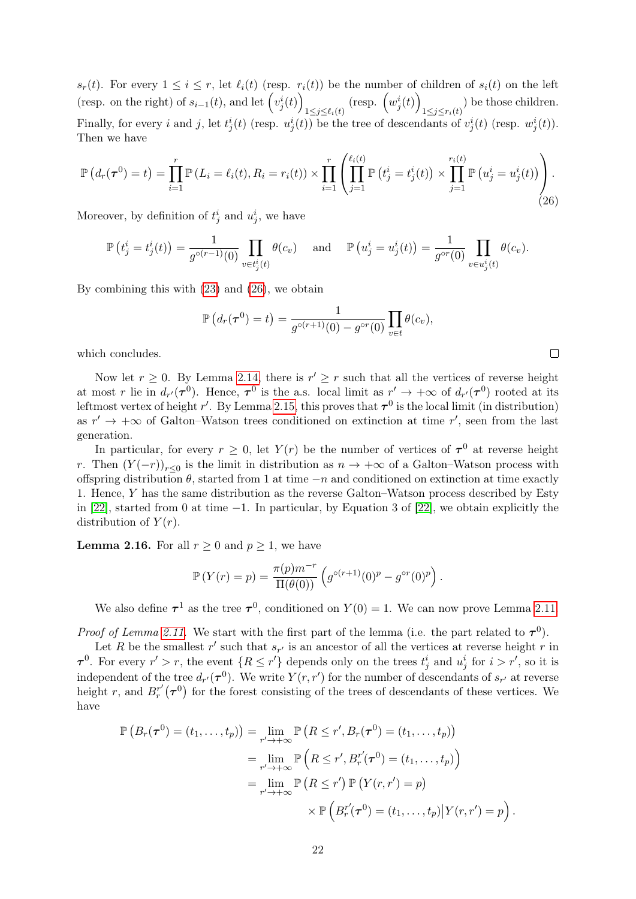$s_r(t)$. For every $1 \le i \le r$, let $\ell_i(t)$ (resp. $r_i(t)$) be the number of children of $s_i(t)$ on the left (resp. on the right) of $s_{i-1}(t)$, and let $\left(v^i_j(t)\right)_{1\le j\le \ell_i(t)}$ (resp. $\left(w^i_j(t)\right)_{1\le j\le r_i(t)}$) be those children. Finally, for every $i$ and $j$, let $t^i_j(t)$ (resp. $u^i_j(t)$) be the tree of descendants of $v^i_j(t)$ (resp. $w^i_j(t)$). Then we have

$$\mathbb{P}\left(d_r(\boldsymbol{\tau}^0)=t\right)=\prod_{i=1}^r \mathbb{P}\left(L_i=\ell_i(t),R_i=r_i(t)\right)\times\prod_{i=1}^r\left(\prod_{j=1}^{\ell_i(t)}\mathbb{P}\left(t^i_j=t^i_j(t)\right)\times\prod_{j=1}^{r_i(t)}\mathbb{P}\left(u^i_j=u^i_j(t)\right)\right). \tag{26}$$

Moreover, by definition of $t^i_j$ and $u^i_j$, we have

$$\mathbb{P}\left(t^i_j=t^i_j(t)\right)=\frac{1}{g^{\circ(r-1)}(0)}\prod_{v\in t^i_j(t)}\theta(c_v) \quad \text{and} \quad \mathbb{P}\left(u^i_j=u^i_j(t)\right)=\frac{1}{g^{\circ r}(0)}\prod_{v\in u^i_j(t)}\theta(c_v).$$

By combining this with (23) and (26), we obtain

$$\mathbb{P}\left(d_r(\boldsymbol{\tau}^0)=t\right)=\frac{1}{g^{\circ(r+1)}(0)-g^{\circ r}(0)}\prod_{v\in t}\theta(c_v),$$

which concludes. □

Now let $r\ge 0$. By Lemma 2.14, there is $r'\ge r$ such that all the vertices of reverse height at most $r$ lie in $d_{r'}(\boldsymbol{\tau}^0)$. Hence, $\boldsymbol{\tau}^0$ is the a.s. local limit as $r'\to+\infty$ of $d_{r'}(\boldsymbol{\tau}^0)$ rooted at its leftmost vertex of height $r'$. By Lemma 2.15, this proves that $\boldsymbol{\tau}^0$ is the local limit (in distribution) as $r'\to+\infty$ of Galton–Watson trees conditioned on extinction at time $r'$, seen from the last generation.

In particular, for every $r\ge 0$, let $Y(r)$ be the number of vertices of $\boldsymbol{\tau}^0$ at reverse height $r$. Then $(Y(-r))_{r\le 0}$ is the limit in distribution as $n\to+\infty$ of a Galton–Watson process with offspring distribution $\theta$, started from 1 at time $-n$ and conditioned on extinction at time exactly 1. Hence, $Y$ has the same distribution as the reverse Galton–Watson process described by Esty in [22], started from 0 at time $-1$. In particular, by Equation 3 of [22], we obtain explicitly the distribution of $Y(r)$.

**Lemma 2.16.** For all $r\ge 0$ and $p\ge 1$, we have

$$\mathbb{P}\left(Y(r)=p\right)=\frac{\pi(p)m^{-r}}{\Pi(\theta(0))}\left(g^{\circ(r+1)}(0)^p-g^{\circ r}(0)^p\right).$$

We also define $\boldsymbol{\tau}^1$ as the tree $\boldsymbol{\tau}^0$, conditioned on $Y(0)=1$. We can now prove Lemma 2.11.

*Proof of Lemma 2.11.* We start with the first part of the lemma (i.e. the part related to $\boldsymbol{\tau}^0$).

Let $R$ be the smallest $r'$ such that $s_{r'}$ is an ancestor of all the vertices at reverse height $r$ in $\boldsymbol{\tau}^0$. For every $r'>r$, the event $\{R\le r'\}$ depends only on the trees $t^i_j$ and $u^i_j$ for $i>r'$, so it is independent of the tree $d_{r'}(\boldsymbol{\tau}^0)$. We write $Y(r,r')$ for the number of descendants of $s_{r'}$ at reverse height $r$, and $B^{r'}_r(\boldsymbol{\tau}^0)$ for the forest consisting of the trees of descendants of these vertices. We have

$$\begin{aligned}
\mathbb{P}\left(B_r(\boldsymbol{\tau}^0)=(t_1,\dots,t_p)\right)&=\lim_{r'\to+\infty}\mathbb{P}\left(R\le r',B_r(\boldsymbol{\tau}^0)=(t_1,\dots,t_p)\right)\\
&=\lim_{r'\to+\infty}\mathbb{P}\left(R\le r',B^{r'}_r(\boldsymbol{\tau}^0)=(t_1,\dots,t_p)\right)\\
&=\lim_{r'\to+\infty}\mathbb{P}\left(R\le r'\right)\mathbb{P}\left(Y(r,r')=p\right)\\
&\qquad\qquad\times\mathbb{P}\left(B^{r'}_r(\boldsymbol{\tau}^0)=(t_1,\dots,t_p)\middle|Y(r,r')=p\right).
\end{aligned}$$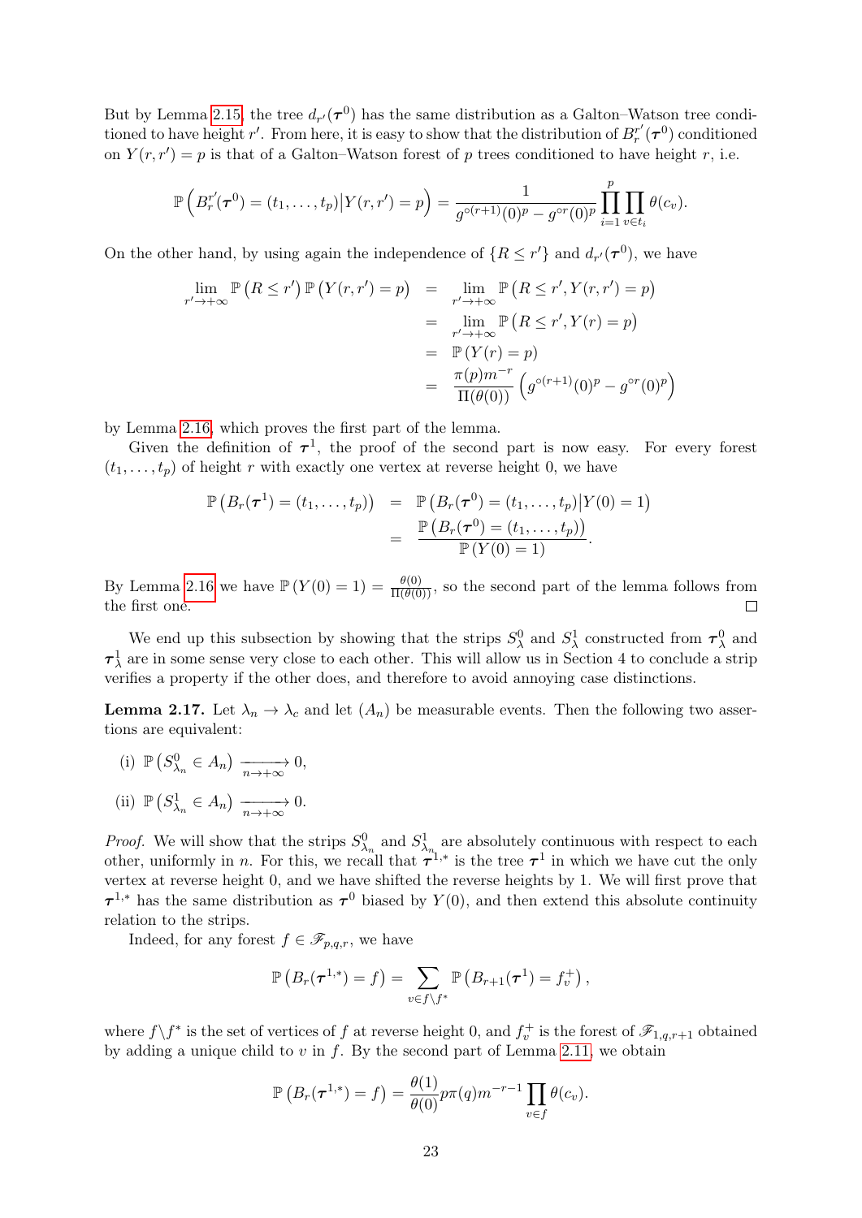But by Lemma 2.15, the tree $d_{r'}(\boldsymbol{\tau}^0)$ has the same distribution as a Galton–Watson tree conditioned to have height $r'$. From here, it is easy to show that the distribution of $B_r^{r'}(\boldsymbol{\tau}^0)$ conditioned on $Y(r,r') = p$ is that of a Galton–Watson forest of $p$ trees conditioned to have height $r$, i.e.

$$\mathbb{P}\left(B_r^{r'}(\boldsymbol{\tau}^0) = (t_1, \dots, t_p) \middle| Y(r,r') = p\right) = \frac{1}{g^{\circ(r+1)}(0)^p - g^{\circ r}(0)^p} \prod_{i=1}^{p} \prod_{v \in t_i} \theta(c_v).$$

On the other hand, by using again the independence of $\{R \le r'\}$ and $d_{r'}(\boldsymbol{\tau}^0)$, we have

$$\begin{aligned}
\lim_{r' \to +\infty} \mathbb{P}\left(R \le r'\right) \mathbb{P}\left(Y(r,r') = p\right) &= \lim_{r' \to +\infty} \mathbb{P}\left(R \le r', Y(r,r') = p\right) \\
&= \lim_{r' \to +\infty} \mathbb{P}\left(R \le r', Y(r) = p\right) \\
&= \mathbb{P}\left(Y(r) = p\right) \\
&= \frac{\pi(p) m^{-r}}{\Pi(\theta(0))} \left(g^{\circ(r+1)}(0)^p - g^{\circ r}(0)^p\right)
\end{aligned}$$

by Lemma 2.16, which proves the first part of the lemma.

Given the definition of $\boldsymbol{\tau}^1$, the proof of the second part is now easy. For every forest $(t_1, \dots, t_p)$ of height $r$ with exactly one vertex at reverse height 0, we have

$$\begin{aligned}
\mathbb{P}\left(B_r(\boldsymbol{\tau}^1) = (t_1, \dots, t_p)\right) &= \mathbb{P}\left(B_r(\boldsymbol{\tau}^0) = (t_1, \dots, t_p) \middle| Y(0) = 1\right) \\
&= \frac{\mathbb{P}\left(B_r(\boldsymbol{\tau}^0) = (t_1, \dots, t_p)\right)}{\mathbb{P}\left(Y(0) = 1\right)}.
\end{aligned}$$

By Lemma 2.16 we have $\mathbb{P}\left(Y(0) = 1\right) = \frac{\theta(0)}{\Pi(\theta(0))}$, so the second part of the lemma follows from the first one. $\square$

We end up this subsection by showing that the strips $S_\lambda^0$ and $S_\lambda^1$ constructed from $\boldsymbol{\tau}_\lambda^0$ and $\boldsymbol{\tau}_\lambda^1$ are in some sense very close to each other. This will allow us in Section 4 to conclude a strip verifies a property if the other does, and therefore to avoid annoying case distinctions.

**Lemma 2.17.** Let $\lambda_n \to \lambda_c$ and let $(A_n)$ be measurable events. Then the following two assertions are equivalent:

(i) $\mathbb{P}\left(S_{\lambda_n}^0 \in A_n\right) \xrightarrow[n \to +\infty]{} 0$,

(ii) $\mathbb{P}\left(S_{\lambda_n}^1 \in A_n\right) \xrightarrow[n \to +\infty]{} 0$.

*Proof.* We will show that the strips $S_{\lambda_n}^0$ and $S_{\lambda_n}^1$ are absolutely continuous with respect to each other, uniformly in $n$. For this, we recall that $\boldsymbol{\tau}^{1,*}$ is the tree $\boldsymbol{\tau}^1$ in which we have cut the only vertex at reverse height 0, and we have shifted the reverse heights by 1. We will first prove that $\boldsymbol{\tau}^{1,*}$ has the same distribution as $\boldsymbol{\tau}^0$ biased by $Y(0)$, and then extend this absolute continuity relation to the strips.

Indeed, for any forest $f \in \mathscr{F}_{p,q,r}$, we have

$$\mathbb{P}\left(B_r(\boldsymbol{\tau}^{1,*}) = f\right) = \sum_{v \in f \setminus f^*} \mathbb{P}\left(B_{r+1}(\boldsymbol{\tau}^1) = f_v^+\right),$$

where $f \setminus f^*$ is the set of vertices of $f$ at reverse height 0, and $f_v^+$ is the forest of $\mathscr{F}_{1,q,r+1}$ obtained by adding a unique child to $v$ in $f$. By the second part of Lemma 2.11, we obtain

$$\mathbb{P}\left(B_r(\boldsymbol{\tau}^{1,*}) = f\right) = \frac{\theta(1)}{\theta(0)} p \pi(q) m^{-r-1} \prod_{v \in f} \theta(c_v).$$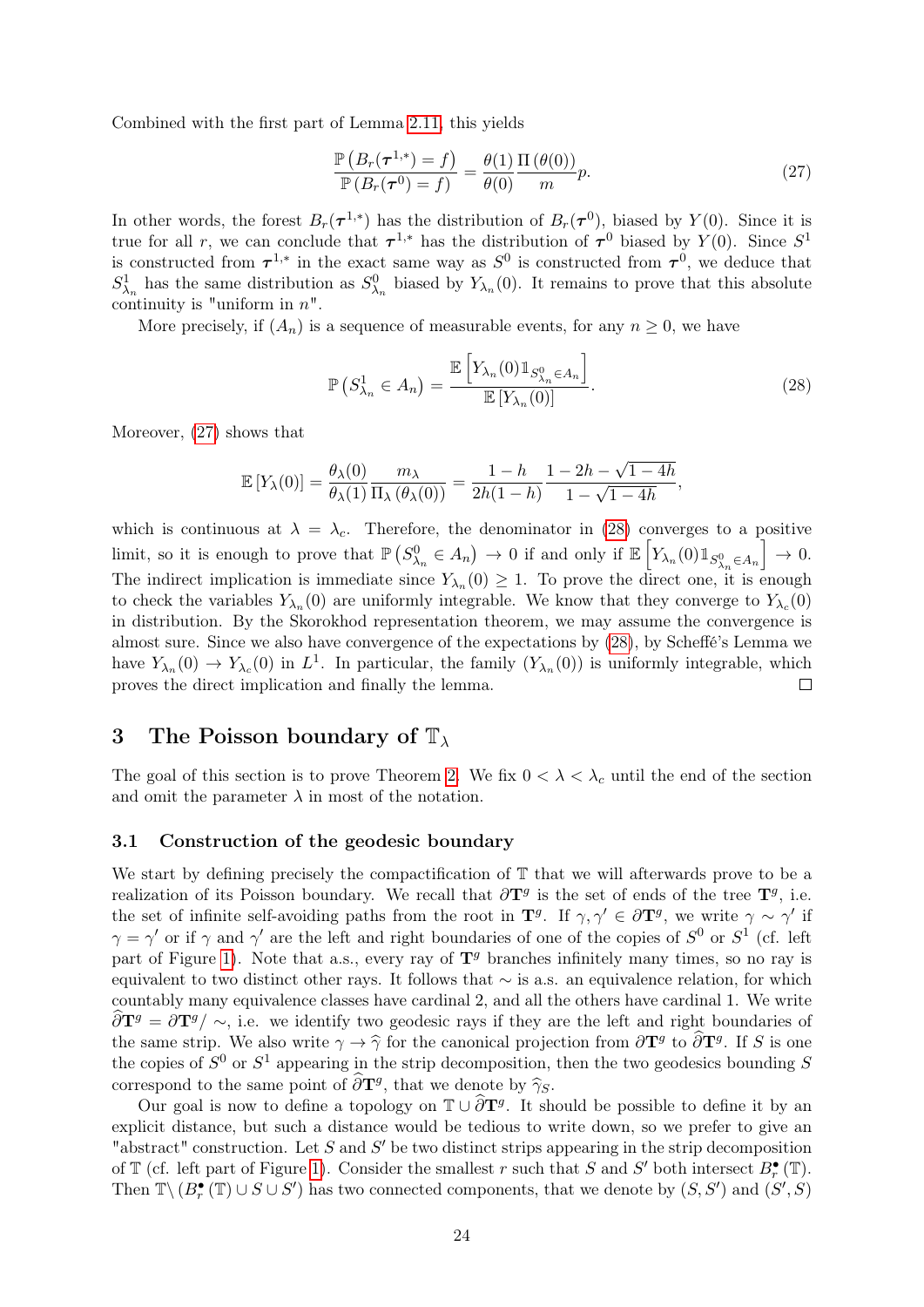Combined with the first part of Lemma 2.11, this yields

$$\frac{\mathbb{P}\left(B_r(\boldsymbol{\tau}^{1,*})=f\right)}{\mathbb{P}\left(B_r(\boldsymbol{\tau}^{0})=f\right)}=\frac{\theta(1)}{\theta(0)}\frac{\Pi\left(\theta(0)\right)}{m}p. \tag{27}$$

In other words, the forest $B_r(\boldsymbol{\tau}^{1,*})$ has the distribution of $B_r(\boldsymbol{\tau}^0)$, biased by $Y(0)$. Since it is true for all $r$, we can conclude that $\boldsymbol{\tau}^{1,*}$ has the distribution of $\boldsymbol{\tau}^0$ biased by $Y(0)$. Since $S^1$ is constructed from $\boldsymbol{\tau}^{1,*}$ in the exact same way as $S^0$ is constructed from $\boldsymbol{\tau}^0$, we deduce that $S^1_{\lambda_n}$ has the same distribution as $S^0_{\lambda_n}$ biased by $Y_{\lambda_n}(0)$. It remains to prove that this absolute continuity is "uniform in $n$".

More precisely, if $(A_n)$ is a sequence of measurable events, for any $n \geq 0$, we have

$$\mathbb{P}\left(S^1_{\lambda_n}\in A_n\right)=\frac{\mathbb{E}\left[Y_{\lambda_n}(0)\mathbb{1}_{S^0_{\lambda_n}\in A_n}\right]}{\mathbb{E}\left[Y_{\lambda_n}(0)\right]}. \tag{28}$$

Moreover, (27) shows that

$$\mathbb{E}\left[Y_\lambda(0)\right]=\frac{\theta_\lambda(0)}{\theta_\lambda(1)}\frac{m_\lambda}{\Pi_\lambda\left(\theta_\lambda(0)\right)}=\frac{1-h}{2h(1-h)}\frac{1-2h-\sqrt{1-4h}}{1-\sqrt{1-4h}},$$

which is continuous at $\lambda=\lambda_c$. Therefore, the denominator in (28) converges to a positive limit, so it is enough to prove that $\mathbb{P}\left(S^0_{\lambda_n}\in A_n\right)\to 0$ if and only if $\mathbb{E}\left[Y_{\lambda_n}(0)\mathbb{1}_{S^0_{\lambda_n}\in A_n}\right]\to 0$. The indirect implication is immediate since $Y_{\lambda_n}(0)\geq 1$. To prove the direct one, it is enough to check the variables $Y_{\lambda_n}(0)$ are uniformly integrable. We know that they converge to $Y_{\lambda_c}(0)$ in distribution. By the Skorokhod representation theorem, we may assume the convergence is almost sure. Since we also have convergence of the expectations by (28), by Scheffé's Lemma we have $Y_{\lambda_n}(0)\to Y_{\lambda_c}(0)$ in $L^1$. In particular, the family $(Y_{\lambda_n}(0))$ is uniformly integrable, which proves the direct implication and finally the lemma. □

## 3 The Poisson boundary of $\mathbb{T}_\lambda$

The goal of this section is to prove Theorem 2. We fix $0<\lambda<\lambda_c$ until the end of the section and omit the parameter $\lambda$ in most of the notation.

### 3.1 Construction of the geodesic boundary

We start by defining precisely the compactification of $\mathbb{T}$ that we will afterwards prove to be a realization of its Poisson boundary. We recall that $\partial\mathbf{T}^g$ is the set of ends of the tree $\mathbf{T}^g$, i.e. the set of infinite self-avoiding paths from the root in $\mathbf{T}^g$. If $\gamma,\gamma'\in\partial\mathbf{T}^g$, we write $\gamma\sim\gamma'$ if $\gamma=\gamma'$ or if $\gamma$ and $\gamma'$ are the left and right boundaries of one of the copies of $S^0$ or $S^1$ (cf. left part of Figure 1). Note that a.s., every ray of $\mathbf{T}^g$ branches infinitely many times, so no ray is equivalent to two distinct other rays. It follows that $\sim$ is a.s. an equivalence relation, for which countably many equivalence classes have cardinal 2, and all the others have cardinal 1. We write $\widehat{\partial}\mathbf{T}^g=\partial\mathbf{T}^g/\sim$, i.e. we identify two geodesic rays if they are the left and right boundaries of the same strip. We also write $\gamma\to\widehat{\gamma}$ for the canonical projection from $\partial\mathbf{T}^g$ to $\widehat{\partial}\mathbf{T}^g$. If $S$ is one the copies of $S^0$ or $S^1$ appearing in the strip decomposition, then the two geodesics bounding $S$ correspond to the same point of $\widehat{\partial}\mathbf{T}^g$, that we denote by $\widehat{\gamma}_S$.

Our goal is now to define a topology on $\mathbb{T}\cup\widehat{\partial}\mathbf{T}^g$. It should be possible to define it by an explicit distance, but such a distance would be tedious to write down, so we prefer to give an "abstract" construction. Let $S$ and $S'$ be two distinct strips appearing in the strip decomposition of $\mathbb{T}$ (cf. left part of Figure 1). Consider the smallest $r$ such that $S$ and $S'$ both intersect $B^\bullet_r(\mathbb{T})$. Then $\mathbb{T}\backslash\left(B^\bullet_r(\mathbb{T})\cup S\cup S'\right)$ has two connected components, that we denote by $(S,S')$ and $(S',S)$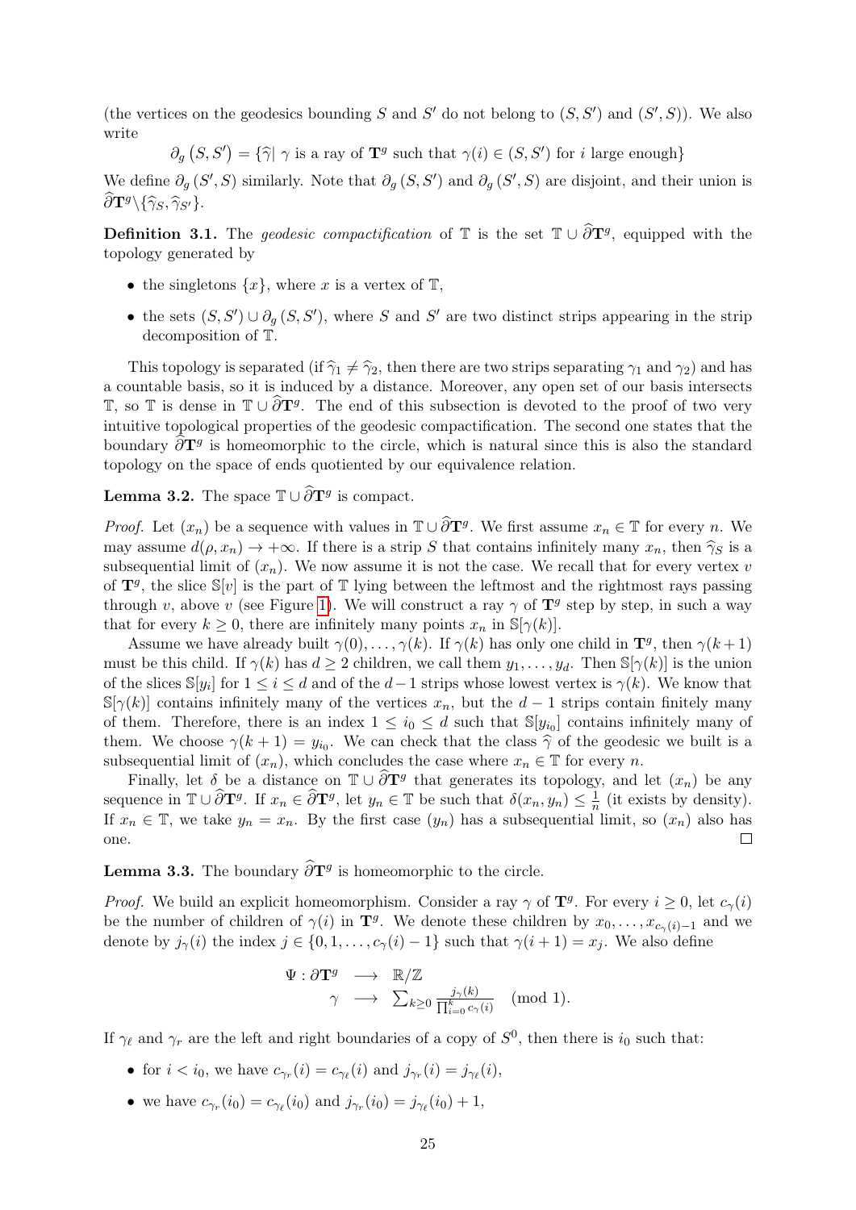(the vertices on the geodesics bounding $S$ and $S'$ do not belong to $(S, S')$ and $(S', S)$). We also write

$$\partial_g (S, S') = \{\widehat{\gamma} |\ \gamma \text{ is a ray of } \mathbf{T}^g \text{ such that } \gamma(i) \in (S, S') \text{ for } i \text{ large enough}\}$$

We define $\partial_g (S', S)$ similarly. Note that $\partial_g (S, S')$ and $\partial_g (S', S)$ are disjoint, and their union is $\widehat{\partial}\mathbf{T}^g \backslash \{\widehat{\gamma}_S, \widehat{\gamma}_{S'}\}$.

**Definition 3.1.** The *geodesic compactification* of $\mathbb{T}$ is the set $\mathbb{T} \cup \widehat{\partial}\mathbf{T}^g$, equipped with the topology generated by

- the singletons $\{x\}$, where $x$ is a vertex of $\mathbb{T}$,
- the sets $(S, S') \cup \partial_g (S, S')$, where $S$ and $S'$ are two distinct strips appearing in the strip decomposition of $\mathbb{T}$.

This topology is separated (if $\widehat{\gamma}_1 \neq \widehat{\gamma}_2$, then there are two strips separating $\gamma_1$ and $\gamma_2$) and has a countable basis, so it is induced by a distance. Moreover, any open set of our basis intersects $\mathbb{T}$, so $\mathbb{T}$ is dense in $\mathbb{T} \cup \widehat{\partial}\mathbf{T}^g$. The end of this subsection is devoted to the proof of two very intuitive topological properties of the geodesic compactification. The second one states that the boundary $\widehat{\partial}\mathbf{T}^g$ is homeomorphic to the circle, which is natural since this is also the standard topology on the space of ends quotiented by our equivalence relation.

**Lemma 3.2.** The space $\mathbb{T} \cup \widehat{\partial}\mathbf{T}^g$ is compact.

*Proof.* Let $(x_n)$ be a sequence with values in $\mathbb{T} \cup \widehat{\partial}\mathbf{T}^g$. We first assume $x_n \in \mathbb{T}$ for every $n$. We may assume $d(\rho, x_n) \to +\infty$. If there is a strip $S$ that contains infinitely many $x_n$, then $\widehat{\gamma}_S$ is a subsequential limit of $(x_n)$. We now assume it is not the case. We recall that for every vertex $v$ of $\mathbf{T}^g$, the slice $\mathbb{S}[v]$ is the part of $\mathbb{T}$ lying between the leftmost and the rightmost rays passing through $v$, above $v$ (see Figure 1). We will construct a ray $\gamma$ of $\mathbf{T}^g$ step by step, in such a way that for every $k \geq 0$, there are infinitely many points $x_n$ in $\mathbb{S}[\gamma(k)]$.

Assume we have already built $\gamma(0), \dots, \gamma(k)$. If $\gamma(k)$ has only one child in $\mathbf{T}^g$, then $\gamma(k+1)$ must be this child. If $\gamma(k)$ has $d \geq 2$ children, we call them $y_1, \dots, y_d$. Then $\mathbb{S}[\gamma(k)]$ is the union of the slices $\mathbb{S}[y_i]$ for $1 \leq i \leq d$ and of the $d-1$ strips whose lowest vertex is $\gamma(k)$. We know that $\mathbb{S}[\gamma(k)]$ contains infinitely many of the vertices $x_n$, but the $d-1$ strips contain finitely many of them. Therefore, there is an index $1 \leq i_0 \leq d$ such that $\mathbb{S}[y_{i_0}]$ contains infinitely many of them. We choose $\gamma(k+1) = y_{i_0}$. We can check that the class $\widehat{\gamma}$ of the geodesic we built is a subsequential limit of $(x_n)$, which concludes the case where $x_n \in \mathbb{T}$ for every $n$.

Finally, let $\delta$ be a distance on $\mathbb{T} \cup \widehat{\partial}\mathbf{T}^g$ that generates its topology, and let $(x_n)$ be any sequence in $\mathbb{T} \cup \widehat{\partial}\mathbf{T}^g$. If $x_n \in \widehat{\partial}\mathbf{T}^g$, let $y_n \in \mathbb{T}$ be such that $\delta(x_n, y_n) \leq \frac{1}{n}$ (it exists by density). If $x_n \in \mathbb{T}$, we take $y_n = x_n$. By the first case $(y_n)$ has a subsequential limit, so $(x_n)$ also has one. $\square$

**Lemma 3.3.** The boundary $\widehat{\partial}\mathbf{T}^g$ is homeomorphic to the circle.

*Proof.* We build an explicit homeomorphism. Consider a ray $\gamma$ of $\mathbf{T}^g$. For every $i \geq 0$, let $c_\gamma(i)$ be the number of children of $\gamma(i)$ in $\mathbf{T}^g$. We denote these children by $x_0, \dots, x_{c_\gamma(i)-1}$ and we denote by $j_\gamma(i)$ the index $j \in \{0, 1, \dots, c_\gamma(i) - 1\}$ such that $\gamma(i+1) = x_j$. We also define

$$\begin{array}{rcl} \Psi : \partial\mathbf{T}^g & \longrightarrow & \mathbb{R}/\mathbb{Z} \\ \gamma & \longrightarrow & \sum_{k\geq 0} \frac{j_\gamma(k)}{\prod_{i=0}^{k} c_\gamma(i)} \pmod 1. \end{array}$$

If $\gamma_\ell$ and $\gamma_r$ are the left and right boundaries of a copy of $S^0$, then there is $i_0$ such that:

- for $i < i_0$, we have $c_{\gamma_r}(i) = c_{\gamma_\ell}(i)$ and $j_{\gamma_r}(i) = j_{\gamma_\ell}(i)$,
- we have $c_{\gamma_r}(i_0) = c_{\gamma_\ell}(i_0)$ and $j_{\gamma_r}(i_0) = j_{\gamma_\ell}(i_0) + 1$,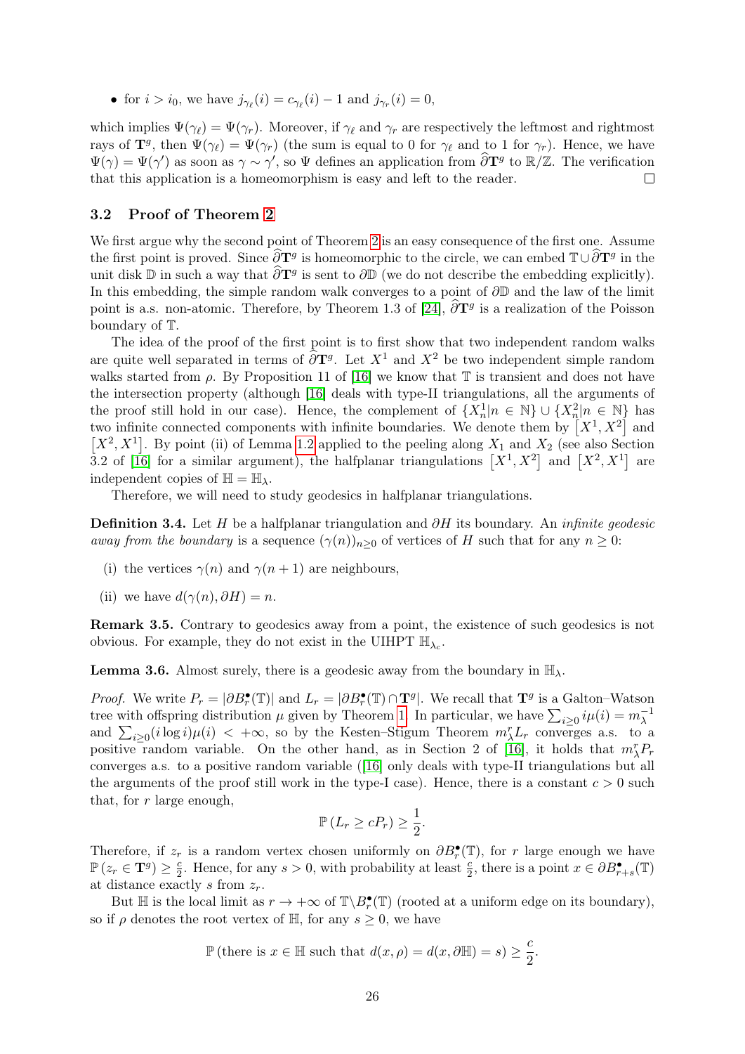- for $i > i_0$, we have $j_{\gamma_\ell}(i) = c_{\gamma_\ell}(i) - 1$ and $j_{\gamma_r}(i) = 0$,

which implies $\Psi(\gamma_\ell) = \Psi(\gamma_r)$. Moreover, if $\gamma_\ell$ and $\gamma_r$ are respectively the leftmost and rightmost rays of $\mathbf{T}^g$, then $\Psi(\gamma_\ell) = \Psi(\gamma_r)$ (the sum is equal to 0 for $\gamma_\ell$ and to 1 for $\gamma_r$). Hence, we have $\Psi(\gamma) = \Psi(\gamma')$ as soon as $\gamma \sim \gamma'$, so $\Psi$ defines an application from $\widehat{\partial}\mathbf{T}^g$ to $\mathbb{R}/\mathbb{Z}$. The verification that this application is a homeomorphism is easy and left to the reader. $\square$

### 3.2 Proof of Theorem 2

We first argue why the second point of Theorem 2 is an easy consequence of the first one. Assume the first point is proved. Since $\widehat{\partial}\mathbf{T}^g$ is homeomorphic to the circle, we can embed $\mathbb{T} \cup \widehat{\partial}\mathbf{T}^g$ in the unit disk $\mathbb{D}$ in such a way that $\widehat{\partial}\mathbf{T}^g$ is sent to $\partial\mathbb{D}$ (we do not describe the embedding explicitly). In this embedding, the simple random walk converges to a point of $\partial\mathbb{D}$ and the law of the limit point is a.s. non-atomic. Therefore, by Theorem 1.3 of [24], $\widehat{\partial}\mathbf{T}^g$ is a realization of the Poisson boundary of $\mathbb{T}$.

The idea of the proof of the first point is to first show that two independent random walks are quite well separated in terms of $\widehat{\partial}\mathbf{T}^g$. Let $X^1$ and $X^2$ be two independent simple random walks started from $\rho$. By Proposition 11 of [16] we know that $\mathbb{T}$ is transient and does not have the intersection property (although [16] deals with type-II triangulations, all the arguments of the proof still hold in our case). Hence, the complement of $\{X_n^1 | n \in \mathbb{N}\} \cup \{X_n^2 | n \in \mathbb{N}\}$ has two infinite connected components with infinite boundaries. We denote them by $[X^1, X^2]$ and $[X^2, X^1]$. By point (ii) of Lemma 1.2 applied to the peeling along $X_1$ and $X_2$ (see also Section 3.2 of [16] for a similar argument), the halfplanar triangulations $[X^1, X^2]$ and $[X^2, X^1]$ are independent copies of $\mathbb{H} = \mathbb{H}_\lambda$.

Therefore, we will need to study geodesics in halfplanar triangulations.

**Definition 3.4.** Let $H$ be a halfplanar triangulation and $\partial H$ its boundary. An *infinite geodesic away from the boundary* is a sequence $(\gamma(n))_{n \geq 0}$ of vertices of $H$ such that for any $n \geq 0$:

(i) the vertices $\gamma(n)$ and $\gamma(n+1)$ are neighbours,

(ii) we have $d(\gamma(n), \partial H) = n$.

**Remark 3.5.** Contrary to geodesics away from a point, the existence of such geodesics is not obvious. For example, they do not exist in the UIHPT $\mathbb{H}_{\lambda_c}$.

**Lemma 3.6.** Almost surely, there is a geodesic away from the boundary in $\mathbb{H}_\lambda$.

*Proof.* We write $P_r = |\partial B_r^\bullet(\mathbb{T})|$ and $L_r = |\partial B_r^\bullet(\mathbb{T}) \cap \mathbf{T}^g|$. We recall that $\mathbf{T}^g$ is a Galton–Watson tree with offspring distribution $\mu$ given by Theorem 1. In particular, we have $\sum_{i \geq 0} i\mu(i) = m_\lambda^{-1}$ and $\sum_{i \geq 0}(i \log i)\mu(i) < +\infty$, so by the Kesten–Stigum Theorem $m_\lambda^r L_r$ converges a.s. to a positive random variable. On the other hand, as in Section 2 of [16], it holds that $m_\lambda^r P_r$ converges a.s. to a positive random variable ([16] only deals with type-II triangulations but all the arguments of the proof still work in the type-I case). Hence, there is a constant $c > 0$ such that, for $r$ large enough,

$$\mathbb{P}\left(L_r \geq cP_r\right) \geq \frac{1}{2}.$$

Therefore, if $z_r$ is a random vertex chosen uniformly on $\partial B_r^\bullet(\mathbb{T})$, for $r$ large enough we have $\mathbb{P}\left(z_r \in \mathbf{T}^g\right) \geq \frac{c}{2}$. Hence, for any $s > 0$, with probability at least $\frac{c}{2}$, there is a point $x \in \partial B_{r+s}^\bullet(\mathbb{T})$ at distance exactly $s$ from $z_r$.

But $\mathbb{H}$ is the local limit as $r \to +\infty$ of $\mathbb{T} \backslash B_r^\bullet(\mathbb{T})$ (rooted at a uniform edge on its boundary), so if $\rho$ denotes the root vertex of $\mathbb{H}$, for any $s \geq 0$, we have

$$\mathbb{P}\left(\text{there is } x \in \mathbb{H} \text{ such that } d(x, \rho) = d(x, \partial\mathbb{H}) = s\right) \geq \frac{c}{2}.$$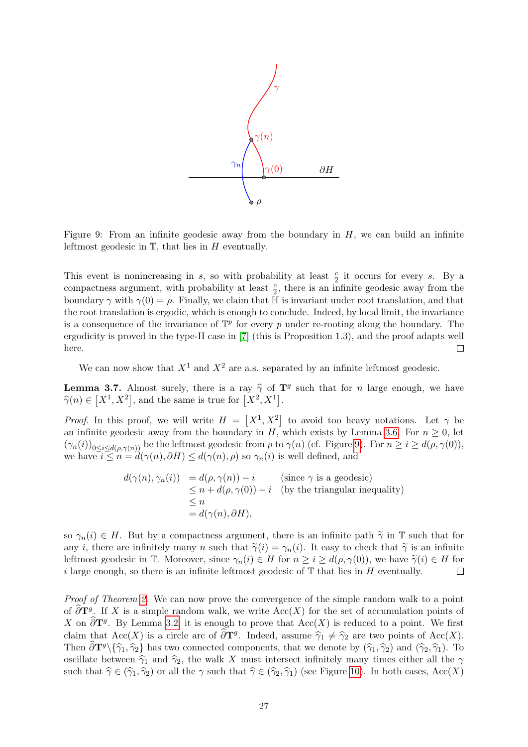Figure 9: From an infinite geodesic away from the boundary in $H$, we can build an infinite leftmost geodesic in $\mathbb{T}$, that lies in $H$ eventually.

This event is nonincreasing in $s$, so with probability at least $\frac{c}{2}$ it occurs for every $s$. By a compactness argument, with probability at least $\frac{c}{2}$, there is an infinite geodesic away from the boundary $\gamma$ with $\gamma(0) = \rho$. Finally, we claim that $\mathbb{H}$ is invariant under root translation, and that the root translation is ergodic, which is enough to conclude. Indeed, by local limit, the invariance is a consequence of the invariance of $\mathbb{T}^p$ for every $p$ under re-rooting along the boundary. The ergodicity is proved in the type-II case in [7] (this is Proposition 1.3), and the proof adapts well here. $\square$

We can now show that $X^1$ and $X^2$ are a.s. separated by an infinite leftmost geodesic.

**Lemma 3.7.** Almost surely, there is a ray $\widehat{\gamma}$ of $\mathbf{T}^g$ such that for $n$ large enough, we have $\widehat{\gamma}(n) \in \left[X^1, X^2\right]$, and the same is true for $\left[X^2, X^1\right]$.

*Proof.* In this proof, we will write $H = \left[X^1, X^2\right]$ to avoid too heavy notations. Let $\gamma$ be an infinite geodesic away from the boundary in $H$, which exists by Lemma 3.6. For $n \geq 0$, let $(\gamma_n(i))_{0 \leq i \leq d(\rho,\gamma(n))}$ be the leftmost geodesic from $\rho$ to $\gamma(n)$ (cf. Figure 9). For $n \geq i \geq d(\rho, \gamma(0))$, we have $i \leq n = d(\gamma(n), \partial H) \leq d(\gamma(n), \rho)$ so $\gamma_n(i)$ is well defined, and

$$\begin{aligned}
d(\gamma(n), \gamma_n(i)) &= d(\rho, \gamma(n)) - i && \text{(since } \gamma \text{ is a geodesic)}\\
&\leq n + d(\rho, \gamma(0)) - i && \text{(by the triangular inequality)}\\
&\leq n \\
&= d(\gamma(n), \partial H),
\end{aligned}$$

so $\gamma_n(i) \in H$. But by a compactness argument, there is an infinite path $\widetilde{\gamma}$ in $\mathbb{T}$ such that for any $i$, there are infinitely many $n$ such that $\widetilde{\gamma}(i) = \gamma_n(i)$. It easy to check that $\widetilde{\gamma}$ is an infinite leftmost geodesic in $\mathbb{T}$. Moreover, since $\gamma_n(i) \in H$ for $n \geq i \geq d(\rho, \gamma(0))$, we have $\widetilde{\gamma}(i) \in H$ for $i$ large enough, so there is an infinite leftmost geodesic of $\mathbb{T}$ that lies in $H$ eventually. $\square$

*Proof of Theorem 2.* We can now prove the convergence of the simple random walk to a point of $\widehat{\partial}\mathbf{T}^g$. If $X$ is a simple random walk, we write $\mathrm{Acc}(X)$ for the set of accumulation points of $X$ on $\widehat{\partial}\mathbf{T}^g$. By Lemma 3.2, it is enough to prove that $\mathrm{Acc}(X)$ is reduced to a point. We first claim that $\mathrm{Acc}(X)$ is a circle arc of $\widehat{\partial}\mathbf{T}^g$. Indeed, assume $\widehat{\gamma}_1 \neq \widehat{\gamma}_2$ are two points of $\mathrm{Acc}(X)$. Then $\widehat{\partial}\mathbf{T}^g \backslash \{\widehat{\gamma}_1, \widehat{\gamma}_2\}$ has two connected components, that we denote by $(\widehat{\gamma}_1, \widehat{\gamma}_2)$ and $(\widehat{\gamma}_2, \widehat{\gamma}_1)$. To oscillate between $\widehat{\gamma}_1$ and $\widehat{\gamma}_2$, the walk $X$ must intersect infinitely many times either all the $\gamma$ such that $\widehat{\gamma} \in (\widehat{\gamma}_1, \widehat{\gamma}_2)$ or all the $\gamma$ such that $\widehat{\gamma} \in (\widehat{\gamma}_2, \widehat{\gamma}_1)$ (see Figure 10). In both cases, $\mathrm{Acc}(X)$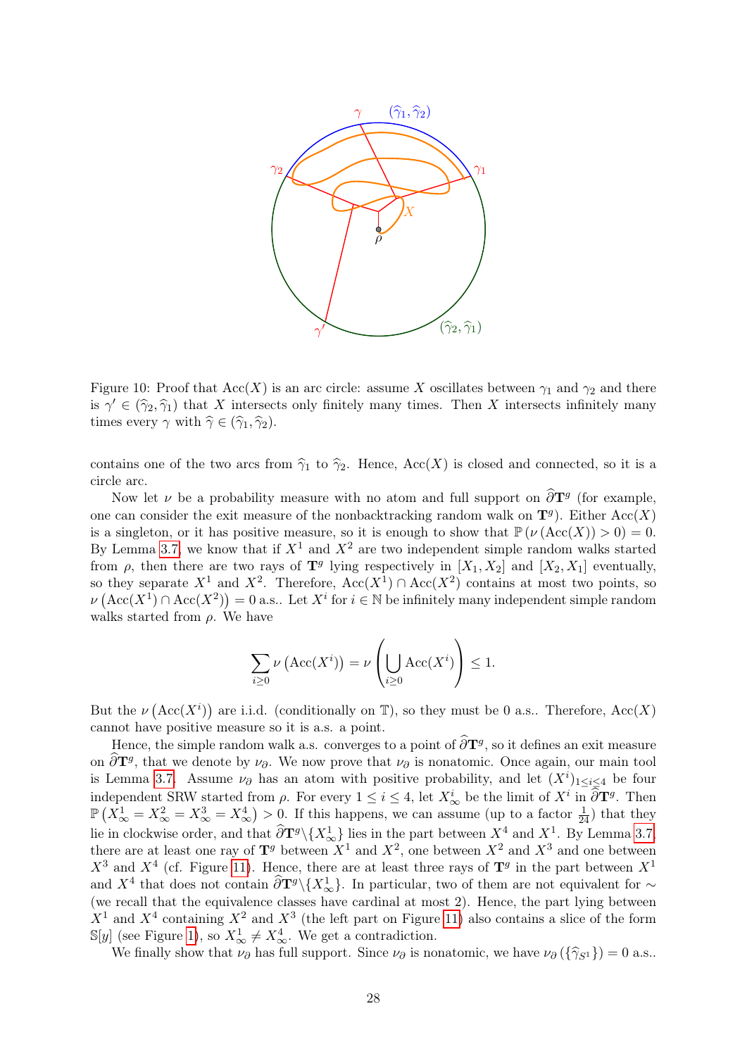Figure 10: Proof that $\mathrm{Acc}(X)$ is an arc circle: assume $X$ oscillates between $\gamma_1$ and $\gamma_2$ and there is $\gamma' \in (\widehat{\gamma}_2, \widehat{\gamma}_1)$ that $X$ intersects only finitely many times. Then $X$ intersects infinitely many times every $\gamma$ with $\widehat{\gamma} \in (\widehat{\gamma}_1, \widehat{\gamma}_2)$.

contains one of the two arcs from $\widehat{\gamma}_1$ to $\widehat{\gamma}_2$. Hence, $\mathrm{Acc}(X)$ is closed and connected, so it is a circle arc.

Now let $\nu$ be a probability measure with no atom and full support on $\widehat{\partial}\mathbf{T}^g$ (for example, one can consider the exit measure of the nonbacktracking random walk on $\mathbf{T}^g$). Either $\mathrm{Acc}(X)$ is a singleton, or it has positive measure, so it is enough to show that $\mathbb{P}\left(\nu\left(\mathrm{Acc}(X)\right) > 0\right) = 0$. By Lemma 3.7, we know that if $X^1$ and $X^2$ are two independent simple random walks started from $\rho$, then there are two rays of $\mathbf{T}^g$ lying respectively in $[X_1, X_2]$ and $[X_2, X_1]$ eventually, so they separate $X^1$ and $X^2$. Therefore, $\mathrm{Acc}(X^1) \cap \mathrm{Acc}(X^2)$ contains at most two points, so $\nu\left(\mathrm{Acc}(X^1) \cap \mathrm{Acc}(X^2)\right) = 0$ a.s.. Let $X^i$ for $i \in \mathbb{N}$ be infinitely many independent simple random walks started from $\rho$. We have

$$\sum_{i \geq 0} \nu\left(\mathrm{Acc}(X^i)\right) = \nu\left(\bigcup_{i \geq 0} \mathrm{Acc}(X^i)\right) \leq 1.$$

But the $\nu\left(\mathrm{Acc}(X^i)\right)$ are i.i.d. (conditionally on $\mathbb{T}$), so they must be 0 a.s.. Therefore, $\mathrm{Acc}(X)$ cannot have positive measure so it is a.s. a point.

Hence, the simple random walk a.s. converges to a point of $\widehat{\partial}\mathbf{T}^g$, so it defines an exit measure on $\widehat{\partial}\mathbf{T}^g$, that we denote by $\nu_\partial$. We now prove that $\nu_\partial$ is nonatomic. Once again, our main tool is Lemma 3.7. Assume $\nu_\partial$ has an atom with positive probability, and let $(X^i)_{1 \leq i \leq 4}$ be four independent SRW started from $\rho$. For every $1 \leq i \leq 4$, let $X^i_\infty$ be the limit of $X^i$ in $\widehat{\partial}\mathbf{T}^g$. Then $\mathbb{P}\left(X^1_\infty = X^2_\infty = X^3_\infty = X^4_\infty\right) > 0$. If this happens, we can assume (up to a factor $\frac{1}{24}$) that they lie in clockwise order, and that $\widehat{\partial}\mathbf{T}^g \backslash \{X^1_\infty\}$ lies in the part between $X^4$ and $X^1$. By Lemma 3.7, there are at least one ray of $\mathbf{T}^g$ between $X^1$ and $X^2$, one between $X^2$ and $X^3$ and one between $X^3$ and $X^4$ (cf. Figure 11). Hence, there are at least three rays of $\mathbf{T}^g$ in the part between $X^1$ and $X^4$ that does not contain $\widehat{\partial}\mathbf{T}^g \backslash \{X^1_\infty\}$. In particular, two of them are not equivalent for $\sim$ (we recall that the equivalence classes have cardinal at most 2). Hence, the part lying between $X^1$ and $X^4$ containing $X^2$ and $X^3$ (the left part on Figure 11) also contains a slice of the form $\mathbb{S}[y]$ (see Figure 1), so $X^1_\infty \neq X^4_\infty$. We get a contradiction.

We finally show that $\nu_\partial$ has full support. Since $\nu_\partial$ is nonatomic, we have $\nu_\partial\left(\{\widehat{\gamma}_{S^1}\}\right) = 0$ a.s..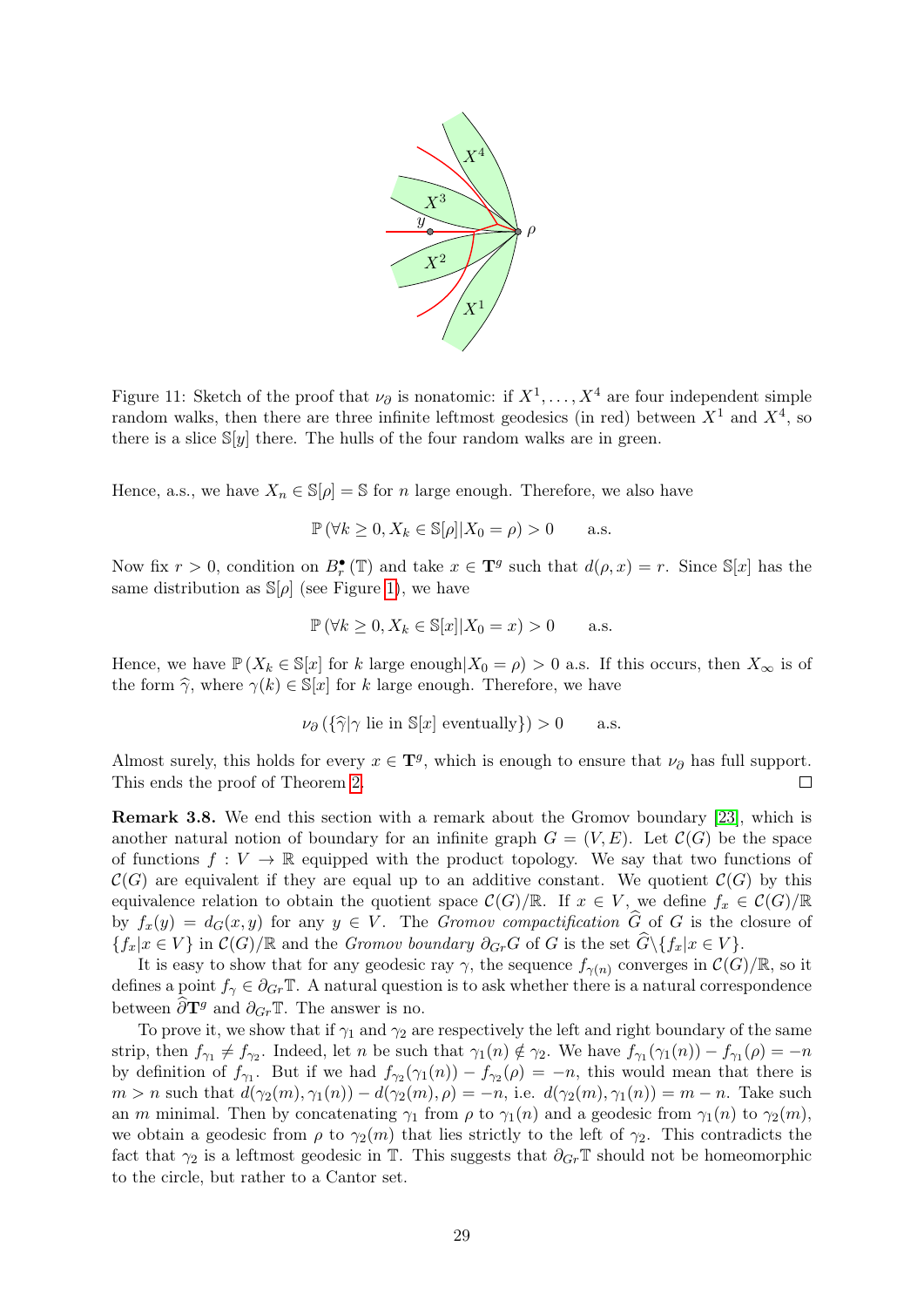Figure 11: Sketch of the proof that $\nu_\partial$ is nonatomic: if $X^1, \dots, X^4$ are four independent simple random walks, then there are three infinite leftmost geodesics (in red) between $X^1$ and $X^4$, so there is a slice $\mathbb{S}[y]$ there. The hulls of the four random walks are in green.

Hence, a.s., we have $X_n \in \mathbb{S}[\rho] = \mathbb{S}$ for $n$ large enough. Therefore, we also have

$$\mathbb{P}\left(\forall k \geq 0, X_k \in \mathbb{S}[\rho] | X_0 = \rho\right) > 0 \qquad \text{a.s.}$$

Now fix $r > 0$, condition on $B_r^\bullet(\mathbb{T})$ and take $x \in \mathbf{T}^g$ such that $d(\rho, x) = r$. Since $\mathbb{S}[x]$ has the same distribution as $\mathbb{S}[\rho]$ (see Figure 1), we have

$$\mathbb{P}\left(\forall k \geq 0, X_k \in \mathbb{S}[x] | X_0 = x\right) > 0 \qquad \text{a.s.}$$

Hence, we have $\mathbb{P}\left(X_k \in \mathbb{S}[x] \text{ for } k \text{ large enough} | X_0 = \rho\right) > 0$ a.s. If this occurs, then $X_\infty$ is of the form $\widehat{\gamma}$, where $\gamma(k) \in \mathbb{S}[x]$ for $k$ large enough. Therefore, we have

$$\nu_\partial\left(\{\widehat{\gamma} | \gamma \text{ lie in } \mathbb{S}[x] \text{ eventually}\}\right) > 0 \qquad \text{a.s.}$$

Almost surely, this holds for every $x \in \mathbf{T}^g$, which is enough to ensure that $\nu_\partial$ has full support. This ends the proof of Theorem 2. □

**Remark 3.8.** We end this section with a remark about the Gromov boundary [23], which is another natural notion of boundary for an infinite graph $G = (V, E)$. Let $\mathcal{C}(G)$ be the space of functions $f : V \to \mathbb{R}$ equipped with the product topology. We say that two functions of $\mathcal{C}(G)$ are equivalent if they are equal up to an additive constant. We quotient $\mathcal{C}(G)$ by this equivalence relation to obtain the quotient space $\mathcal{C}(G)/\mathbb{R}$. If $x \in V$, we define $f_x \in \mathcal{C}(G)/\mathbb{R}$ by $f_x(y) = d_G(x, y)$ for any $y \in V$. The *Gromov compactification* $\widehat{G}$ of $G$ is the closure of $\{f_x | x \in V\}$ in $\mathcal{C}(G)/\mathbb{R}$ and the *Gromov boundary* $\partial_{Gr} G$ of $G$ is the set $\widehat{G} \backslash \{f_x | x \in V\}$.

It is easy to show that for any geodesic ray $\gamma$, the sequence $f_{\gamma(n)}$ converges in $\mathcal{C}(G)/\mathbb{R}$, so it defines a point $f_\gamma \in \partial_{Gr}\mathbb{T}$. A natural question is to ask whether there is a natural correspondence between $\widehat{\partial}\mathbf{T}^g$ and $\partial_{Gr}\mathbb{T}$. The answer is no.

To prove it, we show that if $\gamma_1$ and $\gamma_2$ are respectively the left and right boundary of the same strip, then $f_{\gamma_1} \neq f_{\gamma_2}$. Indeed, let $n$ be such that $\gamma_1(n) \notin \gamma_2$. We have $f_{\gamma_1}(\gamma_1(n)) - f_{\gamma_1}(\rho) = -n$ by definition of $f_{\gamma_1}$. But if we had $f_{\gamma_2}(\gamma_1(n)) - f_{\gamma_2}(\rho) = -n$, this would mean that there is $m > n$ such that $d(\gamma_2(m), \gamma_1(n)) - d(\gamma_2(m), \rho) = -n$, i.e. $d(\gamma_2(m), \gamma_1(n)) = m - n$. Take such an $m$ minimal. Then by concatenating $\gamma_1$ from $\rho$ to $\gamma_1(n)$ and a geodesic from $\gamma_1(n)$ to $\gamma_2(m)$, we obtain a geodesic from $\rho$ to $\gamma_2(m)$ that lies strictly to the left of $\gamma_2$. This contradicts the fact that $\gamma_2$ is a leftmost geodesic in $\mathbb{T}$. This suggests that $\partial_{Gr}\mathbb{T}$ should not be homeomorphic to the circle, but rather to a Cantor set.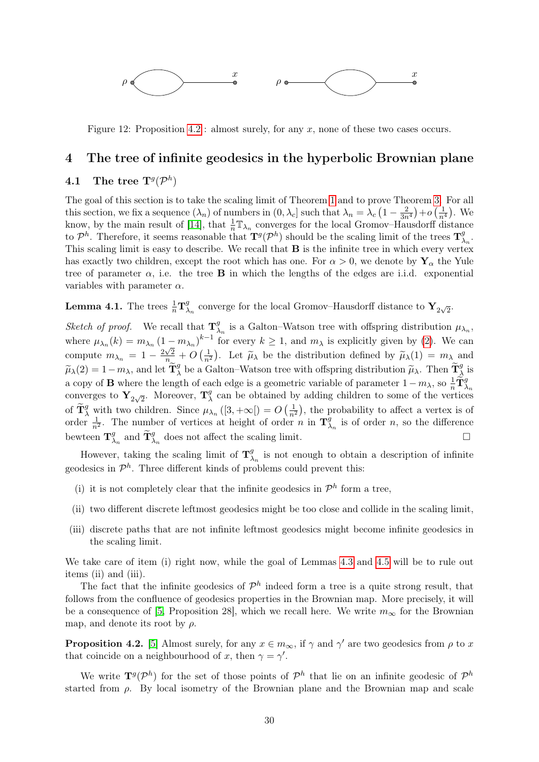Figure 12: Proposition 4.2 : almost surely, for any $x$, none of these two cases occurs.

# 4 The tree of infinite geodesics in the hyperbolic Brownian plane

## 4.1 The tree $\mathbf{T}^g(\mathcal{P}^h)$

The goal of this section is to take the scaling limit of Theorem 1 and to prove Theorem 3. For all this section, we fix a sequence $(\lambda_n)$ of numbers in $(0, \lambda_c]$ such that $\lambda_n = \lambda_c \left(1 - \frac{2}{3n^4}\right) + o\left(\frac{1}{n^4}\right)$. We know, by the main result of [14], that $\frac{1}{n}\mathbb{T}_{\lambda_n}$ converges for the local Gromov–Hausdorff distance to $\mathcal{P}^h$. Therefore, it seems reasonable that $\mathbf{T}^g(\mathcal{P}^h)$ should be the scaling limit of the trees $\mathbf{T}^g_{\lambda_n}$. This scaling limit is easy to describe. We recall that $\mathbf{B}$ is the infinite tree in which every vertex has exactly two children, except the root which has one. For $\alpha > 0$, we denote by $\mathbf{Y}_\alpha$ the Yule tree of parameter $\alpha$, i.e. the tree $\mathbf{B}$ in which the lengths of the edges are i.i.d. exponential variables with parameter $\alpha$.

**Lemma 4.1.** The trees $\frac{1}{n}\mathbf{T}^g_{\lambda_n}$ converge for the local Gromov–Hausdorff distance to $\mathbf{Y}_{2\sqrt{2}}$.

*Sketch of proof.* We recall that $\mathbf{T}^g_{\lambda_n}$ is a Galton–Watson tree with offspring distribution $\mu_{\lambda_n}$, where $\mu_{\lambda_n}(k) = m_{\lambda_n}(1 - m_{\lambda_n})^{k-1}$ for every $k \geq 1$, and $m_\lambda$ is explicitly given by (2). We can compute $m_{\lambda_n} = 1 - \frac{2\sqrt{2}}{n} + O\left(\frac{1}{n^2}\right)$. Let $\widetilde{\mu}_\lambda$ be the distribution defined by $\widetilde{\mu}_\lambda(1) = m_\lambda$ and $\widetilde{\mu}_\lambda(2) = 1 - m_\lambda$, and let $\widetilde{\mathbf{T}}^g_\lambda$ be a Galton–Watson tree with offspring distribution $\widetilde{\mu}_\lambda$. Then $\widetilde{\mathbf{T}}^g_\lambda$ is a copy of $\mathbf{B}$ where the length of each edge is a geometric variable of parameter $1 - m_\lambda$, so $\frac{1}{n}\widetilde{\mathbf{T}}^g_{\lambda_n}$ converges to $\mathbf{Y}_{2\sqrt{2}}$. Moreover, $\mathbf{T}^g_\lambda$ can be obtained by adding children to some of the vertices of $\widetilde{\mathbf{T}}^g_\lambda$ with two children. Since $\mu_{\lambda_n}([3, +\infty[) = O\left(\frac{1}{n^2}\right)$, the probability to affect a vertex is of order $\frac{1}{n^2}$. The number of vertices at height of order $n$ in $\mathbf{T}^g_{\lambda_n}$ is of order $n$, so the difference bewteen $\mathbf{T}^g_{\lambda_n}$ and $\widetilde{\mathbf{T}}^g_{\lambda_n}$ does not affect the scaling limit. $\square$

However, taking the scaling limit of $\mathbf{T}^g_{\lambda_n}$ is not enough to obtain a description of infinite geodesics in $\mathcal{P}^h$. Three different kinds of problems could prevent this:

(i) it is not completely clear that the infinite geodesics in $\mathcal{P}^h$ form a tree,

(ii) two different discrete leftmost geodesics might be too close and collide in the scaling limit,

(iii) discrete paths that are not infinite leftmost geodesics might become infinite geodesics in the scaling limit.

We take care of item (i) right now, while the goal of Lemmas 4.3 and 4.5 will be to rule out items (ii) and (iii).

The fact that the infinite geodesics of $\mathcal{P}^h$ indeed form a tree is a quite strong result, that follows from the confluence of geodesics properties in the Brownian map. More precisely, it will be a consequence of [5, Proposition 28], which we recall here. We write $m_\infty$ for the Brownian map, and denote its root by $\rho$.

**Proposition 4.2.** [5] Almost surely, for any $x \in m_\infty$, if $\gamma$ and $\gamma'$ are two geodesics from $\rho$ to $x$ that coincide on a neighbourhood of $x$, then $\gamma = \gamma'$.

We write $\mathbf{T}^g(\mathcal{P}^h)$ for the set of those points of $\mathcal{P}^h$ that lie on an infinite geodesic of $\mathcal{P}^h$ started from $\rho$. By local isometry of the Brownian plane and the Brownian map and scale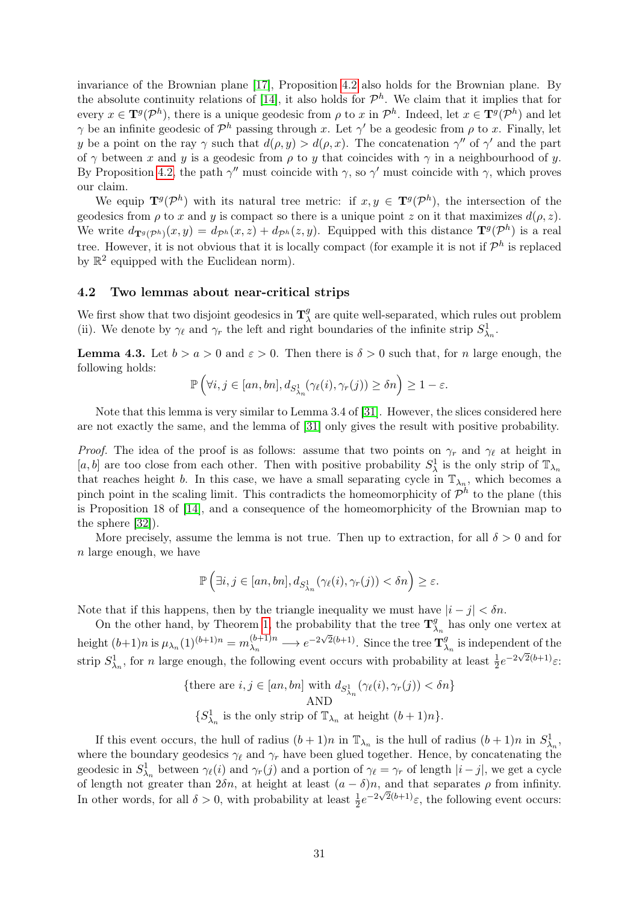invariance of the Brownian plane [17], Proposition 4.2 also holds for the Brownian plane. By the absolute continuity relations of [14], it also holds for $\mathcal{P}^h$. We claim that it implies that for every $x \in \mathbf{T}^g(\mathcal{P}^h)$, there is a unique geodesic from $\rho$ to $x$ in $\mathcal{P}^h$. Indeed, let $x \in \mathbf{T}^g(\mathcal{P}^h)$ and let $\gamma$ be an infinite geodesic of $\mathcal{P}^h$ passing through $x$. Let $\gamma'$ be a geodesic from $\rho$ to $x$. Finally, let $y$ be a point on the ray $\gamma$ such that $d(\rho, y) > d(\rho, x)$. The concatenation $\gamma''$ of $\gamma'$ and the part of $\gamma$ between $x$ and $y$ is a geodesic from $\rho$ to $y$ that coincides with $\gamma$ in a neighbourhood of $y$. By Proposition 4.2, the path $\gamma''$ must coincide with $\gamma$, so $\gamma'$ must coincide with $\gamma$, which proves our claim.

We equip $\mathbf{T}^g(\mathcal{P}^h)$ with its natural tree metric: if $x, y \in \mathbf{T}^g(\mathcal{P}^h)$, the intersection of the geodesics from $\rho$ to $x$ and $y$ is compact so there is a unique point $z$ on it that maximizes $d(\rho, z)$. We write $d_{\mathbf{T}^g(\mathcal{P}^h)}(x, y) = d_{\mathcal{P}^h}(x, z) + d_{\mathcal{P}^h}(z, y)$. Equipped with this distance $\mathbf{T}^g(\mathcal{P}^h)$ is a real tree. However, it is not obvious that it is locally compact (for example it is not if $\mathcal{P}^h$ is replaced by $\mathbb{R}^2$ equipped with the Euclidean norm).

### 4.2 Two lemmas about near-critical strips

We first show that two disjoint geodesics in $\mathbf{T}^g_\lambda$ are quite well-separated, which rules out problem (ii). We denote by $\gamma_\ell$ and $\gamma_r$ the left and right boundaries of the infinite strip $S^1_{\lambda_n}$.

**Lemma 4.3.** Let $b > a > 0$ and $\varepsilon > 0$. Then there is $\delta > 0$ such that, for $n$ large enough, the following holds:

$$\mathbb{P}\left(\forall i, j \in [an, bn], d_{S^1_{\lambda_n}}(\gamma_\ell(i), \gamma_r(j)) \geq \delta n\right) \geq 1 - \varepsilon.$$

Note that this lemma is very similar to Lemma 3.4 of [31]. However, the slices considered here are not exactly the same, and the lemma of [31] only gives the result with positive probability.

*Proof.* The idea of the proof is as follows: assume that two points on $\gamma_r$ and $\gamma_\ell$ at height in $[a, b]$ are too close from each other. Then with positive probability $S^1_\lambda$ is the only strip of $\mathbb{T}_{\lambda_n}$ that reaches height $b$. In this case, we have a small separating cycle in $\mathbb{T}_{\lambda_n}$, which becomes a pinch point in the scaling limit. This contradicts the homeomorphicity of $\mathcal{P}^h$ to the plane (this is Proposition 18 of [14], and a consequence of the homeomorphicity of the Brownian map to the sphere [32]).

More precisely, assume the lemma is not true. Then up to extraction, for all $\delta > 0$ and for $n$ large enough, we have

$$\mathbb{P}\left(\exists i, j \in [an, bn], d_{S^1_{\lambda_n}}(\gamma_\ell(i), \gamma_r(j)) < \delta n\right) \geq \varepsilon.$$

Note that if this happens, then by the triangle inequality we must have $|i - j| < \delta n$.

On the other hand, by Theorem 1, the probability that the tree $\mathbf{T}^g_{\lambda_n}$ has only one vertex at height $(b+1)n$ is $\mu_{\lambda_n}(1)^{(b+1)n} = m_{\lambda_n}^{(b+1)n} \longrightarrow e^{-2\sqrt{2}(b+1)}$. Since the tree $\mathbf{T}^g_{\lambda_n}$ is independent of the strip $S^1_{\lambda_n}$, for $n$ large enough, the following event occurs with probability at least $\frac{1}{2}e^{-2\sqrt{2}(b+1)}\varepsilon$:

$$\{\text{there are } i, j \in [an, bn] \text{ with } d_{S^1_{\lambda_n}}(\gamma_\ell(i), \gamma_r(j)) < \delta n\}$$
$$\text{AND}$$
$$\{S^1_{\lambda_n} \text{ is the only strip of } \mathbb{T}_{\lambda_n} \text{ at height } (b+1)n\}.$$

If this event occurs, the hull of radius $(b+1)n$ in $\mathbb{T}_{\lambda_n}$ is the hull of radius $(b+1)n$ in $S^1_{\lambda_n}$, where the boundary geodesics $\gamma_\ell$ and $\gamma_r$ have been glued together. Hence, by concatenating the geodesic in $S^1_{\lambda_n}$ between $\gamma_\ell(i)$ and $\gamma_r(j)$ and a portion of $\gamma_\ell = \gamma_r$ of length $|i - j|$, we get a cycle of length not greater than $2\delta n$, at height at least $(a - \delta)n$, and that separates $\rho$ from infinity. In other words, for all $\delta > 0$, with probability at least $\frac{1}{2}e^{-2\sqrt{2}(b+1)}\varepsilon$, the following event occurs: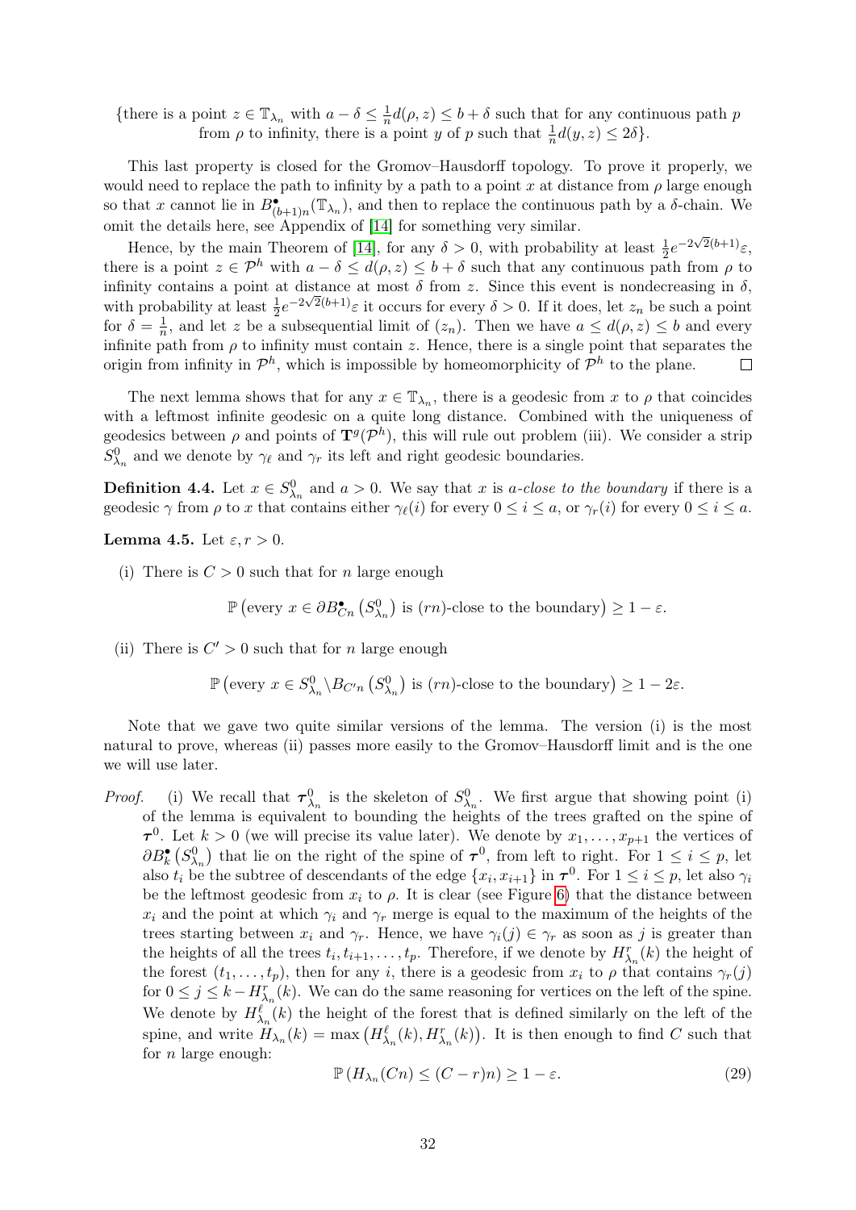{there is a point $z \in \mathbb{T}_{\lambda_n}$ with $a - \delta \leq \frac{1}{n} d(\rho, z) \leq b + \delta$ such that for any continuous path $p$ from $\rho$ to infinity, there is a point $y$ of $p$ such that $\frac{1}{n} d(y, z) \leq 2\delta$}.

This last property is closed for the Gromov–Hausdorff topology. To prove it properly, we would need to replace the path to infinity by a path to a point $x$ at distance from $\rho$ large enough so that $x$ cannot lie in $B^\bullet_{(b+1)n}(\mathbb{T}_{\lambda_n})$, and then to replace the continuous path by a $\delta$-chain. We omit the details here, see Appendix of [14] for something very similar.

Hence, by the main Theorem of [14], for any $\delta > 0$, with probability at least $\frac{1}{2} e^{-2\sqrt{2}(b+1)} \varepsilon$, there is a point $z \in \mathcal{P}^h$ with $a - \delta \leq d(\rho, z) \leq b + \delta$ such that any continuous path from $\rho$ to infinity contains a point at distance at most $\delta$ from $z$. Since this event is nondecreasing in $\delta$, with probability at least $\frac{1}{2} e^{-2\sqrt{2}(b+1)} \varepsilon$ it occurs for every $\delta > 0$. If it does, let $z_n$ be such a point for $\delta = \frac{1}{n}$, and let $z$ be a subsequential limit of $(z_n)$. Then we have $a \leq d(\rho, z) \leq b$ and every infinite path from $\rho$ to infinity must contain $z$. Hence, there is a single point that separates the origin from infinity in $\mathcal{P}^h$, which is impossible by homeomorphicity of $\mathcal{P}^h$ to the plane. $\square$

The next lemma shows that for any $x \in \mathbb{T}_{\lambda_n}$, there is a geodesic from $x$ to $\rho$ that coincides with a leftmost infinite geodesic on a quite long distance. Combined with the uniqueness of geodesics between $\rho$ and points of $\mathbf{T}^g(\mathcal{P}^h)$, this will rule out problem (iii). We consider a strip $S^0_{\lambda_n}$ and we denote by $\gamma_\ell$ and $\gamma_r$ its left and right geodesic boundaries.

**Definition 4.4.** Let $x \in S^0_{\lambda_n}$ and $a > 0$. We say that $x$ is *$a$-close to the boundary* if there is a geodesic $\gamma$ from $\rho$ to $x$ that contains either $\gamma_\ell(i)$ for every $0 \leq i \leq a$, or $\gamma_r(i)$ for every $0 \leq i \leq a$.

**Lemma 4.5.** Let $\varepsilon, r > 0$.

(i) There is $C > 0$ such that for $n$ large enough

$$\mathbb{P}\left(\text{every } x \in \partial B^\bullet_{Cn}\left(S^0_{\lambda_n}\right) \text{ is } (rn)\text{-close to the boundary}\right) \geq 1 - \varepsilon.$$

(ii) There is $C' > 0$ such that for $n$ large enough

$$\mathbb{P}\left(\text{every } x \in S^0_{\lambda_n} \backslash B_{C'n}\left(S^0_{\lambda_n}\right) \text{ is } (rn)\text{-close to the boundary}\right) \geq 1 - 2\varepsilon.$$

Note that we gave two quite similar versions of the lemma. The version (i) is the most natural to prove, whereas (ii) passes more easily to the Gromov–Hausdorff limit and is the one we will use later.

*Proof.* (i) We recall that $\boldsymbol{\tau}^0_{\lambda_n}$ is the skeleton of $S^0_{\lambda_n}$. We first argue that showing point (i) of the lemma is equivalent to bounding the heights of the trees grafted on the spine of $\boldsymbol{\tau}^0$. Let $k > 0$ (we will precise its value later). We denote by $x_1, \ldots, x_{p+1}$ the vertices of $\partial B^\bullet_k\left(S^0_{\lambda_n}\right)$ that lie on the right of the spine of $\boldsymbol{\tau}^0$, from left to right. For $1 \leq i \leq p$, let also $t_i$ be the subtree of descendants of the edge $\{x_i, x_{i+1}\}$ in $\boldsymbol{\tau}^0$. For $1 \leq i \leq p$, let also $\gamma_i$ be the leftmost geodesic from $x_i$ to $\rho$. It is clear (see Figure 6) that the distance between $x_i$ and the point at which $\gamma_i$ and $\gamma_r$ merge is equal to the maximum of the heights of the trees starting between $x_i$ and $\gamma_r$. Hence, we have $\gamma_i(j) \in \gamma_r$ as soon as $j$ is greater than the heights of all the trees $t_i, t_{i+1}, \ldots, t_p$. Therefore, if we denote by $H^r_{\lambda_n}(k)$ the height of the forest $(t_1, \ldots, t_p)$, then for any $i$, there is a geodesic from $x_i$ to $\rho$ that contains $\gamma_r(j)$ for $0 \leq j \leq k - H^r_{\lambda_n}(k)$. We can do the same reasoning for vertices on the left of the spine. We denote by $H^\ell_{\lambda_n}(k)$ the height of the forest that is defined similarly on the left of the spine, and write $H_{\lambda_n}(k) = \max\left(H^\ell_{\lambda_n}(k), H^r_{\lambda_n}(k)\right)$. It is then enough to find $C$ such that for $n$ large enough:

$$\mathbb{P}\left(H_{\lambda_n}(Cn) \leq (C - r)n\right) \geq 1 - \varepsilon. \tag{29}$$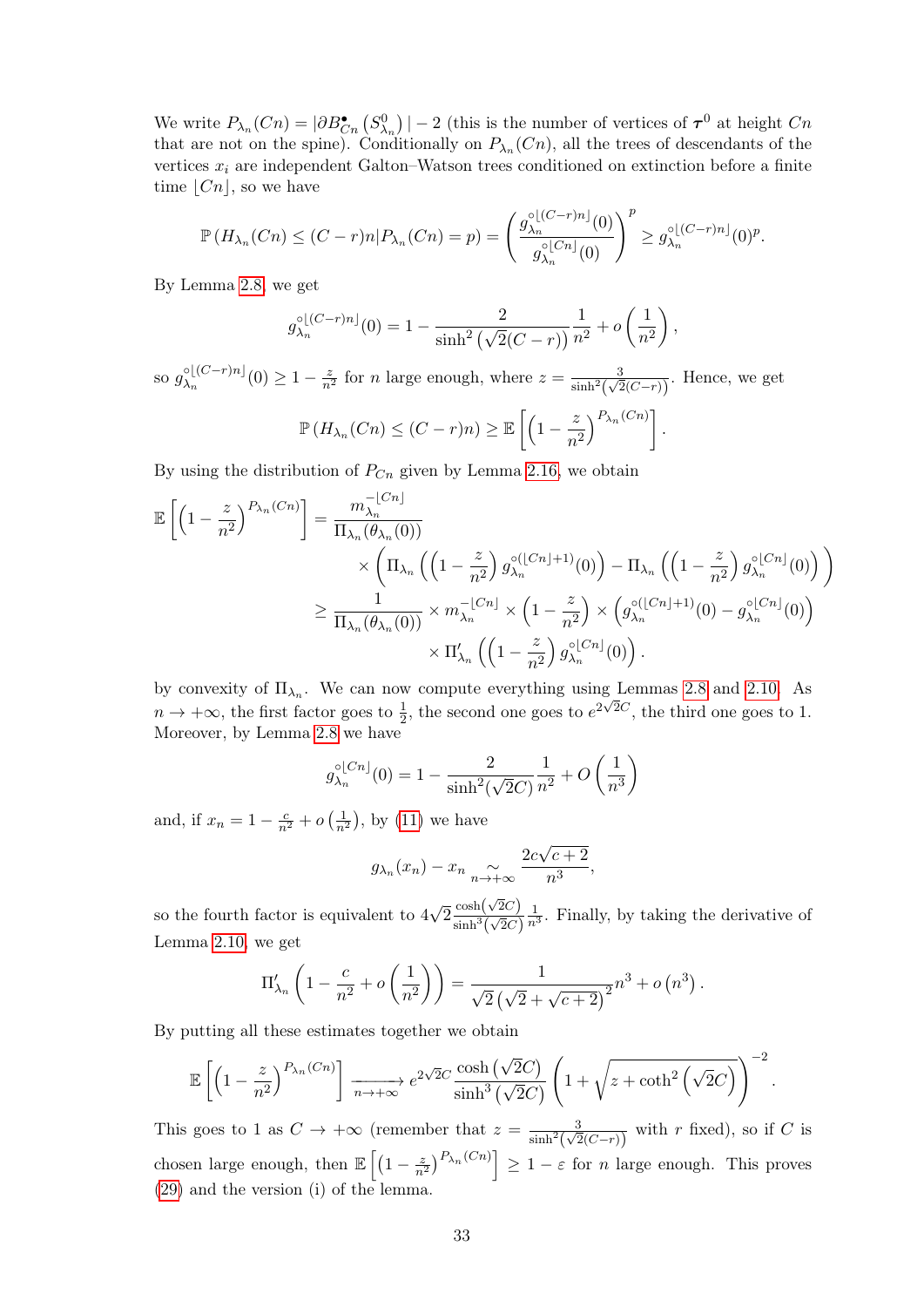We write $P_{\lambda_n}(Cn) = |\partial B^{\bullet}_{Cn}(S^0_{\lambda_n})| - 2$ (this is the number of vertices of $\boldsymbol{\tau}^0$ at height $Cn$ that are not on the spine). Conditionally on $P_{\lambda_n}(Cn)$, all the trees of descendants of the vertices $x_i$ are independent Galton–Watson trees conditioned on extinction before a finite time $\lfloor Cn \rfloor$, so we have

$$\mathbb{P}\left(H_{\lambda_n}(Cn) \leq (C-r)n | P_{\lambda_n}(Cn) = p\right) = \left( \frac{g_{\lambda_n}^{\circ \lfloor (C-r)n \rfloor}(0)}{g_{\lambda_n}^{\circ \lfloor Cn \rfloor}(0)} \right)^p \geq g_{\lambda_n}^{\circ \lfloor (C-r)n \rfloor}(0)^p.$$

By Lemma 2.8, we get

$$g_{\lambda_n}^{\circ \lfloor (C-r)n \rfloor}(0) = 1 - \frac{2}{\sinh^2\left(\sqrt{2}(C-r)\right)} \frac{1}{n^2} + o\left(\frac{1}{n^2}\right),$$

so $g_{\lambda_n}^{\circ \lfloor (C-r)n \rfloor}(0) \geq 1 - \frac{z}{n^2}$ for $n$ large enough, where $z = \frac{3}{\sinh^2\left(\sqrt{2}(C-r)\right)}$. Hence, we get

$$\mathbb{P}\left(H_{\lambda_n}(Cn) \leq (C-r)n\right) \geq \mathbb{E}\left[ \left(1 - \frac{z}{n^2}\right)^{P_{\lambda_n}(Cn)} \right].$$

By using the distribution of $P_{Cn}$ given by Lemma 2.16, we obtain

$$\begin{aligned}
\mathbb{E}\left[ \left(1 - \frac{z}{n^2}\right)^{P_{\lambda_n}(Cn)} \right] &= \frac{m_{\lambda_n}^{-\lfloor Cn \rfloor}}{\Pi_{\lambda_n}(\theta_{\lambda_n}(0))} \\
&\quad \times \left( \Pi_{\lambda_n}\left( \left(1 - \frac{z}{n^2}\right) g_{\lambda_n}^{\circ (\lfloor Cn \rfloor + 1)}(0) \right) - \Pi_{\lambda_n}\left( \left(1 - \frac{z}{n^2}\right) g_{\lambda_n}^{\circ \lfloor Cn \rfloor}(0) \right) \right) \\
&\geq \frac{1}{\Pi_{\lambda_n}(\theta_{\lambda_n}(0))} \times m_{\lambda_n}^{-\lfloor Cn \rfloor} \times \left(1 - \frac{z}{n^2}\right) \times \left( g_{\lambda_n}^{\circ (\lfloor Cn \rfloor + 1)}(0) - g_{\lambda_n}^{\circ \lfloor Cn \rfloor}(0) \right) \\
&\quad \times \Pi'_{\lambda_n}\left( \left(1 - \frac{z}{n^2}\right) g_{\lambda_n}^{\circ \lfloor Cn \rfloor}(0) \right).
\end{aligned}$$

by convexity of $\Pi_{\lambda_n}$. We can now compute everything using Lemmas 2.8 and 2.10. As $n \to +\infty$, the first factor goes to $\frac{1}{2}$, the second one goes to $e^{2\sqrt{2}C}$, the third one goes to 1. Moreover, by Lemma 2.8 we have

$$g_{\lambda_n}^{\circ \lfloor Cn \rfloor}(0) = 1 - \frac{2}{\sinh^2(\sqrt{2}C)} \frac{1}{n^2} + O\left(\frac{1}{n^3}\right)$$

and, if $x_n = 1 - \frac{c}{n^2} + o\left(\frac{1}{n^2}\right)$, by (11) we have

$$g_{\lambda_n}(x_n) - x_n \underset{n \to +\infty}{\sim} \frac{2c\sqrt{c+2}}{n^3},$$

so the fourth factor is equivalent to $4\sqrt{2} \frac{\cosh(\sqrt{2}C)}{\sinh^3(\sqrt{2}C)} \frac{1}{n^3}$. Finally, by taking the derivative of Lemma 2.10, we get

$$\Pi'_{\lambda_n}\left(1 - \frac{c}{n^2} + o\left(\frac{1}{n^2}\right)\right) = \frac{1}{\sqrt{2}\left(\sqrt{2} + \sqrt{c+2}\right)^2} n^3 + o\left(n^3\right).$$

By putting all these estimates together we obtain

$$\mathbb{E}\left[ \left(1 - \frac{z}{n^2}\right)^{P_{\lambda_n}(Cn)} \right] \xrightarrow[n \to +\infty]{} e^{2\sqrt{2}C} \frac{\cosh\left(\sqrt{2}C\right)}{\sinh^3\left(\sqrt{2}C\right)} \left(1 + \sqrt{z + \coth^2\left(\sqrt{2}C\right)}\right)^{-2}.$$

This goes to 1 as $C \to +\infty$ (remember that $z = \frac{3}{\sinh^2\left(\sqrt{2}(C-r)\right)}$ with $r$ fixed), so if $C$ is chosen large enough, then $\mathbb{E}\left[\left(1 - \frac{z}{n^2}\right)^{P_{\lambda_n}(Cn)}\right] \geq 1 - \varepsilon$ for $n$ large enough. This proves (29) and the version (i) of the lemma.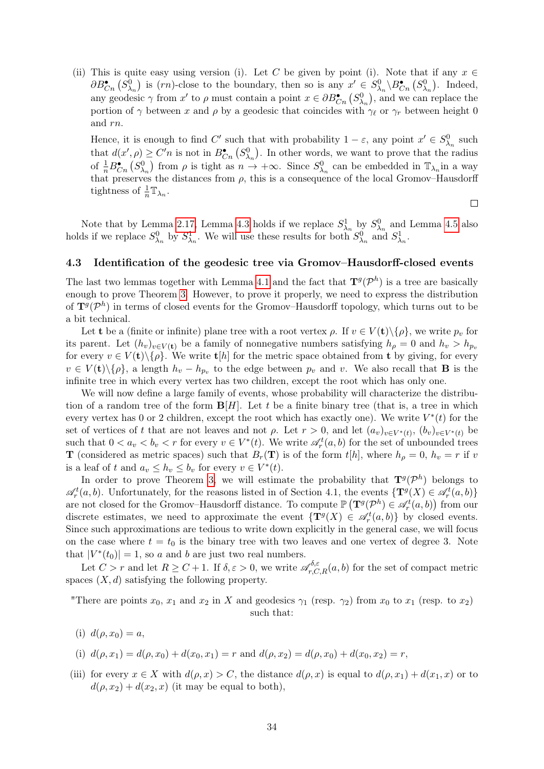(ii) This is quite easy using version (i). Let $C$ be given by point (i). Note that if any $x \in \partial B^{\bullet}_{Cn}\left(S^0_{\lambda_n}\right)$ is $(rn)$-close to the boundary, then so is any $x' \in S^0_{\lambda_n} \backslash B^{\bullet}_{Cn}\left(S^0_{\lambda_n}\right)$. Indeed, any geodesic $\gamma$ from $x'$ to $\rho$ must contain a point $x \in \partial B^{\bullet}_{Cn}\left(S^0_{\lambda_n}\right)$, and we can replace the portion of $\gamma$ between $x$ and $\rho$ by a geodesic that coincides with $\gamma_\ell$ or $\gamma_r$ between height 0 and $rn$.

Hence, it is enough to find $C'$ such that with probability $1-\varepsilon$, any point $x' \in S^0_{\lambda_n}$ such that $d(x',\rho) \geq C'n$ is not in $B^{\bullet}_{Cn}\left(S^0_{\lambda_n}\right)$. In other words, we want to prove that the radius of $\frac{1}{n}B^{\bullet}_{Cn}\left(S^0_{\lambda_n}\right)$ from $\rho$ is tight as $n \to +\infty$. Since $S^0_{\lambda_n}$ can be embedded in $\mathbb{T}_{\lambda_n}$in a way that preserves the distances from $\rho$, this is a consequence of the local Gromov–Hausdorff tightness of $\frac{1}{n}\mathbb{T}_{\lambda_n}$.

□

Note that by Lemma 2.17, Lemma 4.3 holds if we replace $S^1_{\lambda_n}$ by $S^0_{\lambda_n}$ and Lemma 4.5 also holds if we replace $S^0_{\lambda_n}$ by $S^1_{\lambda_n}$. We will use these results for both $S^0_{\lambda_n}$ and $S^1_{\lambda_n}$.

### 4.3 Identification of the geodesic tree via Gromov–Hausdorff-closed events

The last two lemmas together with Lemma 4.1 and the fact that $\mathbf{T}^g(\mathcal{P}^h)$ is a tree are basically enough to prove Theorem 3. However, to prove it properly, we need to express the distribution of $\mathbf{T}^g(\mathcal{P}^h)$ in terms of closed events for the Gromov–Hausdorff topology, which turns out to be a bit technical.

Let $\mathbf{t}$ be a (finite or infinite) plane tree with a root vertex $\rho$. If $v \in V(\mathbf{t})\backslash\{\rho\}$, we write $p_v$ for its parent. Let $(h_v)_{v\in V(\mathbf{t})}$ be a family of nonnegative numbers satisfying $h_\rho = 0$ and $h_v > h_{p_v}$ for every $v \in V(\mathbf{t})\backslash\{\rho\}$. We write $\mathbf{t}[h]$ for the metric space obtained from $\mathbf{t}$ by giving, for every $v \in V(\mathbf{t})\backslash\{\rho\}$, a length $h_v - h_{p_v}$ to the edge between $p_v$ and $v$. We also recall that $\mathbf{B}$ is the infinite tree in which every vertex has two children, except the root which has only one.

We will now define a large family of events, whose probability will characterize the distribution of a random tree of the form $\mathbf{B}[H]$. Let $t$ be a finite binary tree (that is, a tree in which every vertex has 0 or 2 children, except the root which has exactly one). We write $V^*(t)$ for the set of vertices of $t$ that are not leaves and not $\rho$. Let $r > 0$, and let $(a_v)_{v\in V^*(t)}$, $(b_v)_{v\in V^*(t)}$ be such that $0 < a_v < b_v < r$ for every $v \in V^*(t)$. We write $\mathscr{A}^t_r(a,b)$ for the set of unbounded trees $\mathbf{T}$ (considered as metric spaces) such that $B_r(\mathbf{T})$ is of the form $t[h]$, where $h_\rho = 0$, $h_v = r$ if $v$ is a leaf of $t$ and $a_v \leq h_v \leq b_v$ for every $v \in V^*(t)$.

In order to prove Theorem 3, we will estimate the probability that $\mathbf{T}^g(\mathcal{P}^h)$ belongs to $\mathscr{A}^t_r(a,b)$. Unfortunately, for the reasons listed in of Section 4.1, the events $\{\mathbf{T}^g(X) \in \mathscr{A}^t_r(a,b)\}$ are not closed for the Gromov–Hausdorff distance. To compute $\mathbb{P}\left(\mathbf{T}^g(\mathcal{P}^h) \in \mathscr{A}^t_r(a,b)\right)$ from our discrete estimates, we need to approximate the event $\{\mathbf{T}^g(X) \in \mathscr{A}^t_r(a,b)\}$ by closed events. Since such approximations are tedious to write down explicitly in the general case, we will focus on the case where $t = t_0$ is the binary tree with two leaves and one vertex of degree 3. Note that $|V^*(t_0)| = 1$, so $a$ and $b$ are just two real numbers.

Let $C > r$ and let $R \geq C+1$. If $\delta, \varepsilon > 0$, we write $\mathscr{A}^{\delta,\varepsilon}_{r,C,R}(a,b)$ for the set of compact metric spaces $(X,d)$ satisfying the following property.

"There are points $x_0$, $x_1$ and $x_2$ in $X$ and geodesics $\gamma_1$ (resp. $\gamma_2$) from $x_0$ to $x_1$ (resp. to $x_2$) such that:

(i) $d(\rho, x_0) = a$,

(i) $d(\rho,x_1) = d(\rho,x_0) + d(x_0,x_1) = r$ and $d(\rho,x_2) = d(\rho,x_0) + d(x_0,x_2) = r$,

(iii) for every $x \in X$ with $d(\rho,x) > C$, the distance $d(\rho,x)$ is equal to $d(\rho,x_1) + d(x_1,x)$ or to $d(\rho,x_2) + d(x_2,x)$ (it may be equal to both),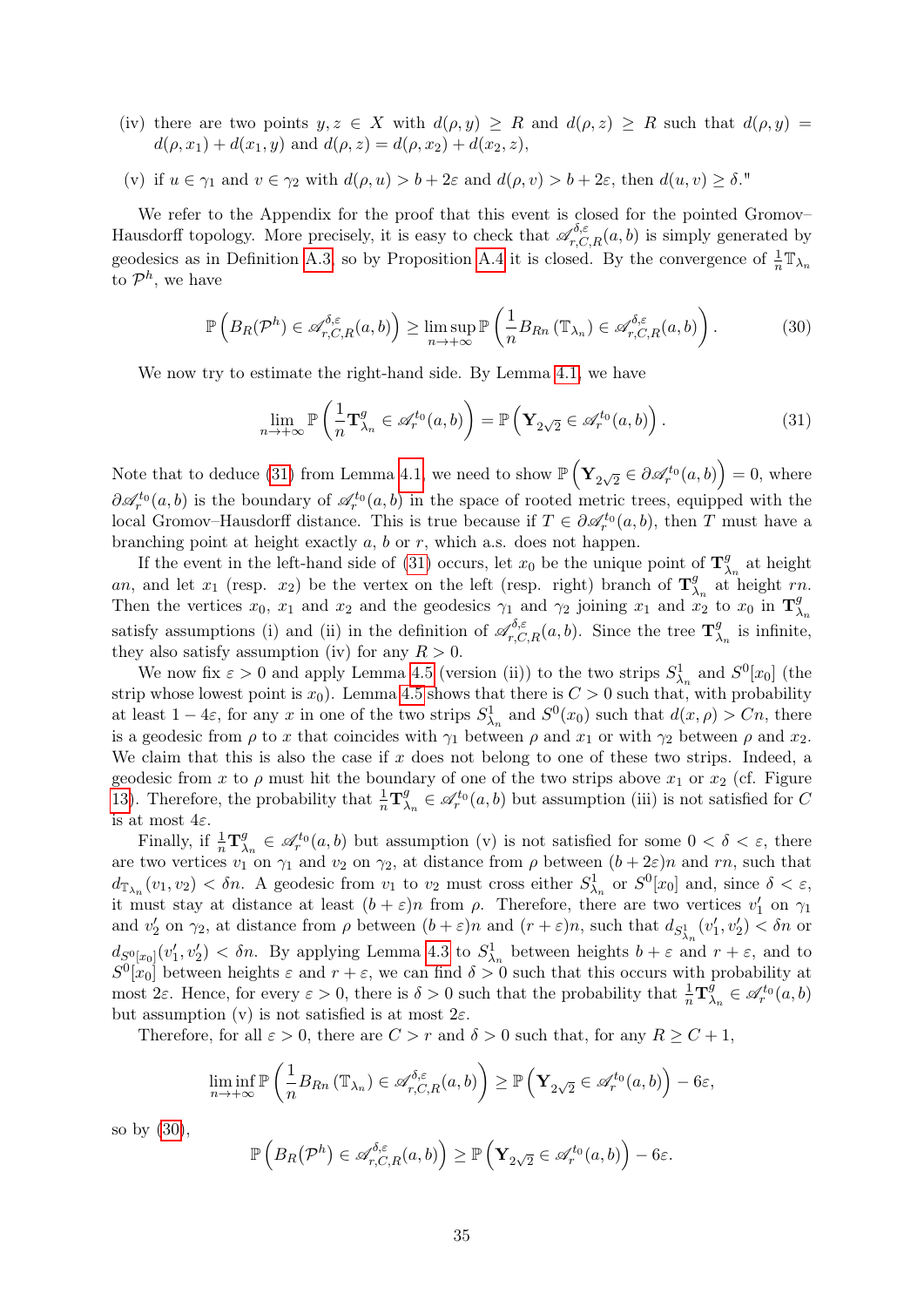(iv) there are two points $y, z \in X$ with $d(\rho, y) \geq R$ and $d(\rho, z) \geq R$ such that $d(\rho, y) = d(\rho, x_1) + d(x_1, y)$ and $d(\rho, z) = d(\rho, x_2) + d(x_2, z)$,

(v) if $u \in \gamma_1$ and $v \in \gamma_2$ with $d(\rho, u) > b + 2\varepsilon$ and $d(\rho, v) > b + 2\varepsilon$, then $d(u, v) \geq \delta$."

We refer to the Appendix for the proof that this event is closed for the pointed Gromov–Hausdorff topology. More precisely, it is easy to check that $\mathscr{A}^{\delta,\varepsilon}_{r,C,R}(a, b)$ is simply generated by geodesics as in Definition A.3, so by Proposition A.4 it is closed. By the convergence of $\frac{1}{n}\mathbb{T}_{\lambda_n}$ to $\mathcal{P}^h$, we have

$$\mathbb{P}\left(B_R(\mathcal{P}^h) \in \mathscr{A}^{\delta,\varepsilon}_{r,C,R}(a, b)\right) \geq \limsup_{n \to +\infty} \mathbb{P}\left(\frac{1}{n} B_{Rn}\left(\mathbb{T}_{\lambda_n}\right) \in \mathscr{A}^{\delta,\varepsilon}_{r,C,R}(a, b)\right). \tag{30}$$

We now try to estimate the right-hand side. By Lemma 4.1, we have

$$\lim_{n \to +\infty} \mathbb{P}\left(\frac{1}{n}\mathbf{T}^g_{\lambda_n} \in \mathscr{A}^{t_0}_r(a, b)\right) = \mathbb{P}\left(\mathbf{Y}_{2\sqrt{2}} \in \mathscr{A}^{t_0}_r(a, b)\right). \tag{31}$$

Note that to deduce (31) from Lemma 4.1, we need to show $\mathbb{P}\left(\mathbf{Y}_{2\sqrt{2}} \in \partial\mathscr{A}^{t_0}_r(a, b)\right) = 0$, where $\partial\mathscr{A}^{t_0}_r(a, b)$ is the boundary of $\mathscr{A}^{t_0}_r(a, b)$ in the space of rooted metric trees, equipped with the local Gromov–Hausdorff distance. This is true because if $T \in \partial\mathscr{A}^{t_0}_r(a, b)$, then $T$ must have a branching point at height exactly $a$, $b$ or $r$, which a.s. does not happen.

If the event in the left-hand side of (31) occurs, let $x_0$ be the unique point of $\mathbf{T}^g_{\lambda_n}$ at height $an$, and let $x_1$ (resp. $x_2$) be the vertex on the left (resp. right) branch of $\mathbf{T}^g_{\lambda_n}$ at height $rn$. Then the vertices $x_0$, $x_1$ and $x_2$ and the geodesics $\gamma_1$ and $\gamma_2$ joining $x_1$ and $x_2$ to $x_0$ in $\mathbf{T}^g_{\lambda_n}$ satisfy assumptions (i) and (ii) in the definition of $\mathscr{A}^{\delta,\varepsilon}_{r,C,R}(a, b)$. Since the tree $\mathbf{T}^g_{\lambda_n}$ is infinite, they also satisfy assumption (iv) for any $R > 0$.

We now fix $\varepsilon > 0$ and apply Lemma 4.5 (version (ii)) to the two strips $S^1_{\lambda_n}$ and $S^0[x_0]$ (the strip whose lowest point is $x_0$). Lemma 4.5 shows that there is $C > 0$ such that, with probability at least $1 - 4\varepsilon$, for any $x$ in one of the two strips $S^1_{\lambda_n}$ and $S^0(x_0)$ such that $d(x, \rho) > Cn$, there is a geodesic from $\rho$ to $x$ that coincides with $\gamma_1$ between $\rho$ and $x_1$ or with $\gamma_2$ between $\rho$ and $x_2$. We claim that this is also the case if $x$ does not belong to one of these two strips. Indeed, a geodesic from $x$ to $\rho$ must hit the boundary of one of the two strips above $x_1$ or $x_2$ (cf. Figure 13). Therefore, the probability that $\frac{1}{n}\mathbf{T}^g_{\lambda_n} \in \mathscr{A}^{t_0}_r(a, b)$ but assumption (iii) is not satisfied for $C$ is at most $4\varepsilon$.

Finally, if $\frac{1}{n}\mathbf{T}^g_{\lambda_n} \in \mathscr{A}^{t_0}_r(a, b)$ but assumption (v) is not satisfied for some $0 < \delta < \varepsilon$, there are two vertices $v_1$ on $\gamma_1$ and $v_2$ on $\gamma_2$, at distance from $\rho$ between $(b + 2\varepsilon)n$ and $rn$, such that $d_{\mathbb{T}_{\lambda_n}}(v_1, v_2) < \delta n$. A geodesic from $v_1$ to $v_2$ must cross either $S^1_{\lambda_n}$ or $S^0[x_0]$ and, since $\delta < \varepsilon$, it must stay at distance at least $(b + \varepsilon)n$ from $\rho$. Therefore, there are two vertices $v'_1$ on $\gamma_1$ and $v'_2$ on $\gamma_2$, at distance from $\rho$ between $(b + \varepsilon)n$ and $(r + \varepsilon)$, such that $d_{S^1_{\lambda_n}}(v'_1, v'_2) < \delta n$ or $d_{S^0[x_0]}(v'_1, v'_2) < \delta n$. By applying Lemma 4.3 to $S^1_{\lambda_n}$ between heights $b + \varepsilon$ and $r + \varepsilon$, and to $S^0[x_0]$ between heights $\varepsilon$ and $r + \varepsilon$, we can find $\delta > 0$ such that this occurs with probability at most $2\varepsilon$. Hence, for every $\varepsilon > 0$, there is $\delta > 0$ such that the probability that $\frac{1}{n}\mathbf{T}^g_{\lambda_n} \in \mathscr{A}^{t_0}_r(a, b)$ but assumption (v) is not satisfied is at most $2\varepsilon$.

Therefore, for all $\varepsilon > 0$, there are $C > r$ and $\delta > 0$ such that, for any $R \geq C + 1$,

$$\liminf_{n \to +\infty} \mathbb{P}\left(\frac{1}{n} B_{Rn}\left(\mathbb{T}_{\lambda_n}\right) \in \mathscr{A}^{\delta,\varepsilon}_{r,C,R}(a, b)\right) \geq \mathbb{P}\left(\mathbf{Y}_{2\sqrt{2}} \in \mathscr{A}^{t_0}_r(a, b)\right) - 6\varepsilon,$$

so by (30),

$$\mathbb{P}\left(B_R(\mathcal{P}^h) \in \mathscr{A}^{\delta,\varepsilon}_{r,C,R}(a, b)\right) \geq \mathbb{P}\left(\mathbf{Y}_{2\sqrt{2}} \in \mathscr{A}^{t_0}_r(a, b)\right) - 6\varepsilon.$$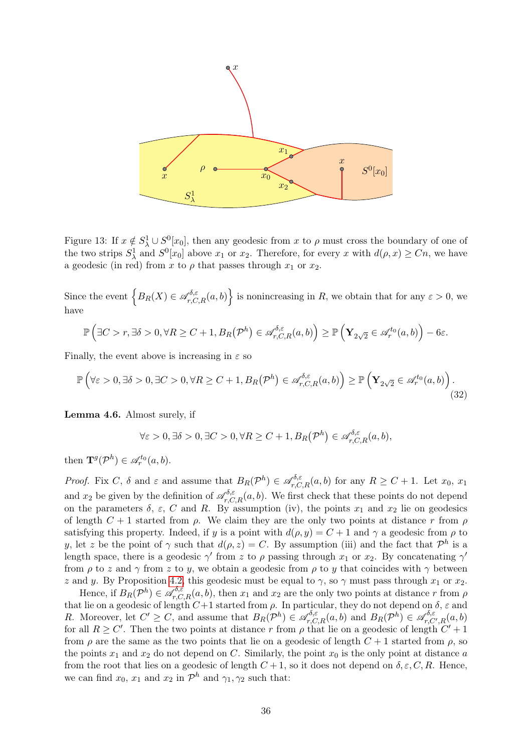Figure 13: If $x \notin S^1_\lambda \cup S^0[x_0]$, then any geodesic from $x$ to $\rho$ must cross the boundary of one of the two strips $S^1_\lambda$ and $S^0[x_0]$ above $x_1$ or $x_2$. Therefore, for every $x$ with $d(\rho, x) \geq Cn$, we have a geodesic (in red) from $x$ to $\rho$ that passes through $x_1$ or $x_2$.

Since the event $\left\{ B_R(X) \in \mathscr{A}^{\delta,\varepsilon}_{r,C,R}(a,b) \right\}$ is nonincreasing in $R$, we obtain that for any $\varepsilon > 0$, we have

$$\mathbb{P}\left( \exists C > r, \exists \delta > 0, \forall R \geq C+1, B_R(\mathcal{P}^h) \in \mathscr{A}^{\delta,\varepsilon}_{r,C,R}(a,b) \right) \geq \mathbb{P}\left( \mathbf{Y}_{2\sqrt{2}} \in \mathscr{A}^{t_0}_r(a,b) \right) - 6\varepsilon.$$

Finally, the event above is increasing in $\varepsilon$ so

$$\mathbb{P}\left( \forall \varepsilon > 0, \exists \delta > 0, \exists C > 0, \forall R \geq C+1, B_R(\mathcal{P}^h) \in \mathscr{A}^{\delta,\varepsilon}_{r,C,R}(a,b) \right) \geq \mathbb{P}\left( \mathbf{Y}_{2\sqrt{2}} \in \mathscr{A}^{t_0}_r(a,b) \right). \tag{32}$$

**Lemma 4.6.** Almost surely, if

$$\forall \varepsilon > 0, \exists \delta > 0, \exists C > 0, \forall R \geq C+1, B_R(\mathcal{P}^h) \in \mathscr{A}^{\delta,\varepsilon}_{r,C,R}(a,b),$$

then $\mathbf{T}^g(\mathcal{P}^h) \in \mathscr{A}^{t_0}_r(a,b)$.

*Proof.* Fix $C$, $\delta$ and $\varepsilon$ and assume that $B_R(\mathcal{P}^h) \in \mathscr{A}^{\delta,\varepsilon}_{r,C,R}(a,b)$ for any $R \geq C+1$. Let $x_0$, $x_1$ and $x_2$ be given by the definition of $\mathscr{A}^{\delta,\varepsilon}_{r,C,R}(a,b)$. We first check that these points do not depend on the parameters $\delta$, $\varepsilon$, $C$ and $R$. By assumption (iv), the points $x_1$ and $x_2$ lie on geodesics of length $C+1$ started from $\rho$. We claim they are the only two points at distance $r$ from $\rho$ satisfying this property. Indeed, if $y$ is a point with $d(\rho, y) = C+1$ and $\gamma$ a geodesic from $\rho$ to $y$, let $z$ be the point of $\gamma$ such that $d(\rho, z) = C$. By assumption (iii) and the fact that $\mathcal{P}^h$ is a length space, there is a geodesic $\gamma'$ from $z$ to $\rho$ passing through $x_1$ or $x_2$. By concatenating $\gamma'$ from $\rho$ to $z$ and $\gamma$ from $z$ to $y$, we obtain a geodesic from $\rho$ to $y$ that coincides with $\gamma$ between $z$ and $y$. By Proposition 4.2, this geodesic must be equal to $\gamma$, so $\gamma$ must pass through $x_1$ or $x_2$.

Hence, if $B_R(\mathcal{P}^h) \in \mathscr{A}^{\delta,\varepsilon}_{r,C,R}(a,b)$, then $x_1$ and $x_2$ are the only two points at distance $r$ from $\rho$ that lie on a geodesic of length $C+1$ started from $\rho$. In particular, they do not depend on $\delta$, $\varepsilon$ and $R$. Moreover, let $C' \geq C$, and assume that $B_R(\mathcal{P}^h) \in \mathscr{A}^{\delta,\varepsilon}_{r,C,R}(a,b)$ and $B_R(\mathcal{P}^h) \in \mathscr{A}^{\delta,\varepsilon}_{r,C',R}(a,b)$ for all $R \geq C'$. Then the two points at distance $r$ from $\rho$ that lie on a geodesic of length $C'+1$ from $\rho$ are the same as the two points that lie on a geodesic of length $C+1$ started from $\rho$, so the points $x_1$ and $x_2$ do not depend on $C$. Similarly, the point $x_0$ is the only point at distance $a$ from the root that lies on a geodesic of length $C+1$, so it does not depend on $\delta, \varepsilon, C, R$. Hence, we can find $x_0$, $x_1$ and $x_2$ in $\mathcal{P}^h$ and $\gamma_1, \gamma_2$ such that: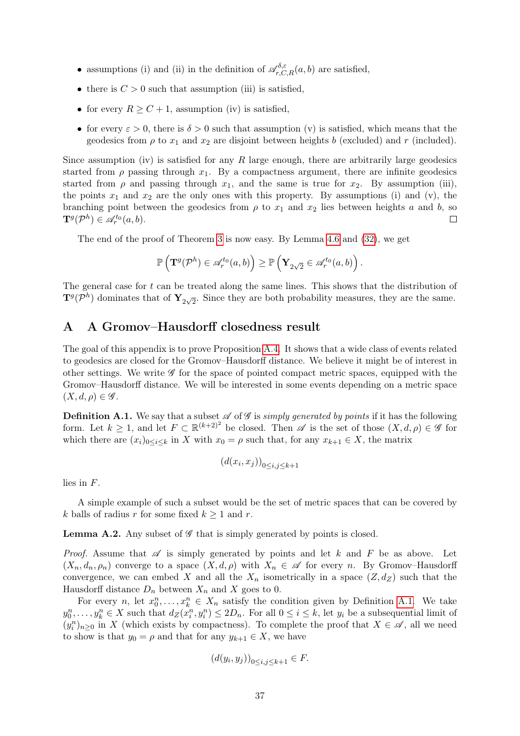- assumptions (i) and (ii) in the definition of $\mathscr{A}^{\delta,\varepsilon}_{r,C,R}(a,b)$ are satisfied,
- there is $C > 0$ such that assumption (iii) is satisfied,
- for every $R \geq C+1$, assumption (iv) is satisfied,
- for every $\varepsilon > 0$, there is $\delta > 0$ such that assumption (v) is satisfied, which means that the geodesics from $\rho$ to $x_1$ and $x_2$ are disjoint between heights $b$ (excluded) and $r$ (included).

Since assumption (iv) is satisfied for any $R$ large enough, there are arbitrarily large geodesics started from $\rho$ passing through $x_1$. By a compactness argument, there are infinite geodesics started from $\rho$ and passing through $x_1$, and the same is true for $x_2$. By assumption (iii), the points $x_1$ and $x_2$ are the only ones with this property. By assumptions (i) and (v), the branching point between the geodesics from $\rho$ to $x_1$ and $x_2$ lies between heights $a$ and $b$, so $\mathbf{T}^g(\mathcal{P}^h) \in \mathscr{A}^{t_0}_r(a,b)$. ◻

The end of the proof of Theorem 3 is now easy. By Lemma 4.6 and (32), we get

$$\mathbb{P}\left(\mathbf{T}^g(\mathcal{P}^h) \in \mathscr{A}^{t_0}_r(a,b)\right) \geq \mathbb{P}\left(\mathbf{Y}_{2\sqrt{2}} \in \mathscr{A}^{t_0}_r(a,b)\right).$$

The general case for $t$ can be treated along the same lines. This shows that the distribution of $\mathbf{T}^g(\mathcal{P}^h)$ dominates that of $\mathbf{Y}_{2\sqrt{2}}$. Since they are both probability measures, they are the same.

# A A Gromov–Hausdorff closedness result

The goal of this appendix is to prove Proposition A.4. It shows that a wide class of events related to geodesics are closed for the Gromov–Hausdorff distance. We believe it might be of interest in other settings. We write $\mathscr{G}$ for the space of pointed compact metric spaces, equipped with the Gromov–Hausdorff distance. We will be interested in some events depending on a metric space $(X,d,\rho) \in \mathscr{G}$.

**Definition A.1.** We say that a subset $\mathscr{A}$ of $\mathscr{G}$ is *simply generated by points* if it has the following form. Let $k \geq 1$, and let $F \subset \mathbb{R}^{(k+2)^2}$ be closed. Then $\mathscr{A}$ is the set of those $(X,d,\rho) \in \mathscr{G}$ for which there are $(x_i)_{0 \leq i \leq k}$ in $X$ with $x_0 = \rho$ such that, for any $x_{k+1} \in X$, the matrix

$$(d(x_i,x_j))_{0 \leq i,j \leq k+1}$$

lies in $F$.

A simple example of such a subset would be the set of metric spaces that can be covered by $k$ balls of radius $r$ for some fixed $k \geq 1$ and $r$.

**Lemma A.2.** Any subset of $\mathscr{G}$ that is simply generated by points is closed.

*Proof.* Assume that $\mathscr{A}$ is simply generated by points and let $k$ and $F$ be as above. Let $(X_n,d_n,\rho_n)$ converge to a space $(X,d,\rho)$ with $X_n \in \mathscr{A}$ for every $n$. By Gromov–Hausdorff convergence, we can embed $X$ and all the $X_n$ isometrically in a space $(Z,d_Z)$ such that the Hausdorff distance $D_n$ between $X_n$ and $X$ goes to 0.

For every $n$, let $x_0^n,\dots,x_k^n \in X_n$ satisfy the condition given by Definition A.1. We take $y_0^n,\dots,y_k^n \in X$ such that $d_Z(x_i^n,y_i^n) \leq 2D_n$. For all $0 \leq i \leq k$, let $y_i$ be a subsequential limit of $(y_i^n)_{n \geq 0}$ in $X$ (which exists by compactness). To complete the proof that $X \in \mathscr{A}$, all we need to show is that $y_0 = \rho$ and that for any $y_{k+1} \in X$, we have

$$(d(y_i,y_j))_{0 \leq i,j \leq k+1} \in F.$$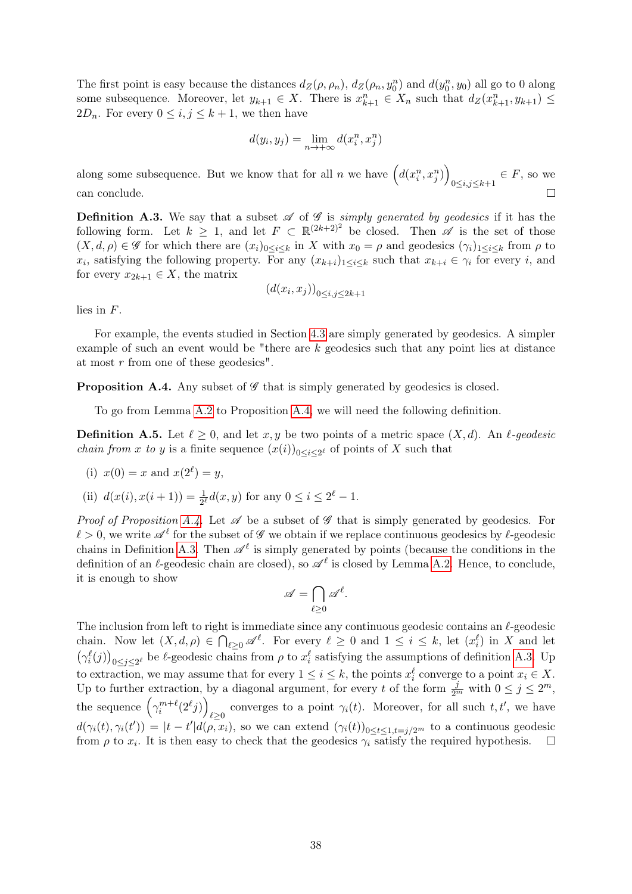The first point is easy because the distances $d_Z(\rho, \rho_n)$, $d_Z(\rho_n, y_0^n)$ and $d(y_0^n, y_0)$ all go to 0 along some subsequence. Moreover, let $y_{k+1} \in X$. There is $x_{k+1}^n \in X_n$ such that $d_Z(x_{k+1}^n, y_{k+1}) \leq 2D_n$. For every $0 \leq i, j \leq k+1$, we then have

$$d(y_i, y_j) = \lim_{n \to +\infty} d(x_i^n, x_j^n)$$

along some subsequence. But we know that for all $n$ we have $\left(d(x_i^n, x_j^n)\right)_{0 \leq i, j \leq k+1} \in F$, so we can conclude. $\square$

**Definition A.3.** We say that a subset $\mathscr{A}$ of $\mathscr{G}$ is *simply generated by geodesics* if it has the following form. Let $k \geq 1$, and let $F \subset \mathbb{R}^{(2k+2)^2}$ be closed. Then $\mathscr{A}$ is the set of those $(X, d, \rho) \in \mathscr{G}$ for which there are $(x_i)_{0 \leq i \leq k}$ in $X$ with $x_0 = \rho$ and geodesics $(\gamma_i)_{1 \leq i \leq k}$ from $\rho$ to $x_i$, satisfying the following property. For any $(x_{k+i})_{1 \leq i \leq k}$ such that $x_{k+i} \in \gamma_i$ for every $i$, and for every $x_{2k+1} \in X$, the matrix

$$(d(x_i, x_j))_{0 \leq i, j \leq 2k+1}$$

lies in $F$.

For example, the events studied in Section 4.3 are simply generated by geodesics. A simpler example of such an event would be "there are $k$ geodesics such that any point lies at distance at most $r$ from one of these geodesics".

**Proposition A.4.** Any subset of $\mathscr{G}$ that is simply generated by geodesics is closed.

To go from Lemma A.2 to Proposition A.4, we will need the following definition.

**Definition A.5.** Let $\ell \geq 0$, and let $x, y$ be two points of a metric space $(X, d)$. An *$\ell$-geodesic chain from $x$ to $y$* is a finite sequence $(x(i))_{0 \leq i \leq 2^\ell}$ of points of $X$ such that

- (i) $x(0) = x$ and $x(2^\ell) = y$,
- (ii) $d(x(i), x(i+1)) = \frac{1}{2^\ell} d(x, y)$ for any $0 \leq i \leq 2^\ell - 1$.

*Proof of Proposition A.4.* Let $\mathscr{A}$ be a subset of $\mathscr{G}$ that is simply generated by geodesics. For $\ell > 0$, we write $\mathscr{A}^\ell$ for the subset of $\mathscr{G}$ we obtain if we replace continuous geodesics by $\ell$-geodesic chains in Definition A.3. Then $\mathscr{A}^\ell$ is simply generated by points (because the conditions in the definition of an $\ell$-geodesic chain are closed), so $\mathscr{A}^\ell$ is closed by Lemma A.2. Hence, to conclude, it is enough to show

$$\mathscr{A} = \bigcap_{\ell \geq 0} \mathscr{A}^\ell.$$

The inclusion from left to right is immediate since any continuous geodesic contains an $\ell$-geodesic chain. Now let $(X, d, \rho) \in \bigcap_{\ell \geq 0} \mathscr{A}^\ell$. For every $\ell \geq 0$ and $1 \leq i \leq k$, let $(x_i^\ell)$ in $X$ and let $\left(\gamma_i^\ell(j)\right)_{0 \leq j \leq 2^\ell}$ be $\ell$-geodesic chains from $\rho$ to $x_i^\ell$ satisfying the assumptions of definition A.3. Up to extraction, we may assume that for every $1 \leq i \leq k$, the points $x_i^\ell$ converge to a point $x_i \in X$. Up to further extraction, by a diagonal argument, for every $t$ of the form $\frac{j}{2^m}$ with $0 \leq j \leq 2^m$, the sequence $\left(\gamma_i^{m+\ell}(2^\ell j)\right)_{\ell \geq 0}$ converges to a point $\gamma_i(t)$. Moreover, for all such $t, t'$, we have $d(\gamma_i(t), \gamma_i(t')) = |t - t'| d(\rho, x_i)$, so we can extend $(\gamma_i(t))_{0 \leq t \leq 1, t = j/2^m}$ to a continuous geodesic from $\rho$ to $x_i$. It is then easy to check that the geodesics $\gamma_i$ satisfy the required hypothesis. $\square$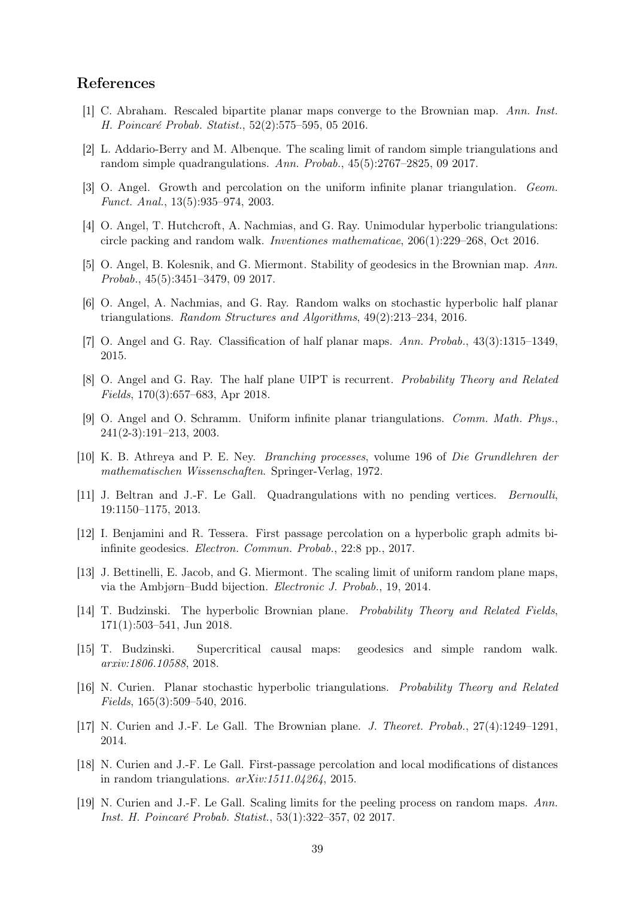## References

[1] C. Abraham. Rescaled bipartite planar maps converge to the Brownian map. *Ann. Inst. H. Poincaré Probab. Statist.*, 52(2):575–595, 05 2016.

[2] L. Addario-Berry and M. Albenque. The scaling limit of random simple triangulations and random simple quadrangulations. *Ann. Probab.*, 45(5):2767–2825, 09 2017.

[3] O. Angel. Growth and percolation on the uniform infinite planar triangulation. *Geom. Funct. Anal.*, 13(5):935–974, 2003.

[4] O. Angel, T. Hutchcroft, A. Nachmias, and G. Ray. Unimodular hyperbolic triangulations: circle packing and random walk. *Inventiones mathematicae*, 206(1):229–268, Oct 2016.

[5] O. Angel, B. Kolesnik, and G. Miermont. Stability of geodesics in the Brownian map. *Ann. Probab.*, 45(5):3451–3479, 09 2017.

[6] O. Angel, A. Nachmias, and G. Ray. Random walks on stochastic hyperbolic half planar triangulations. *Random Structures and Algorithms*, 49(2):213–234, 2016.

[7] O. Angel and G. Ray. Classification of half planar maps. *Ann. Probab.*, 43(3):1315–1349, 2015.

[8] O. Angel and G. Ray. The half plane UIPT is recurrent. *Probability Theory and Related Fields*, 170(3):657–683, Apr 2018.

[9] O. Angel and O. Schramm. Uniform infinite planar triangulations. *Comm. Math. Phys.*, 241(2-3):191–213, 2003.

[10] K. B. Athreya and P. E. Ney. *Branching processes*, volume 196 of *Die Grundlehren der mathematischen Wissenschaften*. Springer-Verlag, 1972.

[11] J. Beltran and J.-F. Le Gall. Quadrangulations with no pending vertices. *Bernoulli*, 19:1150–1175, 2013.

[12] I. Benjamini and R. Tessera. First passage percolation on a hyperbolic graph admits bi-infinite geodesics. *Electron. Commun. Probab.*, 22:8 pp., 2017.

[13] J. Bettinelli, E. Jacob, and G. Miermont. The scaling limit of uniform random plane maps, via the Ambjørn–Budd bijection. *Electronic J. Probab.*, 19, 2014.

[14] T. Budzinski. The hyperbolic Brownian plane. *Probability Theory and Related Fields*, 171(1):503–541, Jun 2018.

[15] T. Budzinski. Supercritical causal maps: geodesics and simple random walk. *arxiv:1806.10588*, 2018.

[16] N. Curien. Planar stochastic hyperbolic triangulations. *Probability Theory and Related Fields*, 165(3):509–540, 2016.

[17] N. Curien and J.-F. Le Gall. The Brownian plane. *J. Theoret. Probab.*, 27(4):1249–1291, 2014.

[18] N. Curien and J.-F. Le Gall. First-passage percolation and local modifications of distances in random triangulations. *arXiv:1511.04264*, 2015.

[19] N. Curien and J.-F. Le Gall. Scaling limits for the peeling process on random maps. *Ann. Inst. H. Poincaré Probab. Statist.*, 53(1):322–357, 02 2017.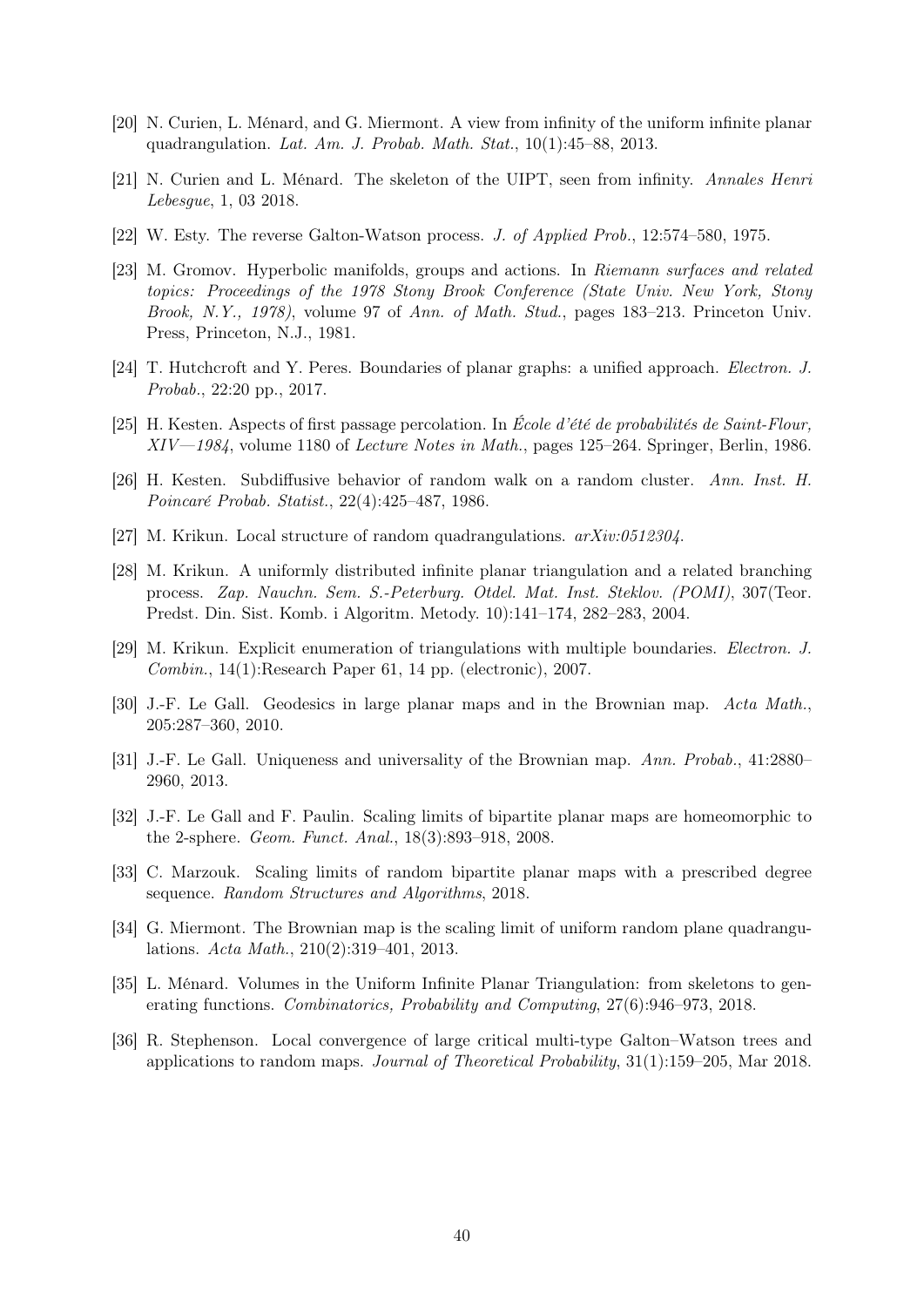[20] N. Curien, L. Ménard, and G. Miermont. A view from infinity of the uniform infinite planar quadrangulation. *Lat. Am. J. Probab. Math. Stat.*, 10(1):45–88, 2013.

[21] N. Curien and L. Ménard. The skeleton of the UIPT, seen from infinity. *Annales Henri Lebesgue*, 1, 03 2018.

[22] W. Esty. The reverse Galton-Watson process. *J. of Applied Prob.*, 12:574–580, 1975.

[23] M. Gromov. Hyperbolic manifolds, groups and actions. In *Riemann surfaces and related topics: Proceedings of the 1978 Stony Brook Conference (State Univ. New York, Stony Brook, N.Y., 1978)*, volume 97 of *Ann. of Math. Stud.*, pages 183–213. Princeton Univ. Press, Princeton, N.J., 1981.

[24] T. Hutchcroft and Y. Peres. Boundaries of planar graphs: a unified approach. *Electron. J. Probab.*, 22:20 pp., 2017.

[25] H. Kesten. Aspects of first passage percolation. In *École d'été de probabilités de Saint-Flour, XIV—1984*, volume 1180 of *Lecture Notes in Math.*, pages 125–264. Springer, Berlin, 1986.

[26] H. Kesten. Subdiffusive behavior of random walk on a random cluster. *Ann. Inst. H. Poincaré Probab. Statist.*, 22(4):425–487, 1986.

[27] M. Krikun. Local structure of random quadrangulations. *arXiv:0512304*.

[28] M. Krikun. A uniformly distributed infinite planar triangulation and a related branching process. *Zap. Nauchn. Sem. S.-Peterburg. Otdel. Mat. Inst. Steklov. (POMI)*, 307(Teor. Predst. Din. Sist. Komb. i Algoritm. Metody. 10):141–174, 282–283, 2004.

[29] M. Krikun. Explicit enumeration of triangulations with multiple boundaries. *Electron. J. Combin.*, 14(1):Research Paper 61, 14 pp. (electronic), 2007.

[30] J.-F. Le Gall. Geodesics in large planar maps and in the Brownian map. *Acta Math.*, 205:287–360, 2010.

[31] J.-F. Le Gall. Uniqueness and universality of the Brownian map. *Ann. Probab.*, 41:2880–2960, 2013.

[32] J.-F. Le Gall and F. Paulin. Scaling limits of bipartite planar maps are homeomorphic to the 2-sphere. *Geom. Funct. Anal.*, 18(3):893–918, 2008.

[33] C. Marzouk. Scaling limits of random bipartite planar maps with a prescribed degree sequence. *Random Structures and Algorithms*, 2018.

[34] G. Miermont. The Brownian map is the scaling limit of uniform random plane quadrangulations. *Acta Math.*, 210(2):319–401, 2013.

[35] L. Ménard. Volumes in the Uniform Infinite Planar Triangulation: from skeletons to generating functions. *Combinatorics, Probability and Computing*, 27(6):946–973, 2018.

[36] R. Stephenson. Local convergence of large critical multi-type Galton–Watson trees and applications to random maps. *Journal of Theoretical Probability*, 31(1):159–205, Mar 2018.